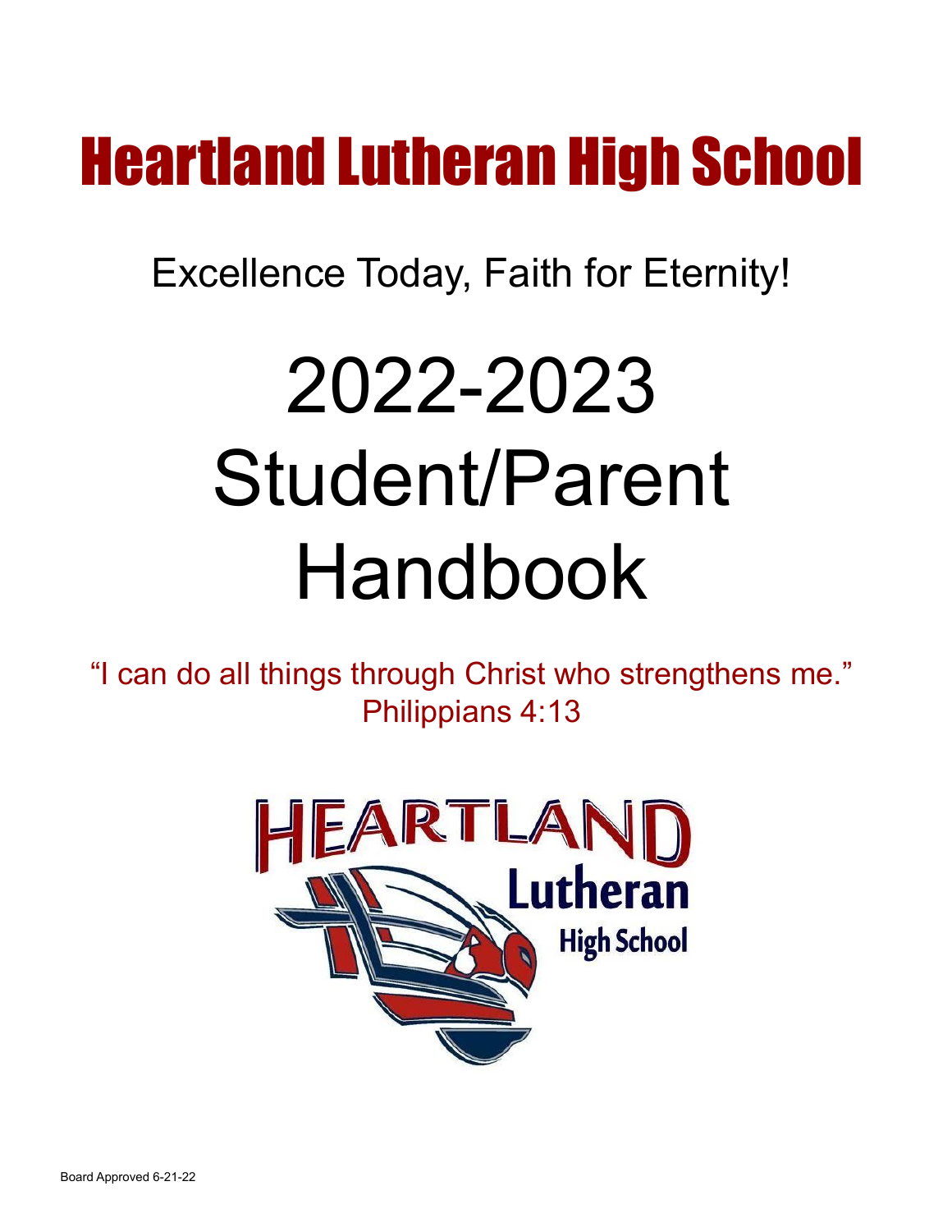# Heartland Lutheran High School

Excellence Today, Faith for Eternity!

# 2022-2023 Student/Parent Handbook

"I can do all things through Christ who strengthens me."
Philippians 4:13

Board Approved 6-21-22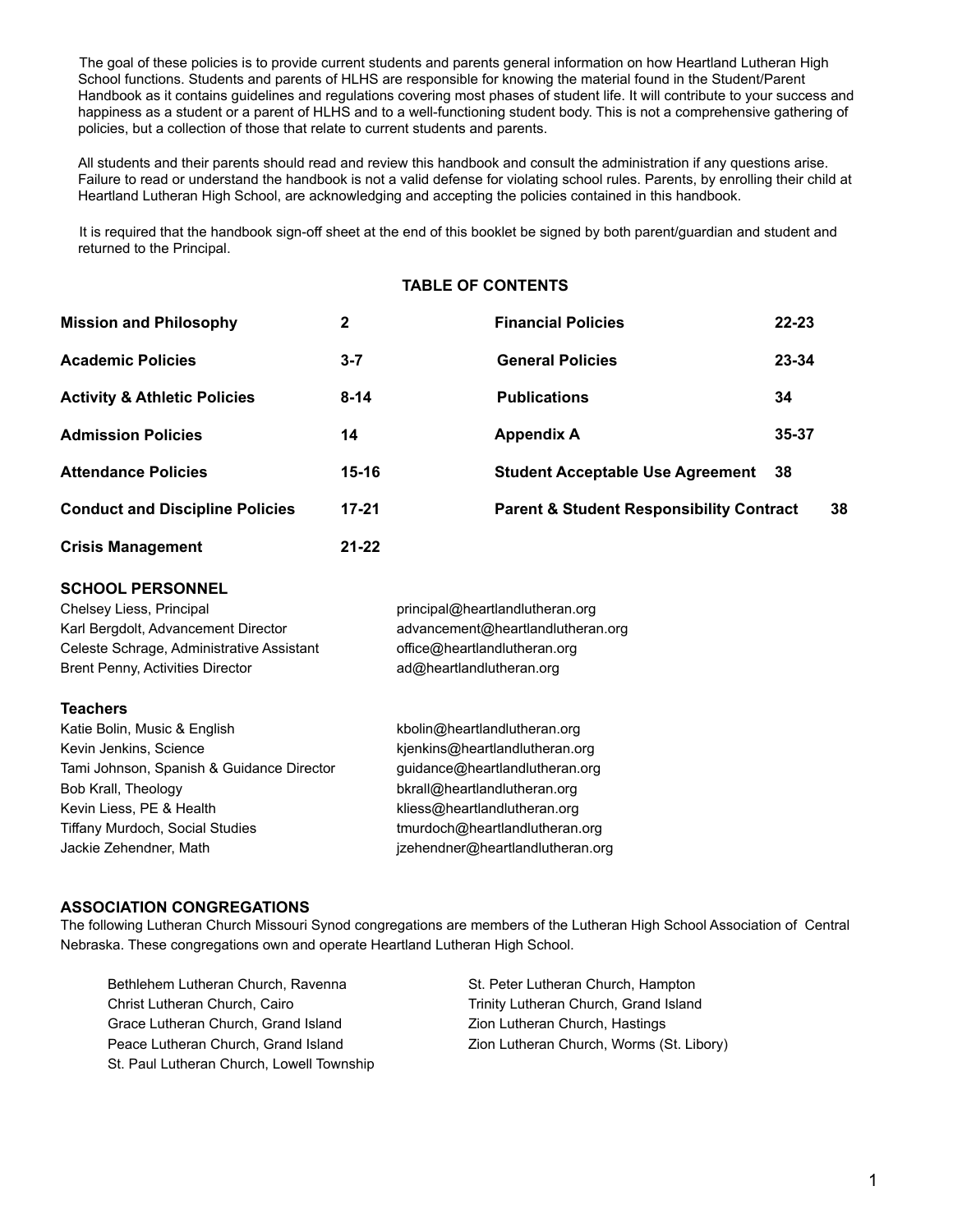The goal of these policies is to provide current students and parents general information on how Heartland Lutheran High School functions. Students and parents of HLHS are responsible for knowing the material found in the Student/Parent Handbook as it contains guidelines and regulations covering most phases of student life. It will contribute to your success and happiness as a student or a parent of HLHS and to a well-functioning student body. This is not a comprehensive gathering of policies, but a collection of those that relate to current students and parents.

All students and their parents should read and review this handbook and consult the administration if any questions arise. Failure to read or understand the handbook is not a valid defense for violating school rules. Parents, by enrolling their child at Heartland Lutheran High School, are acknowledging and accepting the policies contained in this handbook.

It is required that the handbook sign-off sheet at the end of this booklet be signed by both parent/guardian and student and returned to the Principal.

## TABLE OF CONTENTS

| Section | Pages | Section | Pages |
|---|---|---|---|
| **Mission and Philosophy** | **2** | **Financial Policies** | **22-23** |
| **Academic Policies** | **3-7** | **General Policies** | **23-34** |
| **Activity & Athletic Policies** | **8-14** | **Publications** | **34** |
| **Admission Policies** | **14** | **Appendix A** | **35-37** |
| **Attendance Policies** | **15-16** | **Student Acceptable Use Agreement** | **38** |
| **Conduct and Discipline Policies** | **17-21** | **Parent & Student Responsibility Contract** | **38** |
| **Crisis Management** | **21-22** | | |

### SCHOOL PERSONNEL

| | |
|---|---|
| Chelsey Liess, Principal | principal@heartlandlutheran.org |
| Karl Bergdolt, Advancement Director | advancement@heartlandlutheran.org |
| Celeste Schrage, Administrative Assistant | office@heartlandlutheran.org |
| Brent Penny, Activities Director | ad@heartlandlutheran.org |

### Teachers

| | |
|---|---|
| Katie Bolin, Music & English | kbolin@heartlandlutheran.org |
| Kevin Jenkins, Science | kjenkins@heartlandlutheran.org |
| Tami Johnson, Spanish & Guidance Director | guidance@heartlandlutheran.org |
| Bob Krall, Theology | bkrall@heartlandlutheran.org |
| Kevin Liess, PE & Health | kliess@heartlandlutheran.org |
| Tiffany Murdoch, Social Studies | tmurdoch@heartlandlutheran.org |
| Jackie Zehendner, Math | jzehendner@heartlandlutheran.org |

### ASSOCIATION CONGREGATIONS

The following Lutheran Church Missouri Synod congregations are members of the Lutheran High School Association of Central Nebraska. These congregations own and operate Heartland Lutheran High School.

- Bethlehem Lutheran Church, Ravenna
- Christ Lutheran Church, Cairo
- Grace Lutheran Church, Grand Island
- Peace Lutheran Church, Grand Island
- St. Paul Lutheran Church, Lowell Township
- St. Peter Lutheran Church, Hampton
- Trinity Lutheran Church, Grand Island
- Zion Lutheran Church, Hastings
- Zion Lutheran Church, Worms (St. Libory)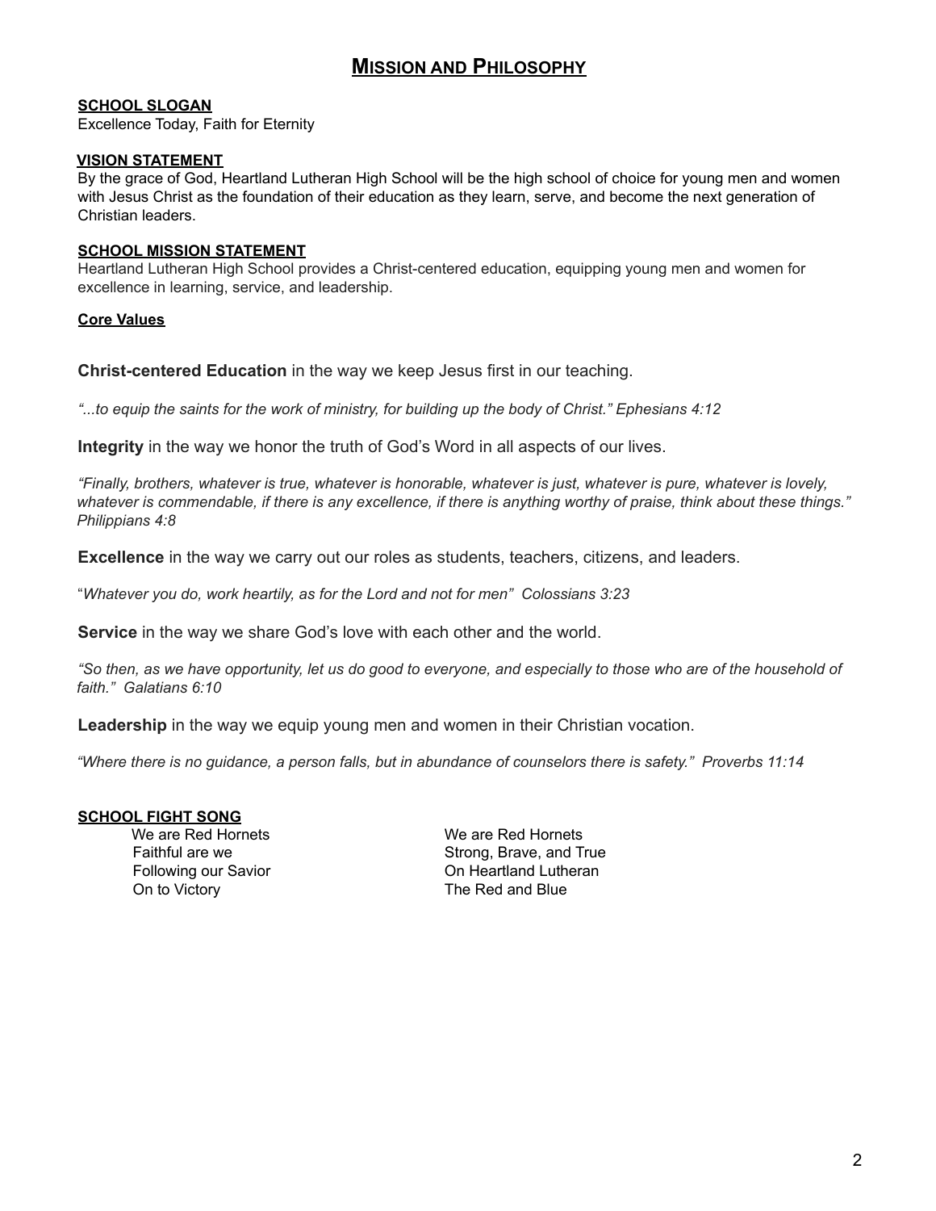# Mission and Philosophy

## SCHOOL SLOGAN

Excellence Today, Faith for Eternity

## VISION STATEMENT

By the grace of God, Heartland Lutheran High School will be the high school of choice for young men and women with Jesus Christ as the foundation of their education as they learn, serve, and become the next generation of Christian leaders.

## SCHOOL MISSION STATEMENT

Heartland Lutheran High School provides a Christ-centered education, equipping young men and women for excellence in learning, service, and leadership.

## Core Values

**Christ-centered Education** in the way we keep Jesus first in our teaching.

*"...to equip the saints for the work of ministry, for building up the body of Christ." Ephesians 4:12*

**Integrity** in the way we honor the truth of God's Word in all aspects of our lives.

*"Finally, brothers, whatever is true, whatever is honorable, whatever is just, whatever is pure, whatever is lovely, whatever is commendable, if there is any excellence, if there is anything worthy of praise, think about these things." Philippians 4:8*

**Excellence** in the way we carry out our roles as students, teachers, citizens, and leaders.

"*Whatever you do, work heartily, as for the Lord and not for men" Colossians 3:23*

**Service** in the way we share God's love with each other and the world.

*"So then, as we have opportunity, let us do good to everyone, and especially to those who are of the household of faith." Galatians 6:10*

**Leadership** in the way we equip young men and women in their Christian vocation.

*"Where there is no guidance, a person falls, but in abundance of counselors there is safety." Proverbs 11:14*

## SCHOOL FIGHT SONG

We are Red Hornets
Faithful are we
Following our Savior
On to Victory

We are Red Hornets
Strong, Brave, and True
On Heartland Lutheran
The Red and Blue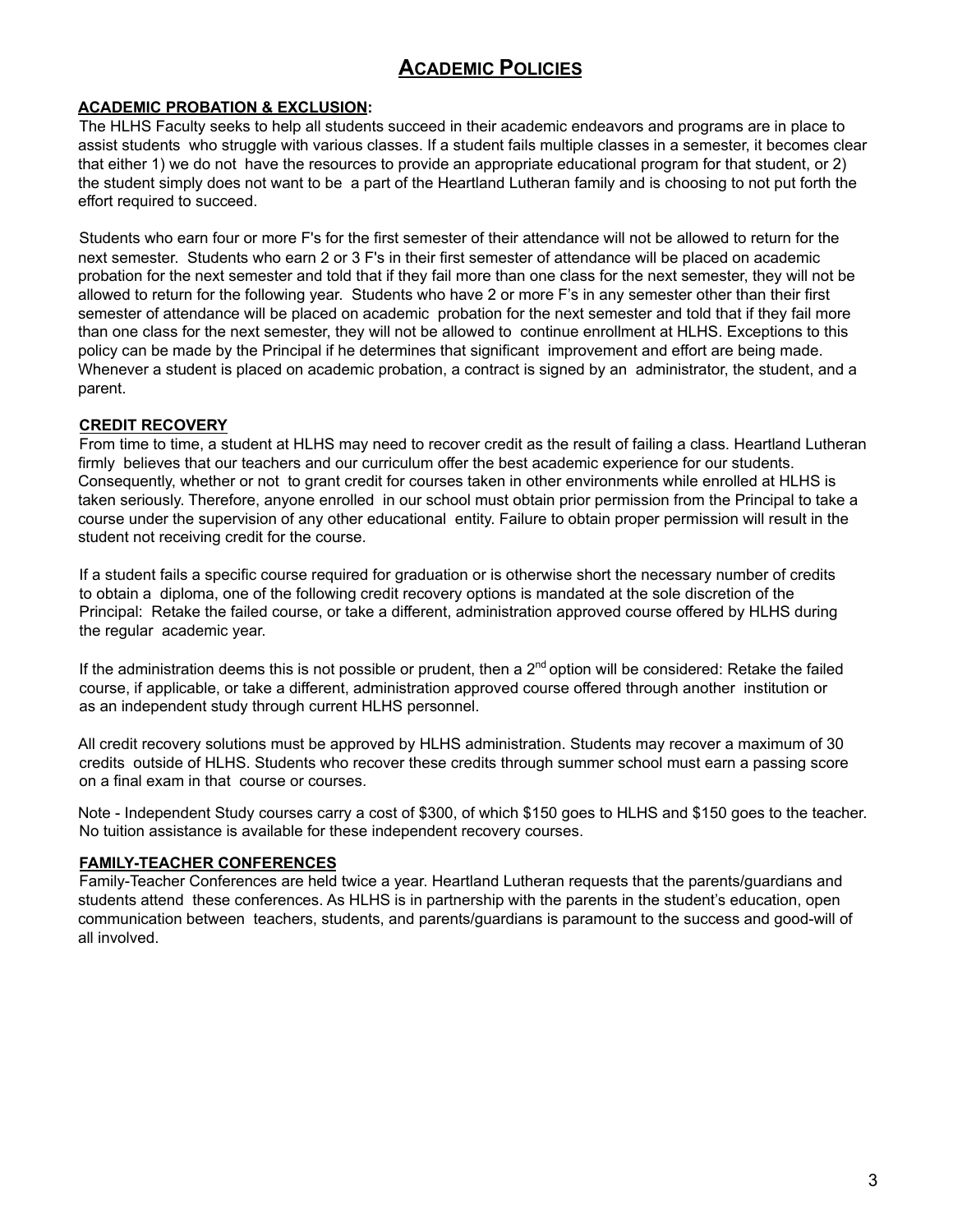# ACADEMIC POLICIES

## ACADEMIC PROBATION & EXCLUSION:

The HLHS Faculty seeks to help all students succeed in their academic endeavors and programs are in place to assist students who struggle with various classes. If a student fails multiple classes in a semester, it becomes clear that either 1) we do not have the resources to provide an appropriate educational program for that student, or 2) the student simply does not want to be a part of the Heartland Lutheran family and is choosing to not put forth the effort required to succeed.

Students who earn four or more F's for the first semester of their attendance will not be allowed to return for the next semester. Students who earn 2 or 3 F's in their first semester of attendance will be placed on academic probation for the next semester and told that if they fail more than one class for the next semester, they will not be allowed to return for the following year. Students who have 2 or more F's in any semester other than their first semester of attendance will be placed on academic probation for the next semester and told that if they fail more than one class for the next semester, they will not be allowed to continue enrollment at HLHS. Exceptions to this policy can be made by the Principal if he determines that significant improvement and effort are being made. Whenever a student is placed on academic probation, a contract is signed by an administrator, the student, and a parent.

## CREDIT RECOVERY

From time to time, a student at HLHS may need to recover credit as the result of failing a class. Heartland Lutheran firmly believes that our teachers and our curriculum offer the best academic experience for our students. Consequently, whether or not to grant credit for courses taken in other environments while enrolled at HLHS is taken seriously. Therefore, anyone enrolled in our school must obtain prior permission from the Principal to take a course under the supervision of any other educational entity. Failure to obtain proper permission will result in the student not receiving credit for the course.

If a student fails a specific course required for graduation or is otherwise short the necessary number of credits to obtain a diploma, one of the following credit recovery options is mandated at the sole discretion of the Principal: Retake the failed course, or take a different, administration approved course offered by HLHS during the regular academic year.

If the administration deems this is not possible or prudent, then a 2nd option will be considered: Retake the failed course, if applicable, or take a different, administration approved course offered through another institution or as an independent study through current HLHS personnel.

All credit recovery solutions must be approved by HLHS administration. Students may recover a maximum of 30 credits outside of HLHS. Students who recover these credits through summer school must earn a passing score on a final exam in that course or courses.

Note - Independent Study courses carry a cost of $300, of which $150 goes to HLHS and $150 goes to the teacher. No tuition assistance is available for these independent recovery courses.

## FAMILY-TEACHER CONFERENCES

Family-Teacher Conferences are held twice a year. Heartland Lutheran requests that the parents/guardians and students attend these conferences. As HLHS is in partnership with the parents in the student's education, open communication between teachers, students, and parents/guardians is paramount to the success and good-will of all involved.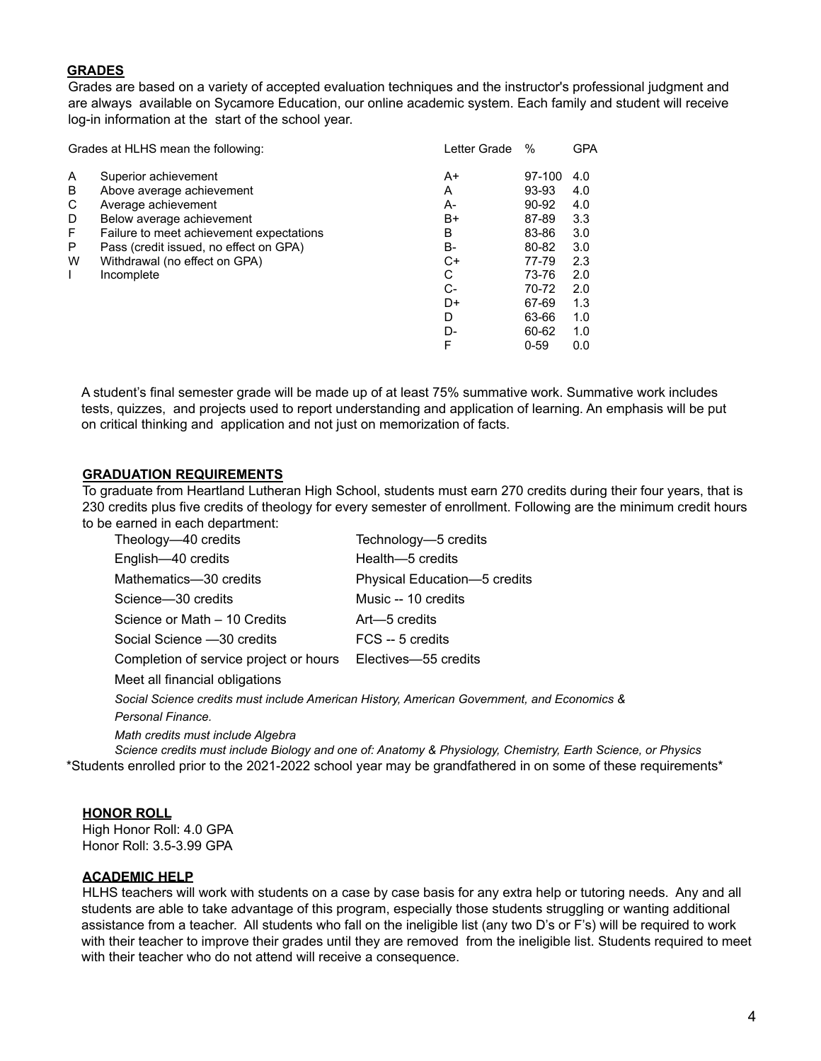## GRADES

Grades are based on a variety of accepted evaluation techniques and the instructor's professional judgment and are always available on Sycamore Education, our online academic system. Each family and student will receive log-in information at the start of the school year.

| Grades at HLHS mean the following: | | Letter Grade | % | GPA |
|---|---|---|---|---|
| A | Superior achievement | A+ | 97-100 | 4.0 |
| B | Above average achievement | A | 93-93 | 4.0 |
| C | Average achievement | A- | 90-92 | 4.0 |
| D | Below average achievement | B+ | 87-89 | 3.3 |
| F | Failure to meet achievement expectations | B | 83-86 | 3.0 |
| P | Pass (credit issued, no effect on GPA) | B- | 80-82 | 3.0 |
| W | Withdrawal (no effect on GPA) | C+ | 77-79 | 2.3 |
| I | Incomplete | C | 73-76 | 2.0 |
| | | C- | 70-72 | 2.0 |
| | | D+ | 67-69 | 1.3 |
| | | D | 63-66 | 1.0 |
| | | D- | 60-62 | 1.0 |
| | | F | 0-59 | 0.0 |

A student's final semester grade will be made up of at least 75% summative work. Summative work includes tests, quizzes, and projects used to report understanding and application of learning. An emphasis will be put on critical thinking and application and not just on memorization of facts.

## GRADUATION REQUIREMENTS

To graduate from Heartland Lutheran High School, students must earn 270 credits during their four years, that is 230 credits plus five credits of theology for every semester of enrollment. Following are the minimum credit hours to be earned in each department:

| | |
|---|---|
| Theology—40 credits | Technology—5 credits |
| English—40 credits | Health—5 credits |
| Mathematics—30 credits | Physical Education—5 credits |
| Science—30 credits | Music -- 10 credits |
| Science or Math – 10 Credits | Art—5 credits |
| Social Science —30 credits | FCS -- 5 credits |
| Completion of service project or hours | Electives—55 credits |

Meet all financial obligations

*Social Science credits must include American History, American Government, and Economics & Personal Finance.*

*Math credits must include Algebra*

*Science credits must include Biology and one of: Anatomy & Physiology, Chemistry, Earth Science, or Physics*

*Students enrolled prior to the 2021-2022 school year may be grandfathered in on some of these requirements*

## HONOR ROLL

High Honor Roll: 4.0 GPA
Honor Roll: 3.5-3.99 GPA

## ACADEMIC HELP

HLHS teachers will work with students on a case by case basis for any extra help or tutoring needs. Any and all students are able to take advantage of this program, especially those students struggling or wanting additional assistance from a teacher. All students who fall on the ineligible list (any two D's or F's) will be required to work with their teacher to improve their grades until they are removed from the ineligible list. Students required to meet with their teacher who do not attend will receive a consequence.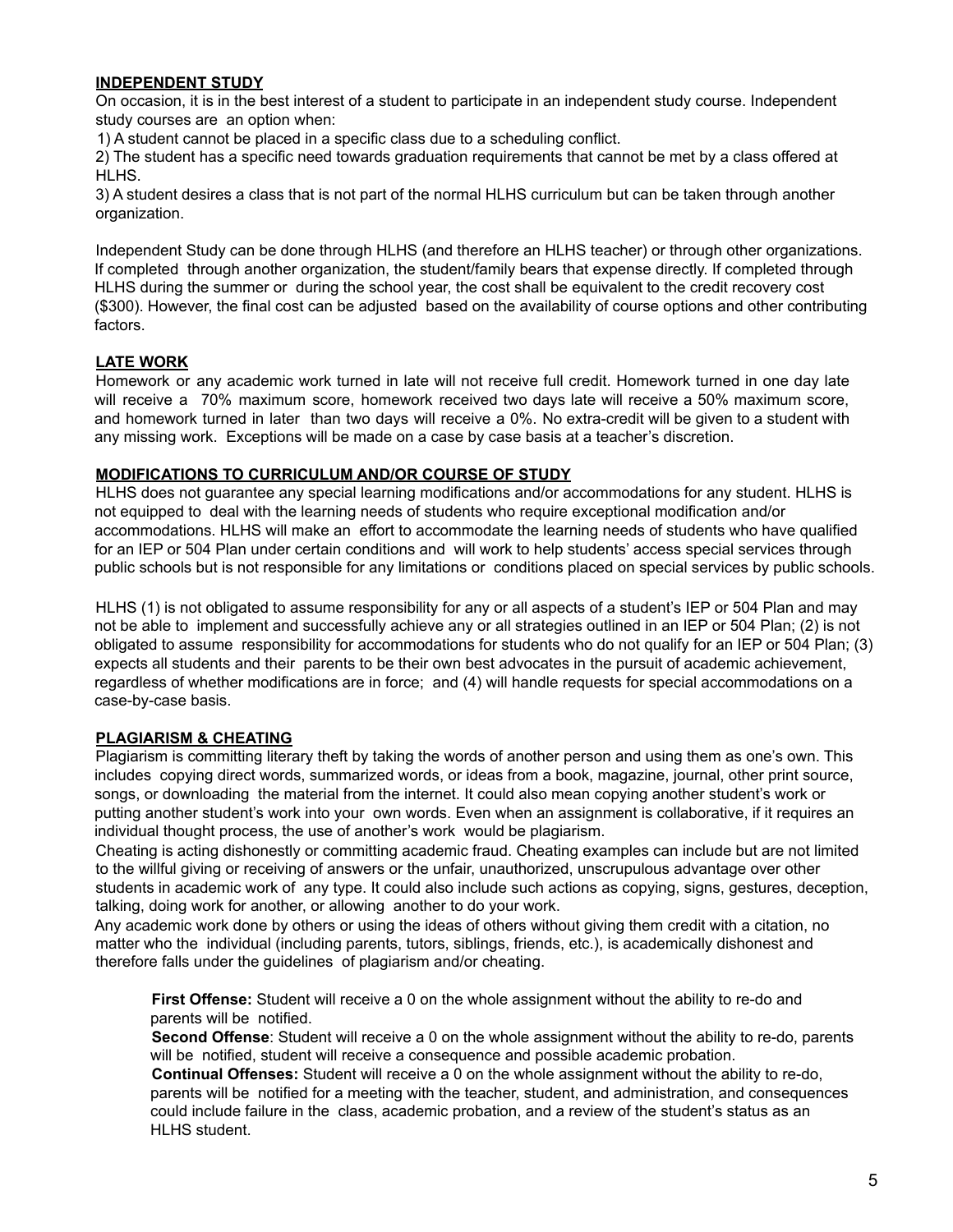## INDEPENDENT STUDY

On occasion, it is in the best interest of a student to participate in an independent study course. Independent study courses are an option when:

1) A student cannot be placed in a specific class due to a scheduling conflict.
2) The student has a specific need towards graduation requirements that cannot be met by a class offered at HLHS.
3) A student desires a class that is not part of the normal HLHS curriculum but can be taken through another organization.

Independent Study can be done through HLHS (and therefore an HLHS teacher) or through other organizations. If completed through another organization, the student/family bears that expense directly. If completed through HLHS during the summer or during the school year, the cost shall be equivalent to the credit recovery cost ($300). However, the final cost can be adjusted based on the availability of course options and other contributing factors.

## LATE WORK

Homework or any academic work turned in late will not receive full credit. Homework turned in one day late will receive a 70% maximum score, homework received two days late will receive a 50% maximum score, and homework turned in later than two days will receive a 0%. No extra-credit will be given to a student with any missing work. Exceptions will be made on a case by case basis at a teacher's discretion.

## MODIFICATIONS TO CURRICULUM AND/OR COURSE OF STUDY

HLHS does not guarantee any special learning modifications and/or accommodations for any student. HLHS is not equipped to deal with the learning needs of students who require exceptional modification and/or accommodations. HLHS will make an effort to accommodate the learning needs of students who have qualified for an IEP or 504 Plan under certain conditions and will work to help students' access special services through public schools but is not responsible for any limitations or conditions placed on special services by public schools.

HLHS (1) is not obligated to assume responsibility for any or all aspects of a student's IEP or 504 Plan and may not be able to implement and successfully achieve any or all strategies outlined in an IEP or 504 Plan; (2) is not obligated to assume responsibility for accommodations for students who do not qualify for an IEP or 504 Plan; (3) expects all students and their parents to be their own best advocates in the pursuit of academic achievement, regardless of whether modifications are in force; and (4) will handle requests for special accommodations on a case-by-case basis.

## PLAGIARISM & CHEATING

Plagiarism is committing literary theft by taking the words of another person and using them as one's own. This includes copying direct words, summarized words, or ideas from a book, magazine, journal, other print source, songs, or downloading the material from the internet. It could also mean copying another student's work or putting another student's work into your own words. Even when an assignment is collaborative, if it requires an individual thought process, the use of another's work would be plagiarism.

Cheating is acting dishonestly or committing academic fraud. Cheating examples can include but are not limited to the willful giving or receiving of answers or the unfair, unauthorized, unscrupulous advantage over other students in academic work of any type. It could also include such actions as copying, signs, gestures, deception, talking, doing work for another, or allowing another to do your work.

Any academic work done by others or using the ideas of others without giving them credit with a citation, no matter who the individual (including parents, tutors, siblings, friends, etc.), is academically dishonest and therefore falls under the guidelines of plagiarism and/or cheating.

**First Offense:** Student will receive a 0 on the whole assignment without the ability to re-do and parents will be notified.

**Second Offense**: Student will receive a 0 on the whole assignment without the ability to re-do, parents will be notified, student will receive a consequence and possible academic probation.

**Continual Offenses:** Student will receive a 0 on the whole assignment without the ability to re-do, parents will be notified for a meeting with the teacher, student, and administration, and consequences could include failure in the class, academic probation, and a review of the student's status as an HLHS student.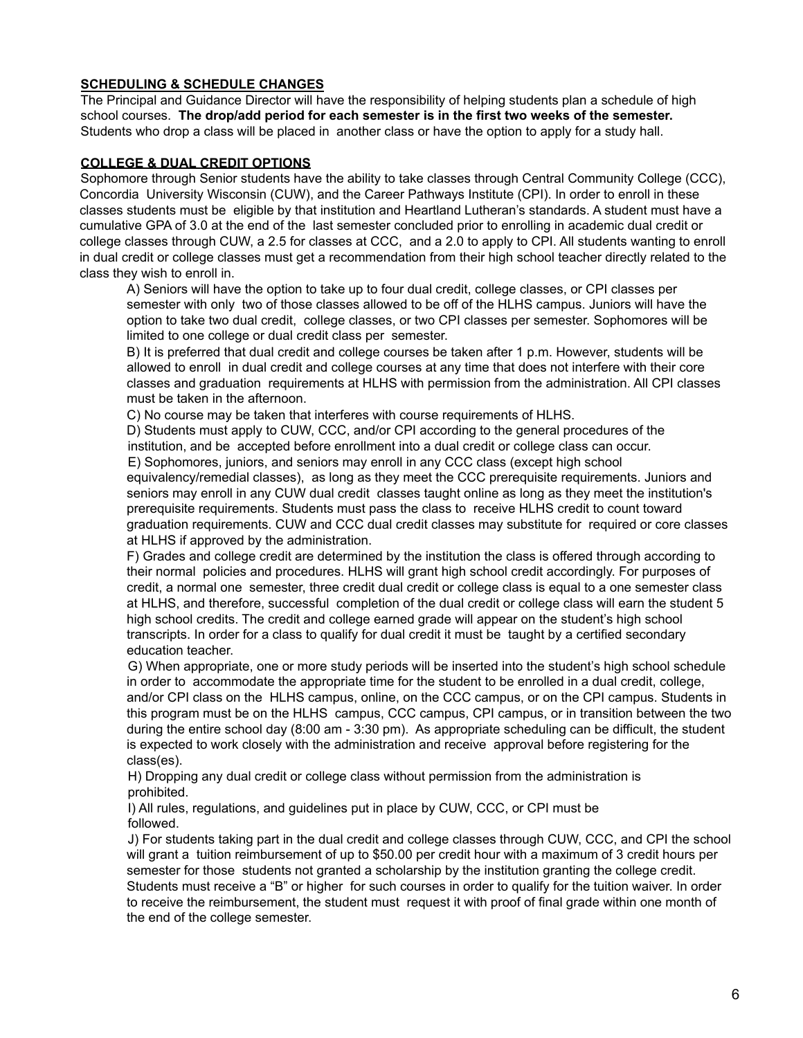**SCHEDULING & SCHEDULE CHANGES**

The Principal and Guidance Director will have the responsibility of helping students plan a schedule of high school courses. **The drop/add period for each semester is in the first two weeks of the semester.** Students who drop a class will be placed in another class or have the option to apply for a study hall.

**COLLEGE & DUAL CREDIT OPTIONS**

Sophomore through Senior students have the ability to take classes through Central Community College (CCC), Concordia University Wisconsin (CUW), and the Career Pathways Institute (CPI). In order to enroll in these classes students must be eligible by that institution and Heartland Lutheran's standards. A student must have a cumulative GPA of 3.0 at the end of the last semester concluded prior to enrolling in academic dual credit or college classes through CUW, a 2.5 for classes at CCC, and a 2.0 to apply to CPI. All students wanting to enroll in dual credit or college classes must get a recommendation from their high school teacher directly related to the class they wish to enroll in.

A) Seniors will have the option to take up to four dual credit, college classes, or CPI classes per semester with only two of those classes allowed to be off of the HLHS campus. Juniors will have the option to take two dual credit, college classes, or two CPI classes per semester. Sophomores will be limited to one college or dual credit class per semester.

B) It is preferred that dual credit and college courses be taken after 1 p.m. However, students will be allowed to enroll in dual credit and college courses at any time that does not interfere with their core classes and graduation requirements at HLHS with permission from the administration. All CPI classes must be taken in the afternoon.

C) No course may be taken that interferes with course requirements of HLHS.

D) Students must apply to CUW, CCC, and/or CPI according to the general procedures of the institution, and be accepted before enrollment into a dual credit or college class can occur.

E) Sophomores, juniors, and seniors may enroll in any CCC class (except high school equivalency/remedial classes), as long as they meet the CCC prerequisite requirements. Juniors and seniors may enroll in any CUW dual credit classes taught online as long as they meet the institution's prerequisite requirements. Students must pass the class to receive HLHS credit to count toward graduation requirements. CUW and CCC dual credit classes may substitute for required or core classes at HLHS if approved by the administration.

F) Grades and college credit are determined by the institution the class is offered through according to their normal policies and procedures. HLHS will grant high school credit accordingly. For purposes of credit, a normal one semester, three credit dual credit or college class is equal to a one semester class at HLHS, and therefore, successful completion of the dual credit or college class will earn the student 5 high school credits. The credit and college earned grade will appear on the student's high school transcripts. In order for a class to qualify for dual credit it must be taught by a certified secondary education teacher.

G) When appropriate, one or more study periods will be inserted into the student's high school schedule in order to accommodate the appropriate time for the student to be enrolled in a dual credit, college, and/or CPI class on the HLHS campus, online, on the CCC campus, or on the CPI campus. Students in this program must be on the HLHS campus, CCC campus, CPI campus, or in transition between the two during the entire school day (8:00 am - 3:30 pm). As appropriate scheduling can be difficult, the student is expected to work closely with the administration and receive approval before registering for the class(es).

H) Dropping any dual credit or college class without permission from the administration is prohibited.

I) All rules, regulations, and guidelines put in place by CUW, CCC, or CPI must be followed.

J) For students taking part in the dual credit and college classes through CUW, CCC, and CPI the school will grant a tuition reimbursement of up to $50.00 per credit hour with a maximum of 3 credit hours per semester for those students not granted a scholarship by the institution granting the college credit. Students must receive a "B" or higher for such courses in order to qualify for the tuition waiver. In order to receive the reimbursement, the student must request it with proof of final grade within one month of the end of the college semester.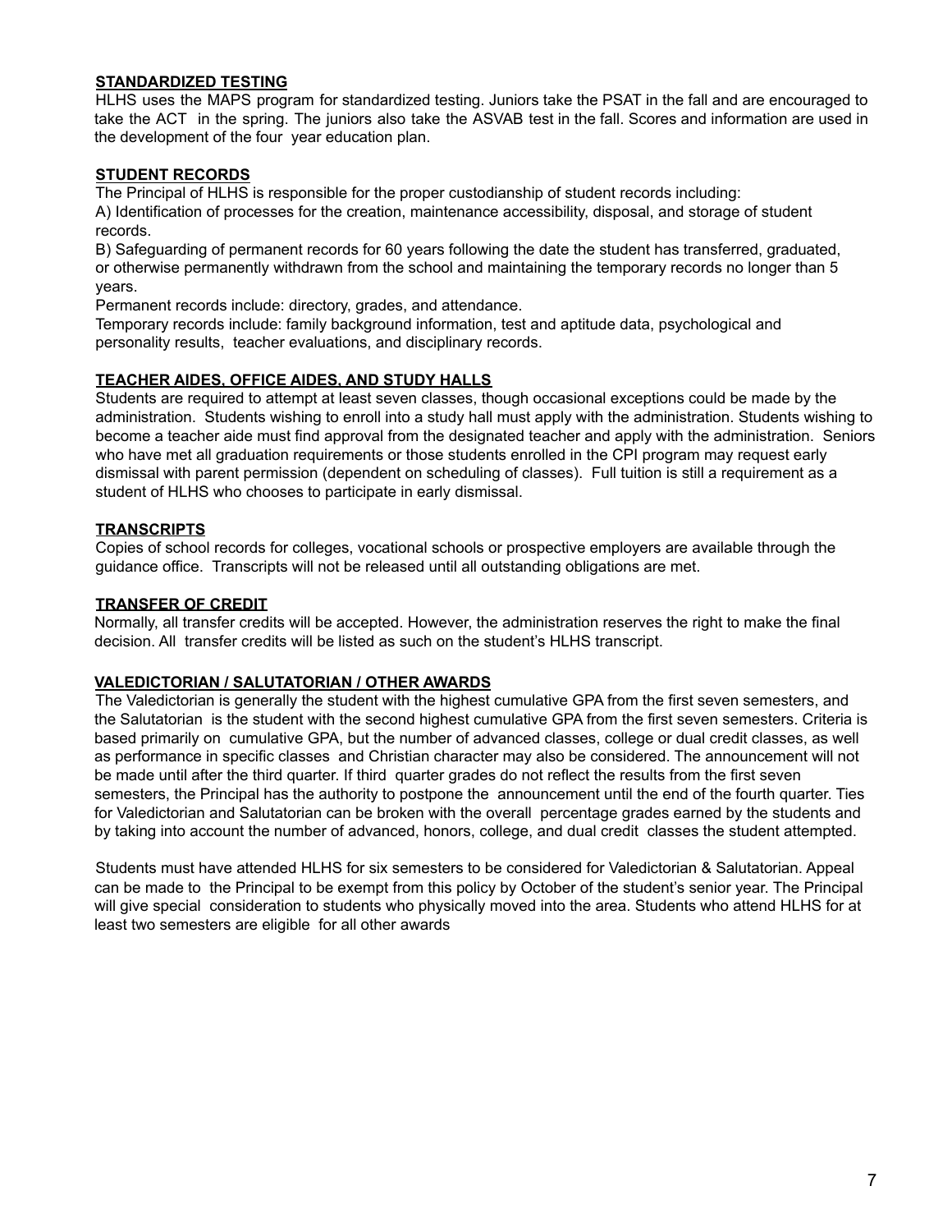## STANDARDIZED TESTING

HLHS uses the MAPS program for standardized testing. Juniors take the PSAT in the fall and are encouraged to take the ACT in the spring. The juniors also take the ASVAB test in the fall. Scores and information are used in the development of the four year education plan.

## STUDENT RECORDS

The Principal of HLHS is responsible for the proper custodianship of student records including:

A) Identification of processes for the creation, maintenance accessibility, disposal, and storage of student records.

B) Safeguarding of permanent records for 60 years following the date the student has transferred, graduated, or otherwise permanently withdrawn from the school and maintaining the temporary records no longer than 5 years.

Permanent records include: directory, grades, and attendance.

Temporary records include: family background information, test and aptitude data, psychological and personality results, teacher evaluations, and disciplinary records.

## TEACHER AIDES, OFFICE AIDES, AND STUDY HALLS

Students are required to attempt at least seven classes, though occasional exceptions could be made by the administration. Students wishing to enroll into a study hall must apply with the administration. Students wishing to become a teacher aide must find approval from the designated teacher and apply with the administration. Seniors who have met all graduation requirements or those students enrolled in the CPI program may request early dismissal with parent permission (dependent on scheduling of classes). Full tuition is still a requirement as a student of HLHS who chooses to participate in early dismissal.

## TRANSCRIPTS

Copies of school records for colleges, vocational schools or prospective employers are available through the guidance office. Transcripts will not be released until all outstanding obligations are met.

## TRANSFER OF CREDIT

Normally, all transfer credits will be accepted. However, the administration reserves the right to make the final decision. All transfer credits will be listed as such on the student's HLHS transcript.

## VALEDICTORIAN / SALUTATORIAN / OTHER AWARDS

The Valedictorian is generally the student with the highest cumulative GPA from the first seven semesters, and the Salutatorian is the student with the second highest cumulative GPA from the first seven semesters. Criteria is based primarily on cumulative GPA, but the number of advanced classes, college or dual credit classes, as well as performance in specific classes and Christian character may also be considered. The announcement will not be made until after the third quarter. If third quarter grades do not reflect the results from the first seven semesters, the Principal has the authority to postpone the announcement until the end of the fourth quarter. Ties for Valedictorian and Salutatorian can be broken with the overall percentage grades earned by the students and by taking into account the number of advanced, honors, college, and dual credit classes the student attempted.

Students must have attended HLHS for six semesters to be considered for Valedictorian & Salutatorian. Appeal can be made to the Principal to be exempt from this policy by October of the student's senior year. The Principal will give special consideration to students who physically moved into the area. Students who attend HLHS for at least two semesters are eligible for all other awards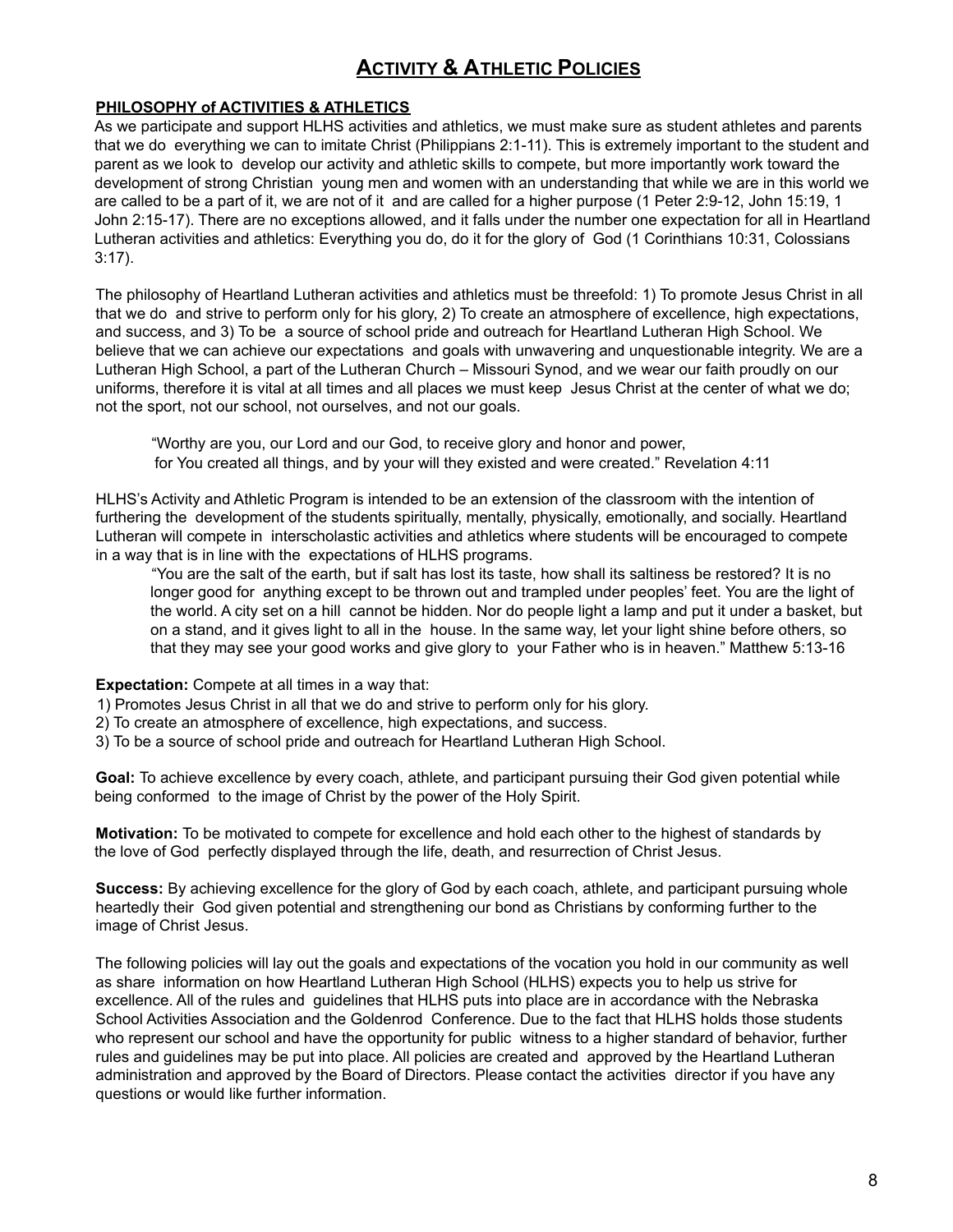# Activity & Athletic Policies

**PHILOSOPHY of ACTIVITIES & ATHLETICS**

As we participate and support HLHS activities and athletics, we must make sure as student athletes and parents that we do everything we can to imitate Christ (Philippians 2:1-11). This is extremely important to the student and parent as we look to develop our activity and athletic skills to compete, but more importantly work toward the development of strong Christian young men and women with an understanding that while we are in this world we are called to be a part of it, we are not of it and are called for a higher purpose (1 Peter 2:9-12, John 15:19, 1 John 2:15-17). There are no exceptions allowed, and it falls under the number one expectation for all in Heartland Lutheran activities and athletics: Everything you do, do it for the glory of God (1 Corinthians 10:31, Colossians 3:17).

The philosophy of Heartland Lutheran activities and athletics must be threefold: 1) To promote Jesus Christ in all that we do and strive to perform only for his glory, 2) To create an atmosphere of excellence, high expectations, and success, and 3) To be a source of school pride and outreach for Heartland Lutheran High School. We believe that we can achieve our expectations and goals with unwavering and unquestionable integrity. We are a Lutheran High School, a part of the Lutheran Church – Missouri Synod, and we wear our faith proudly on our uniforms, therefore it is vital at all times and all places we must keep Jesus Christ at the center of what we do; not the sport, not our school, not ourselves, and not our goals.

> "Worthy are you, our Lord and our God, to receive glory and honor and power, for You created all things, and by your will they existed and were created." Revelation 4:11

HLHS's Activity and Athletic Program is intended to be an extension of the classroom with the intention of furthering the development of the students spiritually, mentally, physically, emotionally, and socially. Heartland Lutheran will compete in interscholastic activities and athletics where students will be encouraged to compete in a way that is in line with the expectations of HLHS programs.

> "You are the salt of the earth, but if salt has lost its taste, how shall its saltiness be restored? It is no longer good for anything except to be thrown out and trampled under peoples' feet. You are the light of the world. A city set on a hill cannot be hidden. Nor do people light a lamp and put it under a basket, but on a stand, and it gives light to all in the house. In the same way, let your light shine before others, so that they may see your good works and give glory to your Father who is in heaven." Matthew 5:13-16

**Expectation:** Compete at all times in a way that:

1) Promotes Jesus Christ in all that we do and strive to perform only for his glory.
2) To create an atmosphere of excellence, high expectations, and success.
3) To be a source of school pride and outreach for Heartland Lutheran High School.

**Goal:** To achieve excellence by every coach, athlete, and participant pursuing their God given potential while being conformed to the image of Christ by the power of the Holy Spirit.

**Motivation:** To be motivated to compete for excellence and hold each other to the highest of standards by the love of God perfectly displayed through the life, death, and resurrection of Christ Jesus.

**Success:** By achieving excellence for the glory of God by each coach, athlete, and participant pursuing whole heartedly their God given potential and strengthening our bond as Christians by conforming further to the image of Christ Jesus.

The following policies will lay out the goals and expectations of the vocation you hold in our community as well as share information on how Heartland Lutheran High School (HLHS) expects you to help us strive for excellence. All of the rules and guidelines that HLHS puts into place are in accordance with the Nebraska School Activities Association and the Goldenrod Conference. Due to the fact that HLHS holds those students who represent our school and have the opportunity for public witness to a higher standard of behavior, further rules and guidelines may be put into place. All policies are created and approved by the Heartland Lutheran administration and approved by the Board of Directors. Please contact the activities director if you have any questions or would like further information.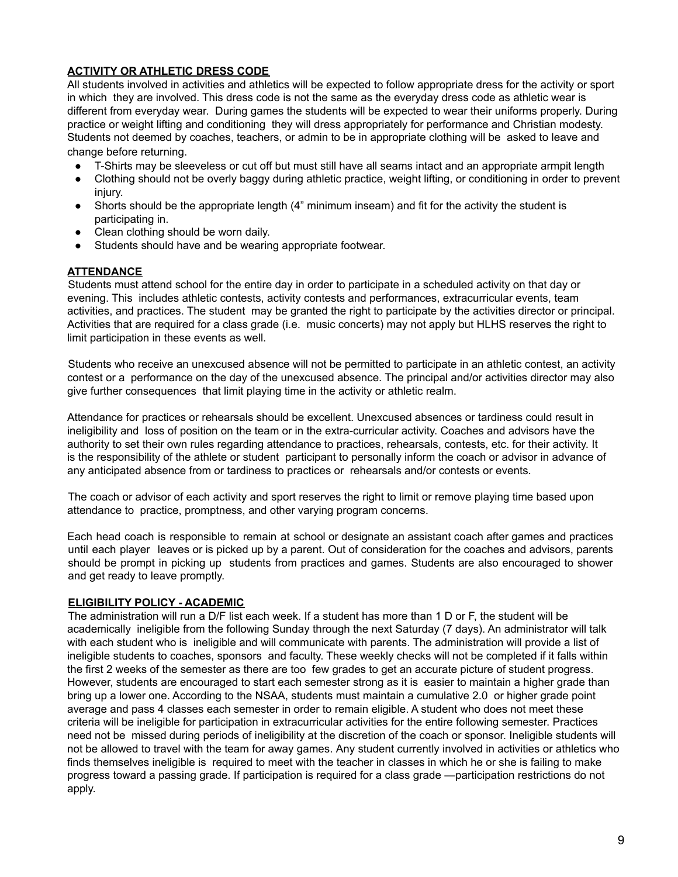## ACTIVITY OR ATHLETIC DRESS CODE

All students involved in activities and athletics will be expected to follow appropriate dress for the activity or sport in which they are involved. This dress code is not the same as the everyday dress code as athletic wear is different from everyday wear. During games the students will be expected to wear their uniforms properly. During practice or weight lifting and conditioning they will dress appropriately for performance and Christian modesty. Students not deemed by coaches, teachers, or admin to be in appropriate clothing will be asked to leave and change before returning.

- T-Shirts may be sleeveless or cut off but must still have all seams intact and an appropriate armpit length
- Clothing should not be overly baggy during athletic practice, weight lifting, or conditioning in order to prevent injury.
- Shorts should be the appropriate length (4" minimum inseam) and fit for the activity the student is participating in.
- Clean clothing should be worn daily.
- Students should have and be wearing appropriate footwear.

## ATTENDANCE

Students must attend school for the entire day in order to participate in a scheduled activity on that day or evening. This includes athletic contests, activity contests and performances, extracurricular events, team activities, and practices. The student may be granted the right to participate by the activities director or principal. Activities that are required for a class grade (i.e. music concerts) may not apply but HLHS reserves the right to limit participation in these events as well.

Students who receive an unexcused absence will not be permitted to participate in an athletic contest, an activity contest or a performance on the day of the unexcused absence. The principal and/or activities director may also give further consequences that limit playing time in the activity or athletic realm.

Attendance for practices or rehearsals should be excellent. Unexcused absences or tardiness could result in ineligibility and loss of position on the team or in the extra-curricular activity. Coaches and advisors have the authority to set their own rules regarding attendance to practices, rehearsals, contests, etc. for their activity. It is the responsibility of the athlete or student participant to personally inform the coach or advisor in advance of any anticipated absence from or tardiness to practices or rehearsals and/or contests or events.

The coach or advisor of each activity and sport reserves the right to limit or remove playing time based upon attendance to practice, promptness, and other varying program concerns.

Each head coach is responsible to remain at school or designate an assistant coach after games and practices until each player leaves or is picked up by a parent. Out of consideration for the coaches and advisors, parents should be prompt in picking up students from practices and games. Students are also encouraged to shower and get ready to leave promptly.

## ELIGIBILITY POLICY - ACADEMIC

The administration will run a D/F list each week. If a student has more than 1 D or F, the student will be academically ineligible from the following Sunday through the next Saturday (7 days). An administrator will talk with each student who is ineligible and will communicate with parents. The administration will provide a list of ineligible students to coaches, sponsors and faculty. These weekly checks will not be completed if it falls within the first 2 weeks of the semester as there are too few grades to get an accurate picture of student progress. However, students are encouraged to start each semester strong as it is easier to maintain a higher grade than bring up a lower one. According to the NSAA, students must maintain a cumulative 2.0 or higher grade point average and pass 4 classes each semester in order to remain eligible. A student who does not meet these criteria will be ineligible for participation in extracurricular activities for the entire following semester. Practices need not be missed during periods of ineligibility at the discretion of the coach or sponsor. Ineligible students will not be allowed to travel with the team for away games. Any student currently involved in activities or athletics who finds themselves ineligible is required to meet with the teacher in classes in which he or she is failing to make progress toward a passing grade. If participation is required for a class grade —participation restrictions do not apply.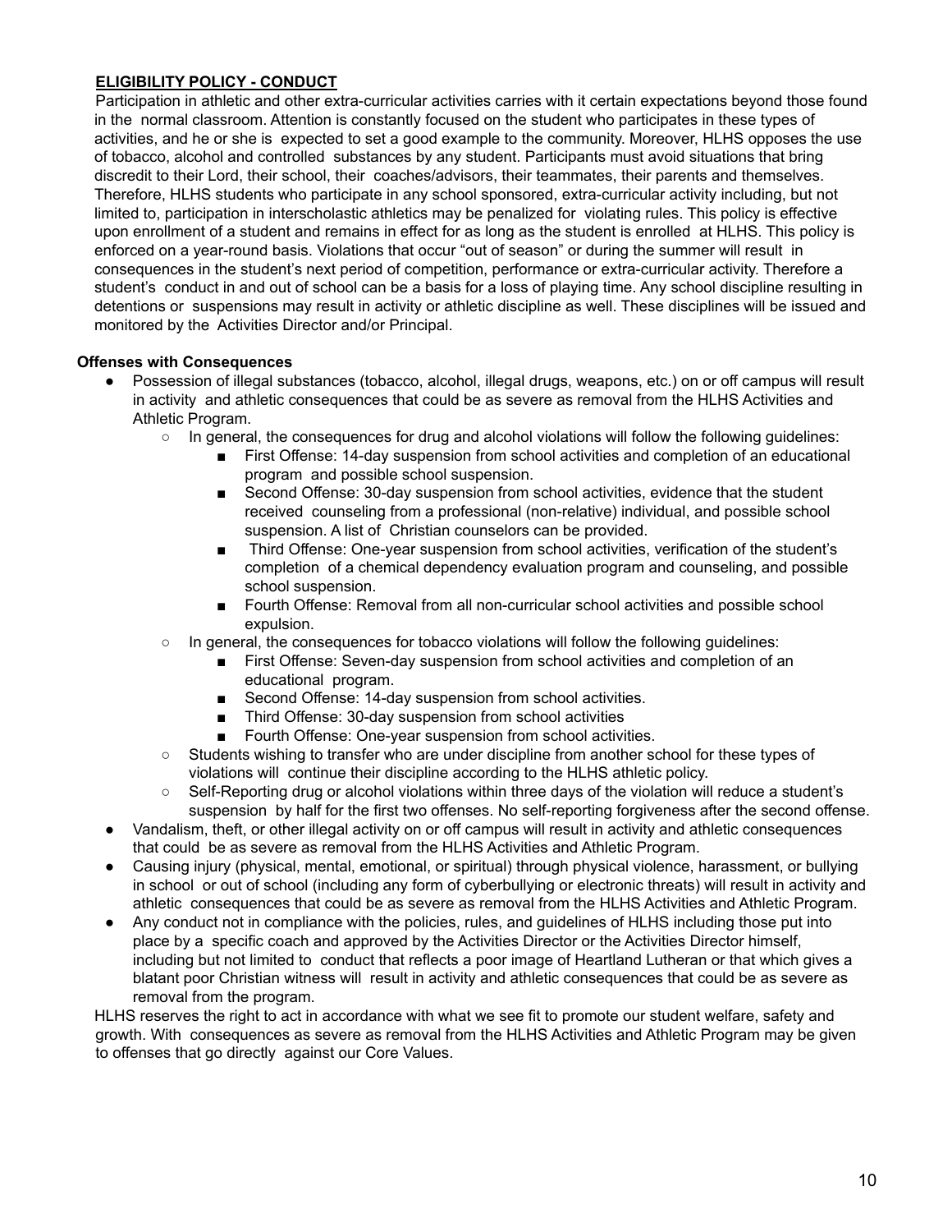## ELIGIBILITY POLICY - CONDUCT

Participation in athletic and other extra-curricular activities carries with it certain expectations beyond those found in the normal classroom. Attention is constantly focused on the student who participates in these types of activities, and he or she is expected to set a good example to the community. Moreover, HLHS opposes the use of tobacco, alcohol and controlled substances by any student. Participants must avoid situations that bring discredit to their Lord, their school, their coaches/advisors, their teammates, their parents and themselves. Therefore, HLHS students who participate in any school sponsored, extra-curricular activity including, but not limited to, participation in interscholastic athletics may be penalized for violating rules. This policy is effective upon enrollment of a student and remains in effect for as long as the student is enrolled at HLHS. This policy is enforced on a year-round basis. Violations that occur "out of season" or during the summer will result in consequences in the student's next period of competition, performance or extra-curricular activity. Therefore a student's conduct in and out of school can be a basis for a loss of playing time. Any school discipline resulting in detentions or suspensions may result in activity or athletic discipline as well. These disciplines will be issued and monitored by the Activities Director and/or Principal.

**Offenses with Consequences**

- Possession of illegal substances (tobacco, alcohol, illegal drugs, weapons, etc.) on or off campus will result in activity and athletic consequences that could be as severe as removal from the HLHS Activities and Athletic Program.
  - In general, the consequences for drug and alcohol violations will follow the following guidelines:
    - First Offense: 14-day suspension from school activities and completion of an educational program and possible school suspension.
    - Second Offense: 30-day suspension from school activities, evidence that the student received counseling from a professional (non-relative) individual, and possible school suspension. A list of Christian counselors can be provided.
    - Third Offense: One-year suspension from school activities, verification of the student's completion of a chemical dependency evaluation program and counseling, and possible school suspension.
    - Fourth Offense: Removal from all non-curricular school activities and possible school expulsion.
  - In general, the consequences for tobacco violations will follow the following guidelines:
    - First Offense: Seven-day suspension from school activities and completion of an educational program.
    - Second Offense: 14-day suspension from school activities.
    - Third Offense: 30-day suspension from school activities
    - Fourth Offense: One-year suspension from school activities.
  - Students wishing to transfer who are under discipline from another school for these types of violations will continue their discipline according to the HLHS athletic policy.
  - Self-Reporting drug or alcohol violations within three days of the violation will reduce a student's suspension by half for the first two offenses. No self-reporting forgiveness after the second offense.
- Vandalism, theft, or other illegal activity on or off campus will result in activity and athletic consequences that could be as severe as removal from the HLHS Activities and Athletic Program.
- Causing injury (physical, mental, emotional, or spiritual) through physical violence, harassment, or bullying in school or out of school (including any form of cyberbullying or electronic threats) will result in activity and athletic consequences that could be as severe as removal from the HLHS Activities and Athletic Program.
- Any conduct not in compliance with the policies, rules, and guidelines of HLHS including those put into place by a specific coach and approved by the Activities Director or the Activities Director himself, including but not limited to conduct that reflects a poor image of Heartland Lutheran or that which gives a blatant poor Christian witness will result in activity and athletic consequences that could be as severe as removal from the program.

HLHS reserves the right to act in accordance with what we see fit to promote our student welfare, safety and growth. With consequences as severe as removal from the HLHS Activities and Athletic Program may be given to offenses that go directly against our Core Values.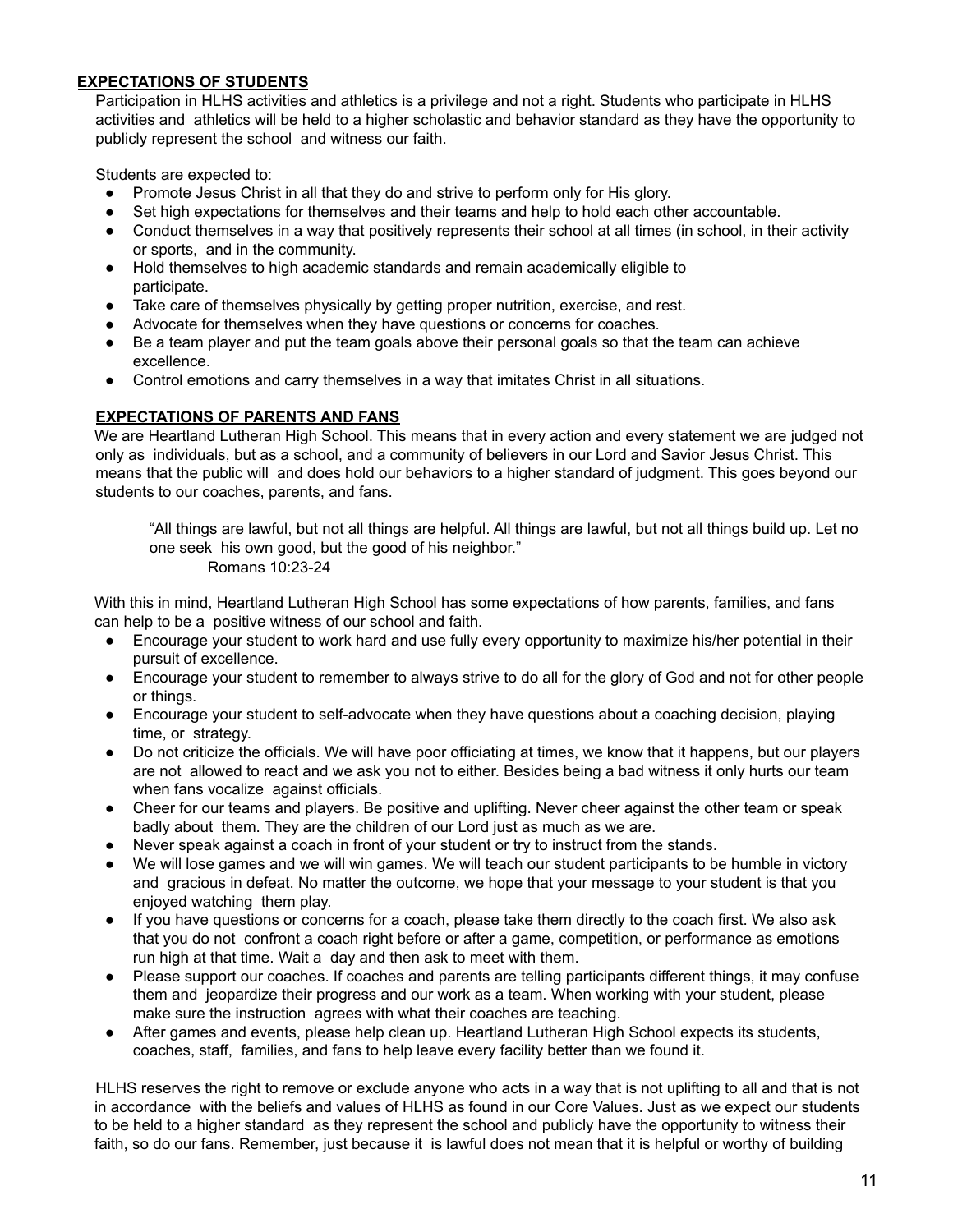## EXPECTATIONS OF STUDENTS

Participation in HLHS activities and athletics is a privilege and not a right. Students who participate in HLHS activities and athletics will be held to a higher scholastic and behavior standard as they have the opportunity to publicly represent the school and witness our faith.

Students are expected to:

- Promote Jesus Christ in all that they do and strive to perform only for His glory.
- Set high expectations for themselves and their teams and help to hold each other accountable.
- Conduct themselves in a way that positively represents their school at all times (in school, in their activity or sports, and in the community.
- Hold themselves to high academic standards and remain academically eligible to participate.
- Take care of themselves physically by getting proper nutrition, exercise, and rest.
- Advocate for themselves when they have questions or concerns for coaches.
- Be a team player and put the team goals above their personal goals so that the team can achieve excellence.
- Control emotions and carry themselves in a way that imitates Christ in all situations.

## EXPECTATIONS OF PARENTS AND FANS

We are Heartland Lutheran High School. This means that in every action and every statement we are judged not only as individuals, but as a school, and a community of believers in our Lord and Savior Jesus Christ. This means that the public will and does hold our behaviors to a higher standard of judgment. This goes beyond our students to our coaches, parents, and fans.

> "All things are lawful, but not all things are helpful. All things are lawful, but not all things build up. Let no one seek his own good, but the good of his neighbor."
> Romans 10:23-24

With this in mind, Heartland Lutheran High School has some expectations of how parents, families, and fans can help to be a positive witness of our school and faith.

- Encourage your student to work hard and use fully every opportunity to maximize his/her potential in their pursuit of excellence.
- Encourage your student to remember to always strive to do all for the glory of God and not for other people or things.
- Encourage your student to self-advocate when they have questions about a coaching decision, playing time, or strategy.
- Do not criticize the officials. We will have poor officiating at times, we know that it happens, but our players are not allowed to react and we ask you not to either. Besides being a bad witness it only hurts our team when fans vocalize against officials.
- Cheer for our teams and players. Be positive and uplifting. Never cheer against the other team or speak badly about them. They are the children of our Lord just as much as we are.
- Never speak against a coach in front of your student or try to instruct from the stands.
- We will lose games and we will win games. We will teach our student participants to be humble in victory and gracious in defeat. No matter the outcome, we hope that your message to your student is that you enjoyed watching them play.
- If you have questions or concerns for a coach, please take them directly to the coach first. We also ask that you do not confront a coach right before or after a game, competition, or performance as emotions run high at that time. Wait a day and then ask to meet with them.
- Please support our coaches. If coaches and parents are telling participants different things, it may confuse them and jeopardize their progress and our work as a team. When working with your student, please make sure the instruction agrees with what their coaches are teaching.
- After games and events, please help clean up. Heartland Lutheran High School expects its students, coaches, staff, families, and fans to help leave every facility better than we found it.

HLHS reserves the right to remove or exclude anyone who acts in a way that is not uplifting to all and that is not in accordance with the beliefs and values of HLHS as found in our Core Values. Just as we expect our students to be held to a higher standard as they represent the school and publicly have the opportunity to witness their faith, so do our fans. Remember, just because it is lawful does not mean that it is helpful or worthy of building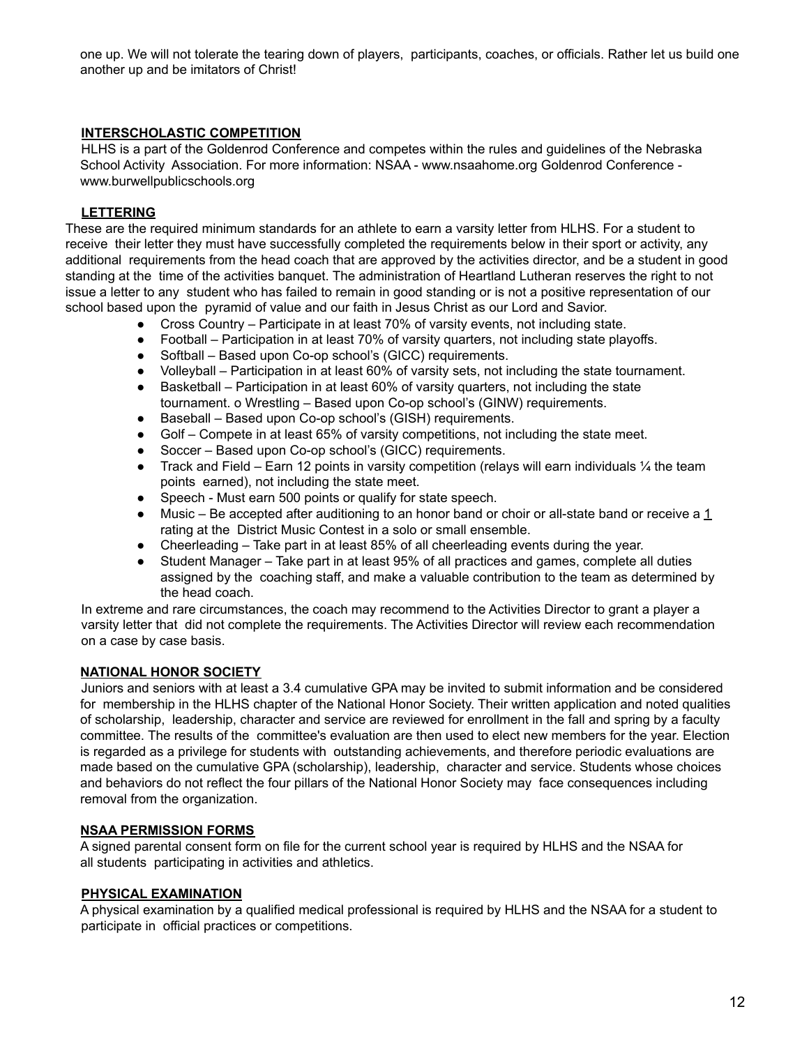one up. We will not tolerate the tearing down of players, participants, coaches, or officials. Rather let us build one another up and be imitators of Christ!

## INTERSCHOLASTIC COMPETITION

HLHS is a part of the Goldenrod Conference and competes within the rules and guidelines of the Nebraska School Activity Association. For more information: NSAA - www.nsaahome.org Goldenrod Conference - www.burwellpublicschools.org

## LETTERING

These are the required minimum standards for an athlete to earn a varsity letter from HLHS. For a student to receive their letter they must have successfully completed the requirements below in their sport or activity, any additional requirements from the head coach that are approved by the activities director, and be a student in good standing at the time of the activities banquet. The administration of Heartland Lutheran reserves the right to not issue a letter to any student who has failed to remain in good standing or is not a positive representation of our school based upon the pyramid of value and our faith in Jesus Christ as our Lord and Savior.

- Cross Country – Participate in at least 70% of varsity events, not including state.
- Football – Participation in at least 70% of varsity quarters, not including state playoffs.
- Softball – Based upon Co-op school's (GICC) requirements.
- Volleyball – Participation in at least 60% of varsity sets, not including the state tournament.
- Basketball – Participation in at least 60% of varsity quarters, not including the state tournament. o Wrestling – Based upon Co-op school's (GINW) requirements.
- Baseball – Based upon Co-op school's (GISH) requirements.
- Golf – Compete in at least 65% of varsity competitions, not including the state meet.
- Soccer – Based upon Co-op school's (GICC) requirements.
- Track and Field – Earn 12 points in varsity competition (relays will earn individuals ¼ the team points earned), not including the state meet.
- Speech - Must earn 500 points or qualify for state speech.
- Music – Be accepted after auditioning to an honor band or choir or all-state band or receive a 1 rating at the District Music Contest in a solo or small ensemble.
- Cheerleading – Take part in at least 85% of all cheerleading events during the year.
- Student Manager – Take part in at least 95% of all practices and games, complete all duties assigned by the coaching staff, and make a valuable contribution to the team as determined by the head coach.

In extreme and rare circumstances, the coach may recommend to the Activities Director to grant a player a varsity letter that did not complete the requirements. The Activities Director will review each recommendation on a case by case basis.

## NATIONAL HONOR SOCIETY

Juniors and seniors with at least a 3.4 cumulative GPA may be invited to submit information and be considered for membership in the HLHS chapter of the National Honor Society. Their written application and noted qualities of scholarship, leadership, character and service are reviewed for enrollment in the fall and spring by a faculty committee. The results of the committee's evaluation are then used to elect new members for the year. Election is regarded as a privilege for students with outstanding achievements, and therefore periodic evaluations are made based on the cumulative GPA (scholarship), leadership, character and service. Students whose choices and behaviors do not reflect the four pillars of the National Honor Society may face consequences including removal from the organization.

## NSAA PERMISSION FORMS

A signed parental consent form on file for the current school year is required by HLHS and the NSAA for all students participating in activities and athletics.

## PHYSICAL EXAMINATION

A physical examination by a qualified medical professional is required by HLHS and the NSAA for a student to participate in official practices or competitions.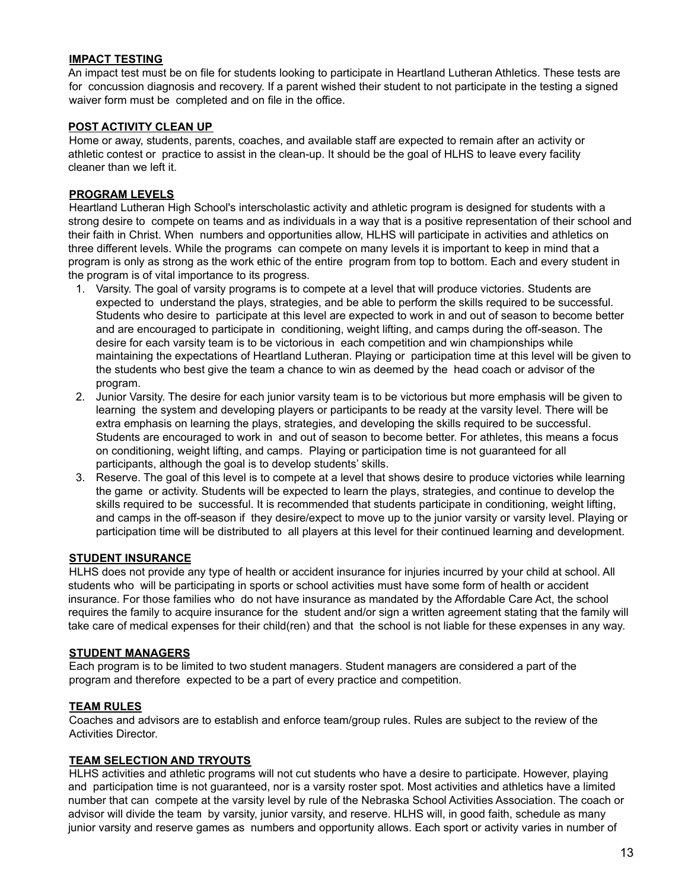**IMPACT TESTING**

An impact test must be on file for students looking to participate in Heartland Lutheran Athletics. These tests are for concussion diagnosis and recovery. If a parent wished their student to not participate in the testing a signed waiver form must be completed and on file in the office.

**POST ACTIVITY CLEAN UP**

Home or away, students, parents, coaches, and available staff are expected to remain after an activity or athletic contest or practice to assist in the clean-up. It should be the goal of HLHS to leave every facility cleaner than we left it.

**PROGRAM LEVELS**

Heartland Lutheran High School's interscholastic activity and athletic program is designed for students with a strong desire to compete on teams and as individuals in a way that is a positive representation of their school and their faith in Christ. When numbers and opportunities allow, HLHS will participate in activities and athletics on three different levels. While the programs can compete on many levels it is important to keep in mind that a program is only as strong as the work ethic of the entire program from top to bottom. Each and every student in the program is of vital importance to its progress.

1. Varsity. The goal of varsity programs is to compete at a level that will produce victories. Students are expected to understand the plays, strategies, and be able to perform the skills required to be successful. Students who desire to participate at this level are expected to work in and out of season to become better and are encouraged to participate in conditioning, weight lifting, and camps during the off-season. The desire for each varsity team is to be victorious in each competition and win championships while maintaining the expectations of Heartland Lutheran. Playing or participation time at this level will be given to the students who best give the team a chance to win as deemed by the head coach or advisor of the program.
2. Junior Varsity. The desire for each junior varsity team is to be victorious but more emphasis will be given to learning the system and developing players or participants to be ready at the varsity level. There will be extra emphasis on learning the plays, strategies, and developing the skills required to be successful. Students are encouraged to work in and out of season to become better. For athletes, this means a focus on conditioning, weight lifting, and camps. Playing or participation time is not guaranteed for all participants, although the goal is to develop students' skills.
3. Reserve. The goal of this level is to compete at a level that shows desire to produce victories while learning the game or activity. Students will be expected to learn the plays, strategies, and continue to develop the skills required to be successful. It is recommended that students participate in conditioning, weight lifting, and camps in the off-season if they desire/expect to move up to the junior varsity or varsity level. Playing or participation time will be distributed to all players at this level for their continued learning and development.

**STUDENT INSURANCE**

HLHS does not provide any type of health or accident insurance for injuries incurred by your child at school. All students who will be participating in sports or school activities must have some form of health or accident insurance. For those families who do not have insurance as mandated by the Affordable Care Act, the school requires the family to acquire insurance for the student and/or sign a written agreement stating that the family will take care of medical expenses for their child(ren) and that the school is not liable for these expenses in any way.

**STUDENT MANAGERS**

Each program is to be limited to two student managers. Student managers are considered a part of the program and therefore expected to be a part of every practice and competition.

**TEAM RULES**

Coaches and advisors are to establish and enforce team/group rules. Rules are subject to the review of the Activities Director.

**TEAM SELECTION AND TRYOUTS**

HLHS activities and athletic programs will not cut students who have a desire to participate. However, playing and participation time is not guaranteed, nor is a varsity roster spot. Most activities and athletics have a limited number that can compete at the varsity level by rule of the Nebraska School Activities Association. The coach or advisor will divide the team by varsity, junior varsity, and reserve. HLHS will, in good faith, schedule as many junior varsity and reserve games as numbers and opportunity allows. Each sport or activity varies in number of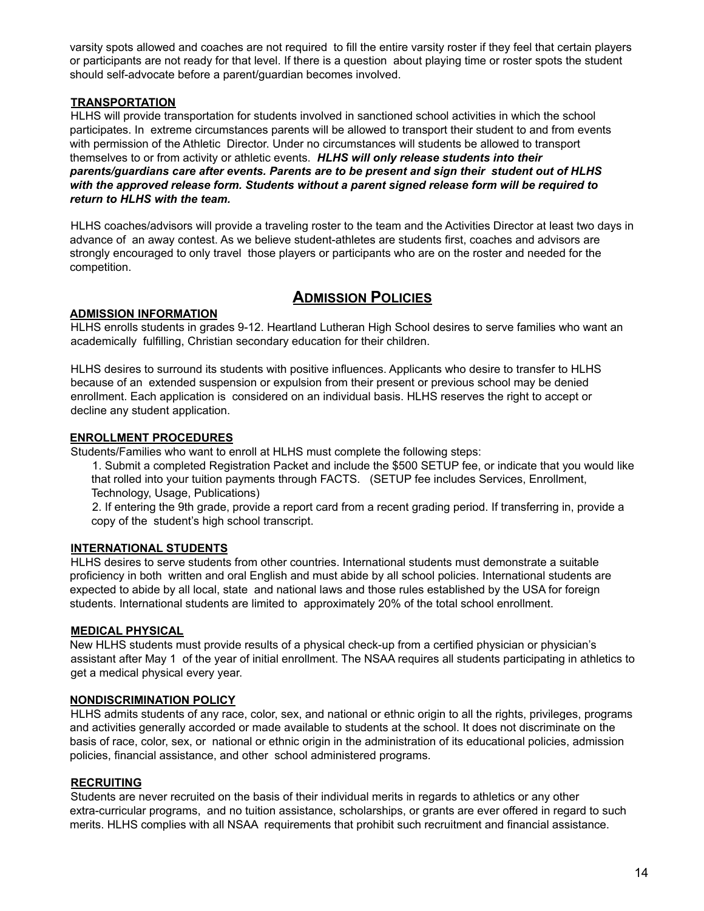varsity spots allowed and coaches are not required to fill the entire varsity roster if they feel that certain players or participants are not ready for that level. If there is a question about playing time or roster spots the student should self-advocate before a parent/guardian becomes involved.

### TRANSPORTATION

HLHS will provide transportation for students involved in sanctioned school activities in which the school participates. In extreme circumstances parents will be allowed to transport their student to and from events with permission of the Athletic Director. Under no circumstances will students be allowed to transport themselves to or from activity or athletic events. ***HLHS will only release students into their parents/guardians care after events. Parents are to be present and sign their student out of HLHS with the approved release form. Students without a parent signed release form will be required to return to HLHS with the team.***

HLHS coaches/advisors will provide a traveling roster to the team and the Activities Director at least two days in advance of an away contest. As we believe student-athletes are students first, coaches and advisors are strongly encouraged to only travel those players or participants who are on the roster and needed for the competition.

## ADMISSION POLICIES

### ADMISSION INFORMATION

HLHS enrolls students in grades 9-12. Heartland Lutheran High School desires to serve families who want an academically fulfilling, Christian secondary education for their children.

HLHS desires to surround its students with positive influences. Applicants who desire to transfer to HLHS because of an extended suspension or expulsion from their present or previous school may be denied enrollment. Each application is considered on an individual basis. HLHS reserves the right to accept or decline any student application.

### ENROLLMENT PROCEDURES

Students/Families who want to enroll at HLHS must complete the following steps:

1. Submit a completed Registration Packet and include the $500 SETUP fee, or indicate that you would like that rolled into your tuition payments through FACTS. (SETUP fee includes Services, Enrollment, Technology, Usage, Publications)
2. If entering the 9th grade, provide a report card from a recent grading period. If transferring in, provide a copy of the student's high school transcript.

### INTERNATIONAL STUDENTS

HLHS desires to serve students from other countries. International students must demonstrate a suitable proficiency in both written and oral English and must abide by all school policies. International students are expected to abide by all local, state and national laws and those rules established by the USA for foreign students. International students are limited to approximately 20% of the total school enrollment.

### MEDICAL PHYSICAL

New HLHS students must provide results of a physical check-up from a certified physician or physician's assistant after May 1 of the year of initial enrollment. The NSAA requires all students participating in athletics to get a medical physical every year.

### NONDISCRIMINATION POLICY

HLHS admits students of any race, color, sex, and national or ethnic origin to all the rights, privileges, programs and activities generally accorded or made available to students at the school. It does not discriminate on the basis of race, color, sex, or national or ethnic origin in the administration of its educational policies, admission policies, financial assistance, and other school administered programs.

### RECRUITING

Students are never recruited on the basis of their individual merits in regards to athletics or any other extra-curricular programs, and no tuition assistance, scholarships, or grants are ever offered in regard to such merits. HLHS complies with all NSAA requirements that prohibit such recruitment and financial assistance.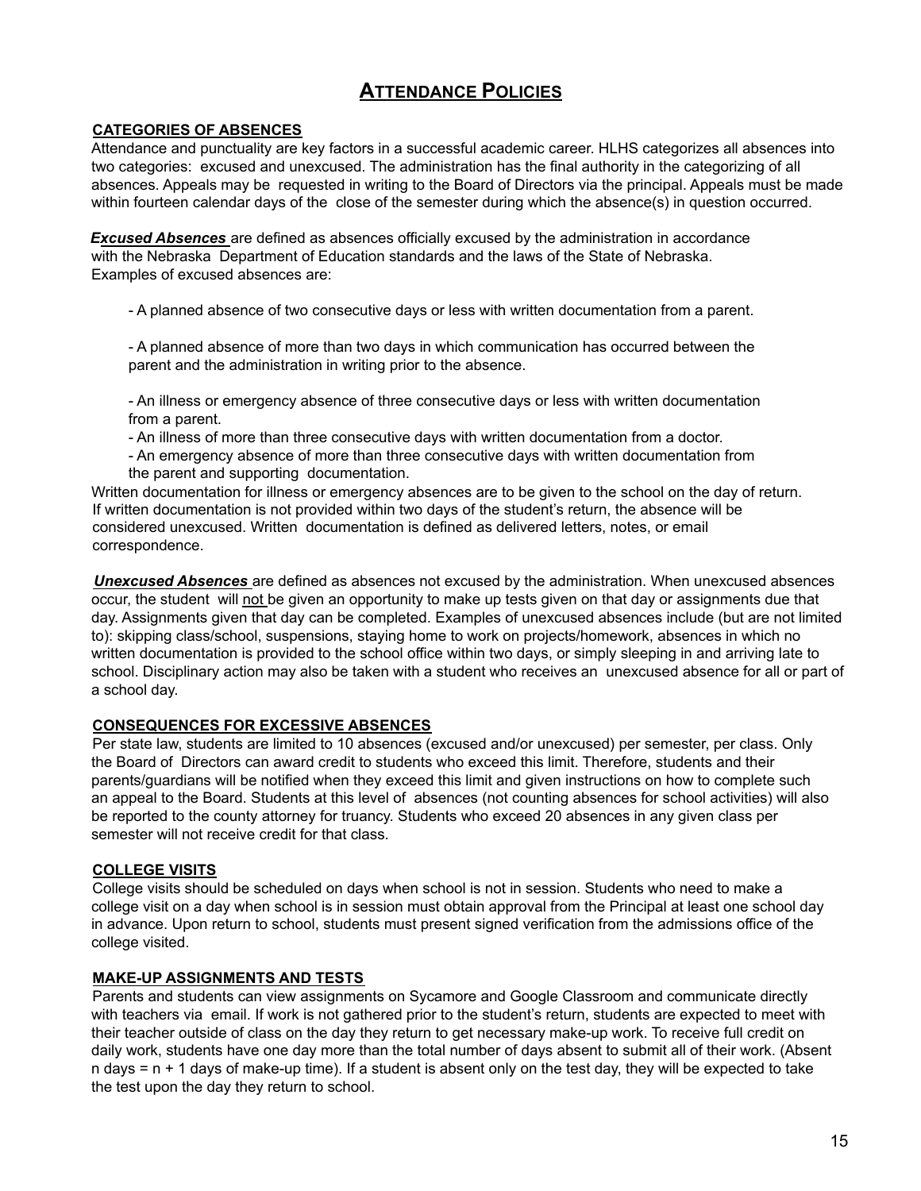# ATTENDANCE POLICIES

## CATEGORIES OF ABSENCES

Attendance and punctuality are key factors in a successful academic career. HLHS categorizes all absences into two categories: excused and unexcused. The administration has the final authority in the categorizing of all absences. Appeals may be requested in writing to the Board of Directors via the principal. Appeals must be made within fourteen calendar days of the close of the semester during which the absence(s) in question occurred.

***Excused Absences*** are defined as absences officially excused by the administration in accordance with the Nebraska Department of Education standards and the laws of the State of Nebraska. Examples of excused absences are:

- A planned absence of two consecutive days or less with written documentation from a parent.
- A planned absence of more than two days in which communication has occurred between the parent and the administration in writing prior to the absence.
- An illness or emergency absence of three consecutive days or less with written documentation from a parent.
- An illness of more than three consecutive days with written documentation from a doctor.
- An emergency absence of more than three consecutive days with written documentation from the parent and supporting documentation.

Written documentation for illness or emergency absences are to be given to the school on the day of return. If written documentation is not provided within two days of the student's return, the absence will be considered unexcused. Written documentation is defined as delivered letters, notes, or email correspondence.

***Unexcused Absences*** are defined as absences not excused by the administration. When unexcused absences occur, the student will not be given an opportunity to make up tests given on that day or assignments due that day. Assignments given that day can be completed. Examples of unexcused absences include (but are not limited to): skipping class/school, suspensions, staying home to work on projects/homework, absences in which no written documentation is provided to the school office within two days, or simply sleeping in and arriving late to school. Disciplinary action may also be taken with a student who receives an unexcused absence for all or part of a school day.

## CONSEQUENCES FOR EXCESSIVE ABSENCES

Per state law, students are limited to 10 absences (excused and/or unexcused) per semester, per class. Only the Board of Directors can award credit to students who exceed this limit. Therefore, students and their parents/guardians will be notified when they exceed this limit and given instructions on how to complete such an appeal to the Board. Students at this level of absences (not counting absences for school activities) will also be reported to the county attorney for truancy. Students who exceed 20 absences in any given class per semester will not receive credit for that class.

## COLLEGE VISITS

College visits should be scheduled on days when school is not in session. Students who need to make a college visit on a day when school is in session must obtain approval from the Principal at least one school day in advance. Upon return to school, students must present signed verification from the admissions office of the college visited.

## MAKE-UP ASSIGNMENTS AND TESTS

Parents and students can view assignments on Sycamore and Google Classroom and communicate directly with teachers via email. If work is not gathered prior to the student's return, students are expected to meet with their teacher outside of class on the day they return to get necessary make-up work. To receive full credit on daily work, students have one day more than the total number of days absent to submit all of their work. (Absent n days = n + 1 days of make-up time). If a student is absent only on the test day, they will be expected to take the test upon the day they return to school.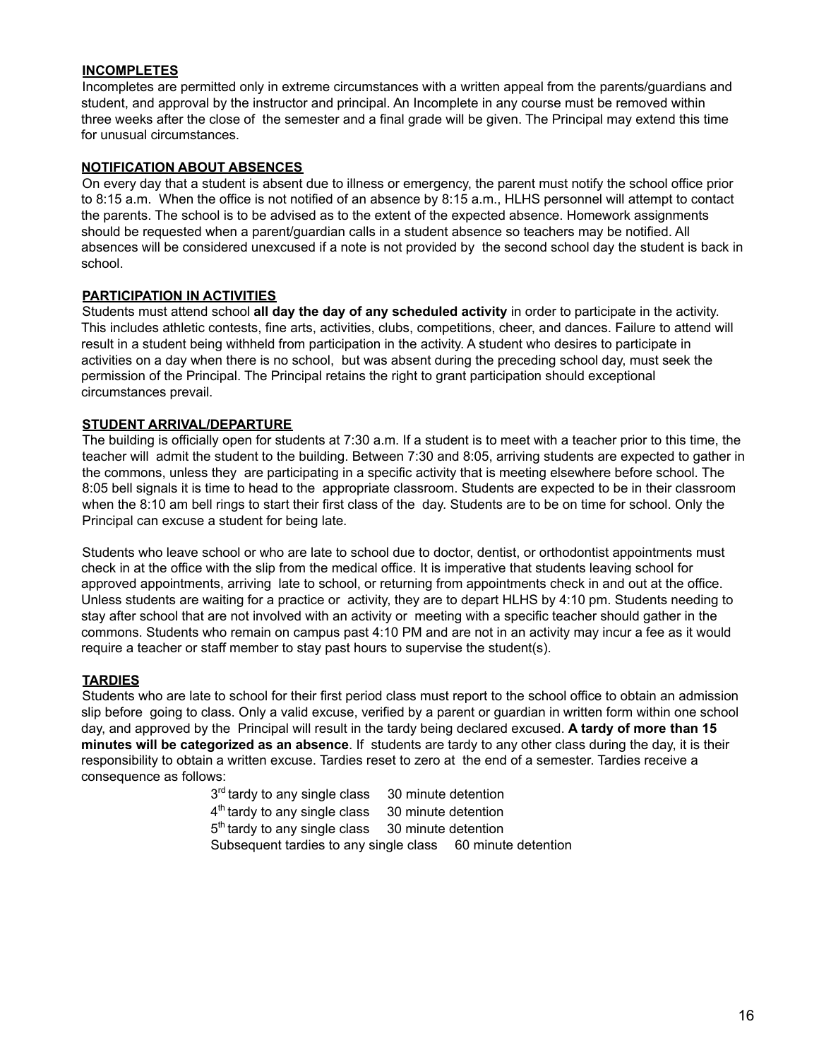### INCOMPLETES

Incompletes are permitted only in extreme circumstances with a written appeal from the parents/guardians and student, and approval by the instructor and principal. An Incomplete in any course must be removed within three weeks after the close of the semester and a final grade will be given. The Principal may extend this time for unusual circumstances.

### NOTIFICATION ABOUT ABSENCES

On every day that a student is absent due to illness or emergency, the parent must notify the school office prior to 8:15 a.m. When the office is not notified of an absence by 8:15 a.m., HLHS personnel will attempt to contact the parents. The school is to be advised as to the extent of the expected absence. Homework assignments should be requested when a parent/guardian calls in a student absence so teachers may be notified. All absences will be considered unexcused if a note is not provided by the second school day the student is back in school.

### PARTICIPATION IN ACTIVITIES

Students must attend school **all day the day of any scheduled activity** in order to participate in the activity. This includes athletic contests, fine arts, activities, clubs, competitions, cheer, and dances. Failure to attend will result in a student being withheld from participation in the activity. A student who desires to participate in activities on a day when there is no school, but was absent during the preceding school day, must seek the permission of the Principal. The Principal retains the right to grant participation should exceptional circumstances prevail.

### STUDENT ARRIVAL/DEPARTURE

The building is officially open for students at 7:30 a.m. If a student is to meet with a teacher prior to this time, the teacher will admit the student to the building. Between 7:30 and 8:05, arriving students are expected to gather in the commons, unless they are participating in a specific activity that is meeting elsewhere before school. The 8:05 bell signals it is time to head to the appropriate classroom. Students are expected to be in their classroom when the 8:10 am bell rings to start their first class of the day. Students are to be on time for school. Only the Principal can excuse a student for being late.

Students who leave school or who are late to school due to doctor, dentist, or orthodontist appointments must check in at the office with the slip from the medical office. It is imperative that students leaving school for approved appointments, arriving late to school, or returning from appointments check in and out at the office. Unless students are waiting for a practice or activity, they are to depart HLHS by 4:10 pm. Students needing to stay after school that are not involved with an activity or meeting with a specific teacher should gather in the commons. Students who remain on campus past 4:10 PM and are not in an activity may incur a fee as it would require a teacher or staff member to stay past hours to supervise the student(s).

### TARDIES

Students who are late to school for their first period class must report to the school office to obtain an admission slip before going to class. Only a valid excuse, verified by a parent or guardian in written form within one school day, and approved by the Principal will result in the tardy being declared excused. **A tardy of more than 15 minutes will be categorized as an absence**. If students are tardy to any other class during the day, it is their responsibility to obtain a written excuse. Tardies reset to zero at the end of a semester. Tardies receive a consequence as follows:

| | |
|---|---|
| 3rd tardy to any single class | 30 minute detention |
| 4th tardy to any single class | 30 minute detention |
| 5th tardy to any single class | 30 minute detention |
| Subsequent tardies to any single class | 60 minute detention |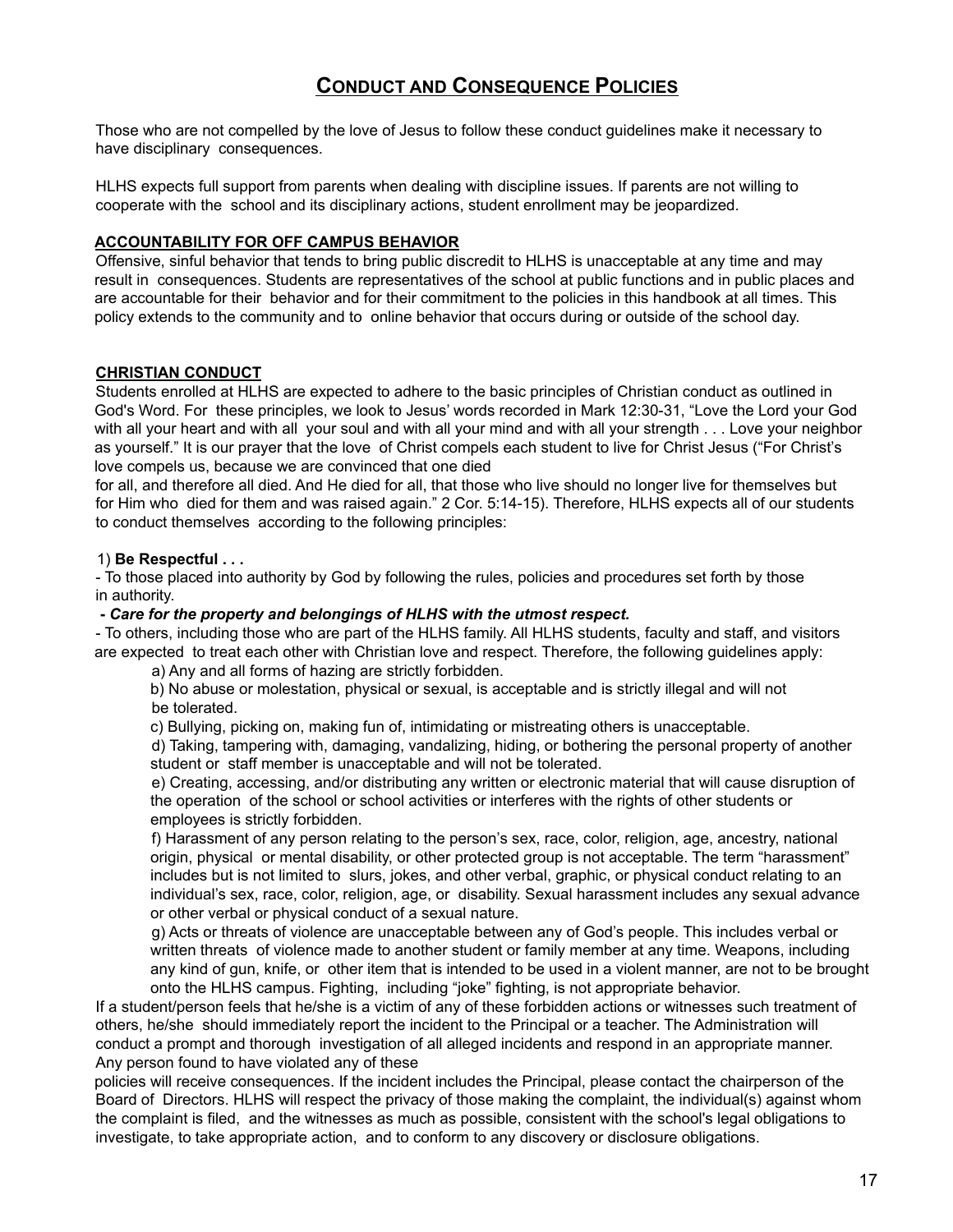# Conduct and Consequence Policies

Those who are not compelled by the love of Jesus to follow these conduct guidelines make it necessary to have disciplinary consequences.

HLHS expects full support from parents when dealing with discipline issues. If parents are not willing to cooperate with the school and its disciplinary actions, student enrollment may be jeopardized.

## ACCOUNTABILITY FOR OFF CAMPUS BEHAVIOR

Offensive, sinful behavior that tends to bring public discredit to HLHS is unacceptable at any time and may result in consequences. Students are representatives of the school at public functions and in public places and are accountable for their behavior and for their commitment to the policies in this handbook at all times. This policy extends to the community and to online behavior that occurs during or outside of the school day.

## CHRISTIAN CONDUCT

Students enrolled at HLHS are expected to adhere to the basic principles of Christian conduct as outlined in God's Word. For these principles, we look to Jesus' words recorded in Mark 12:30-31, "Love the Lord your God with all your heart and with all your soul and with all your mind and with all your strength . . . Love your neighbor as yourself." It is our prayer that the love of Christ compels each student to live for Christ Jesus ("For Christ's love compels us, because we are convinced that one died for all, and therefore all died. And He died for all, that those who live should no longer live for themselves but for Him who died for them and was raised again." 2 Cor. 5:14-15). Therefore, HLHS expects all of our students to conduct themselves according to the following principles:

1) **Be Respectful . . .**

- To those placed into authority by God by following the rules, policies and procedures set forth by those in authority.
- ***Care for the property and belongings of HLHS with the utmost respect.***
- To others, including those who are part of the HLHS family. All HLHS students, faculty and staff, and visitors are expected to treat each other with Christian love and respect. Therefore, the following guidelines apply:

  a) Any and all forms of hazing are strictly forbidden.

  b) No abuse or molestation, physical or sexual, is acceptable and is strictly illegal and will not be tolerated.

  c) Bullying, picking on, making fun of, intimidating or mistreating others is unacceptable.

  d) Taking, tampering with, damaging, vandalizing, hiding, or bothering the personal property of another student or staff member is unacceptable and will not be tolerated.

  e) Creating, accessing, and/or distributing any written or electronic material that will cause disruption of the operation of the school or school activities or interferes with the rights of other students or employees is strictly forbidden.

  f) Harassment of any person relating to the person's sex, race, color, religion, age, ancestry, national origin, physical or mental disability, or other protected group is not acceptable. The term "harassment" includes but is not limited to slurs, jokes, and other verbal, graphic, or physical conduct relating to an individual's sex, race, color, religion, age, or disability. Sexual harassment includes any sexual advance or other verbal or physical conduct of a sexual nature.

  g) Acts or threats of violence are unacceptable between any of God's people. This includes verbal or written threats of violence made to another student or family member at any time. Weapons, including any kind of gun, knife, or other item that is intended to be used in a violent manner, are not to be brought onto the HLHS campus. Fighting, including "joke" fighting, is not appropriate behavior.

If a student/person feels that he/she is a victim of any of these forbidden actions or witnesses such treatment of others, he/she should immediately report the incident to the Principal or a teacher. The Administration will conduct a prompt and thorough investigation of all alleged incidents and respond in an appropriate manner. Any person found to have violated any of these policies will receive consequences. If the incident includes the Principal, please contact the chairperson of the Board of Directors. HLHS will respect the privacy of those making the complaint, the individual(s) against whom the complaint is filed, and the witnesses as much as possible, consistent with the school's legal obligations to investigate, to take appropriate action, and to conform to any discovery or disclosure obligations.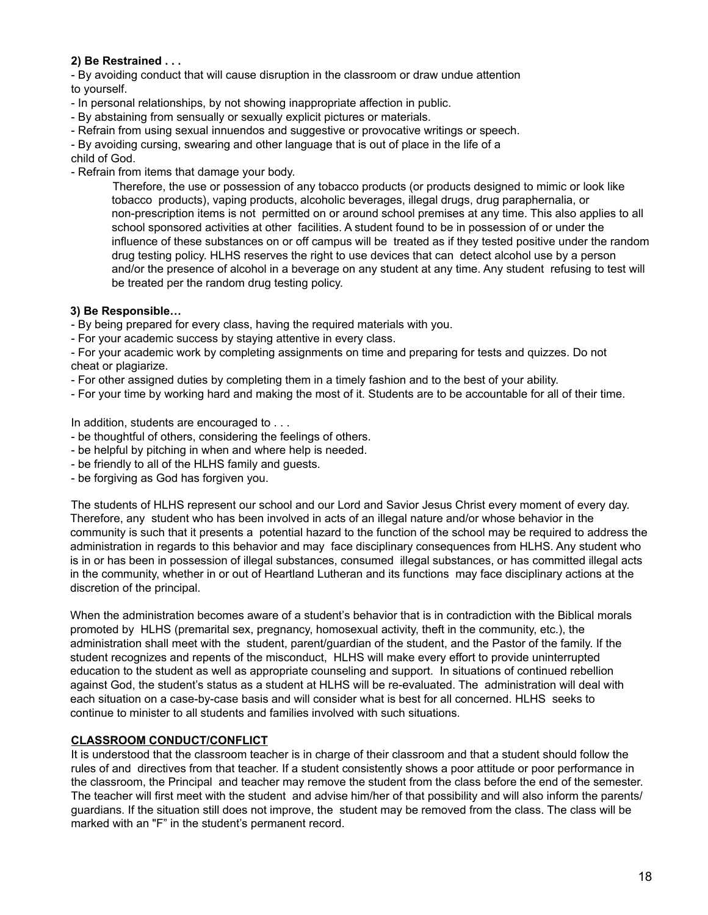**2) Be Restrained . . .**

- By avoiding conduct that will cause disruption in the classroom or draw undue attention to yourself.
- In personal relationships, by not showing inappropriate affection in public.
- By abstaining from sensually or sexually explicit pictures or materials.
- Refrain from using sexual innuendos and suggestive or provocative writings or speech.
- By avoiding cursing, swearing and other language that is out of place in the life of a child of God.
- Refrain from items that damage your body.

  Therefore, the use or possession of any tobacco products (or products designed to mimic or look like tobacco products), vaping products, alcoholic beverages, illegal drugs, drug paraphernalia, or non-prescription items is not permitted on or around school premises at any time. This also applies to all school sponsored activities at other facilities. A student found to be in possession of or under the influence of these substances on or off campus will be treated as if they tested positive under the random drug testing policy. HLHS reserves the right to use devices that can detect alcohol use by a person and/or the presence of alcohol in a beverage on any student at any time. Any student refusing to test will be treated per the random drug testing policy.

**3) Be Responsible…**

- By being prepared for every class, having the required materials with you.
- For your academic success by staying attentive in every class.
- For your academic work by completing assignments on time and preparing for tests and quizzes. Do not cheat or plagiarize.
- For other assigned duties by completing them in a timely fashion and to the best of your ability.
- For your time by working hard and making the most of it. Students are to be accountable for all of their time.

In addition, students are encouraged to . . .

- be thoughtful of others, considering the feelings of others.
- be helpful by pitching in when and where help is needed.
- be friendly to all of the HLHS family and guests.
- be forgiving as God has forgiven you.

The students of HLHS represent our school and our Lord and Savior Jesus Christ every moment of every day. Therefore, any student who has been involved in acts of an illegal nature and/or whose behavior in the community is such that it presents a potential hazard to the function of the school may be required to address the administration in regards to this behavior and may face disciplinary consequences from HLHS. Any student who is in or has been in possession of illegal substances, consumed illegal substances, or has committed illegal acts in the community, whether in or out of Heartland Lutheran and its functions may face disciplinary actions at the discretion of the principal.

When the administration becomes aware of a student's behavior that is in contradiction with the Biblical morals promoted by HLHS (premarital sex, pregnancy, homosexual activity, theft in the community, etc.), the administration shall meet with the student, parent/guardian of the student, and the Pastor of the family. If the student recognizes and repents of the misconduct, HLHS will make every effort to provide uninterrupted education to the student as well as appropriate counseling and support. In situations of continued rebellion against God, the student's status as a student at HLHS will be re-evaluated. The administration will deal with each situation on a case-by-case basis and will consider what is best for all concerned. HLHS seeks to continue to minister to all students and families involved with such situations.

**CLASSROOM CONDUCT/CONFLICT**

It is understood that the classroom teacher is in charge of their classroom and that a student should follow the rules of and directives from that teacher. If a student consistently shows a poor attitude or poor performance in the classroom, the Principal and teacher may remove the student from the class before the end of the semester. The teacher will first meet with the student and advise him/her of that possibility and will also inform the parents/ guardians. If the situation still does not improve, the student may be removed from the class. The class will be marked with an "F" in the student's permanent record.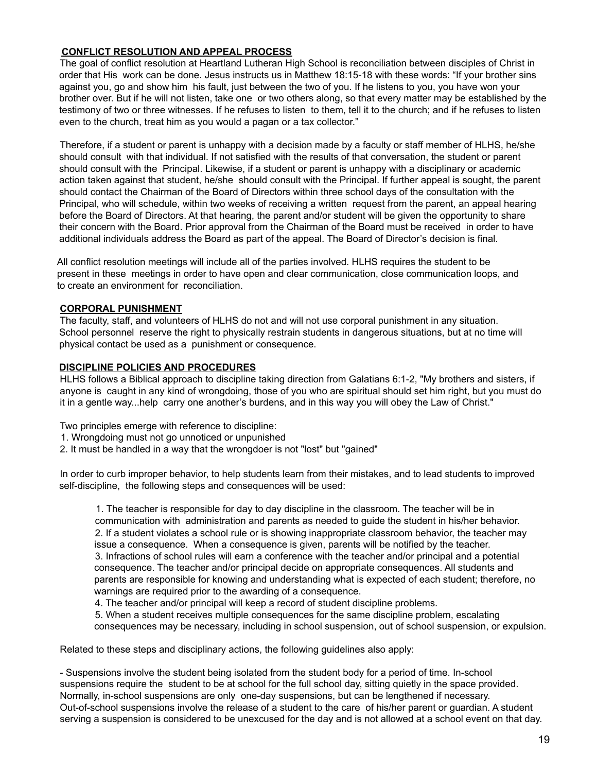## CONFLICT RESOLUTION AND APPEAL PROCESS

The goal of conflict resolution at Heartland Lutheran High School is reconciliation between disciples of Christ in order that His work can be done. Jesus instructs us in Matthew 18:15-18 with these words: "If your brother sins against you, go and show him his fault, just between the two of you. If he listens to you, you have won your brother over. But if he will not listen, take one or two others along, so that every matter may be established by the testimony of two or three witnesses. If he refuses to listen to them, tell it to the church; and if he refuses to listen even to the church, treat him as you would a pagan or a tax collector."

Therefore, if a student or parent is unhappy with a decision made by a faculty or staff member of HLHS, he/she should consult with that individual. If not satisfied with the results of that conversation, the student or parent should consult with the Principal. Likewise, if a student or parent is unhappy with a disciplinary or academic action taken against that student, he/she should consult with the Principal. If further appeal is sought, the parent should contact the Chairman of the Board of Directors within three school days of the consultation with the Principal, who will schedule, within two weeks of receiving a written request from the parent, an appeal hearing before the Board of Directors. At that hearing, the parent and/or student will be given the opportunity to share their concern with the Board. Prior approval from the Chairman of the Board must be received in order to have additional individuals address the Board as part of the appeal. The Board of Director's decision is final.

All conflict resolution meetings will include all of the parties involved. HLHS requires the student to be present in these meetings in order to have open and clear communication, close communication loops, and to create an environment for reconciliation.

## CORPORAL PUNISHMENT

The faculty, staff, and volunteers of HLHS do not and will not use corporal punishment in any situation. School personnel reserve the right to physically restrain students in dangerous situations, but at no time will physical contact be used as a punishment or consequence.

## DISCIPLINE POLICIES AND PROCEDURES

HLHS follows a Biblical approach to discipline taking direction from Galatians 6:1-2, "My brothers and sisters, if anyone is caught in any kind of wrongdoing, those of you who are spiritual should set him right, but you must do it in a gentle way...help carry one another's burdens, and in this way you will obey the Law of Christ."

Two principles emerge with reference to discipline:

1. Wrongdoing must not go unnoticed or unpunished
2. It must be handled in a way that the wrongdoer is not "lost" but "gained"

In order to curb improper behavior, to help students learn from their mistakes, and to lead students to improved self-discipline, the following steps and consequences will be used:

1. The teacher is responsible for day to day discipline in the classroom. The teacher will be in communication with administration and parents as needed to guide the student in his/her behavior.
2. If a student violates a school rule or is showing inappropriate classroom behavior, the teacher may issue a consequence. When a consequence is given, parents will be notified by the teacher.
3. Infractions of school rules will earn a conference with the teacher and/or principal and a potential consequence. The teacher and/or principal decide on appropriate consequences. All students and parents are responsible for knowing and understanding what is expected of each student; therefore, no warnings are required prior to the awarding of a consequence.
4. The teacher and/or principal will keep a record of student discipline problems.
5. When a student receives multiple consequences for the same discipline problem, escalating consequences may be necessary, including in school suspension, out of school suspension, or expulsion.

Related to these steps and disciplinary actions, the following guidelines also apply:

- Suspensions involve the student being isolated from the student body for a period of time. In-school suspensions require the student to be at school for the full school day, sitting quietly in the space provided. Normally, in-school suspensions are only one-day suspensions, but can be lengthened if necessary. Out-of-school suspensions involve the release of a student to the care of his/her parent or guardian. A student serving a suspension is considered to be unexcused for the day and is not allowed at a school event on that day.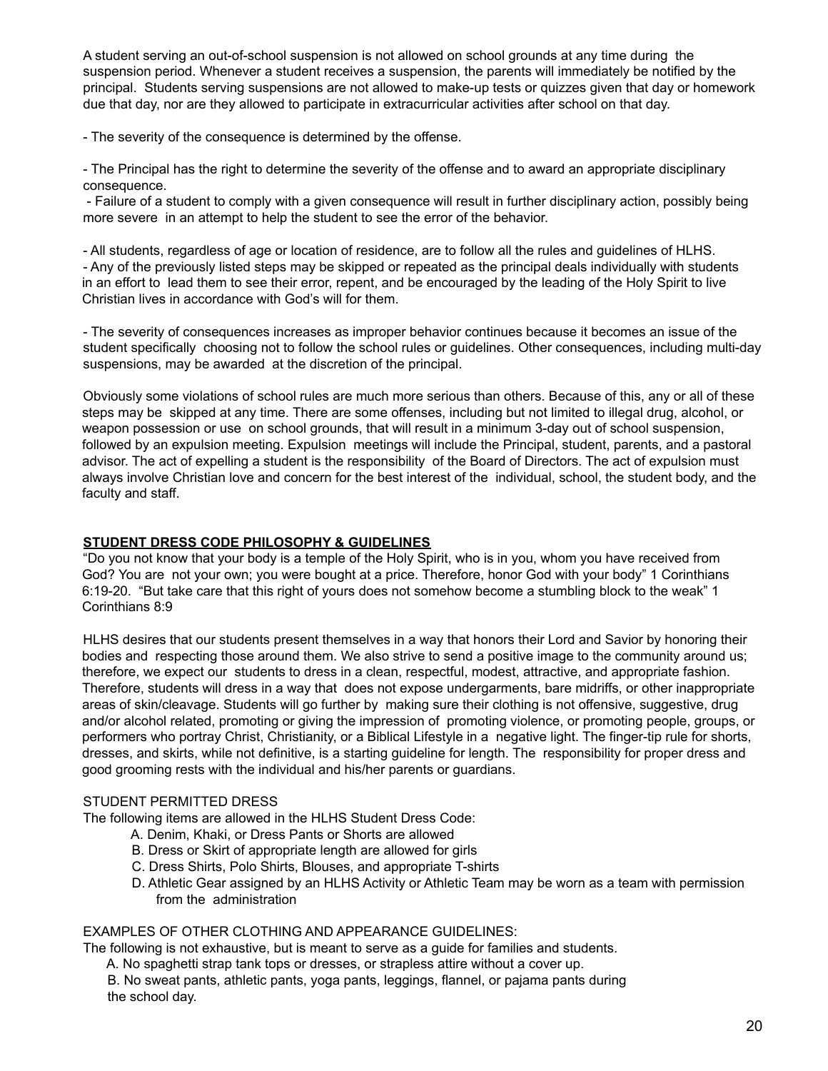A student serving an out-of-school suspension is not allowed on school grounds at any time during the suspension period. Whenever a student receives a suspension, the parents will immediately be notified by the principal. Students serving suspensions are not allowed to make-up tests or quizzes given that day or homework due that day, nor are they allowed to participate in extracurricular activities after school on that day.

- The severity of the consequence is determined by the offense.

- The Principal has the right to determine the severity of the offense and to award an appropriate disciplinary consequence.
- Failure of a student to comply with a given consequence will result in further disciplinary action, possibly being more severe in an attempt to help the student to see the error of the behavior.

- All students, regardless of age or location of residence, are to follow all the rules and guidelines of HLHS.
- Any of the previously listed steps may be skipped or repeated as the principal deals individually with students in an effort to lead them to see their error, repent, and be encouraged by the leading of the Holy Spirit to live Christian lives in accordance with God's will for them.

- The severity of consequences increases as improper behavior continues because it becomes an issue of the student specifically choosing not to follow the school rules or guidelines. Other consequences, including multi-day suspensions, may be awarded at the discretion of the principal.

Obviously some violations of school rules are much more serious than others. Because of this, any or all of these steps may be skipped at any time. There are some offenses, including but not limited to illegal drug, alcohol, or weapon possession or use on school grounds, that will result in a minimum 3-day out of school suspension, followed by an expulsion meeting. Expulsion meetings will include the Principal, student, parents, and a pastoral advisor. The act of expelling a student is the responsibility of the Board of Directors. The act of expulsion must always involve Christian love and concern for the best interest of the individual, school, the student body, and the faculty and staff.

## STUDENT DRESS CODE PHILOSOPHY & GUIDELINES

"Do you not know that your body is a temple of the Holy Spirit, who is in you, whom you have received from God? You are not your own; you were bought at a price. Therefore, honor God with your body" 1 Corinthians 6:19-20. "But take care that this right of yours does not somehow become a stumbling block to the weak" 1 Corinthians 8:9

HLHS desires that our students present themselves in a way that honors their Lord and Savior by honoring their bodies and respecting those around them. We also strive to send a positive image to the community around us; therefore, we expect our students to dress in a clean, respectful, modest, attractive, and appropriate fashion. Therefore, students will dress in a way that does not expose undergarments, bare midriffs, or other inappropriate areas of skin/cleavage. Students will go further by making sure their clothing is not offensive, suggestive, drug and/or alcohol related, promoting or giving the impression of promoting violence, or promoting people, groups, or performers who portray Christ, Christianity, or a Biblical Lifestyle in a negative light. The finger-tip rule for shorts, dresses, and skirts, while not definitive, is a starting guideline for length. The responsibility for proper dress and good grooming rests with the individual and his/her parents or guardians.

STUDENT PERMITTED DRESS

The following items are allowed in the HLHS Student Dress Code:

A. Denim, Khaki, or Dress Pants or Shorts are allowed
B. Dress or Skirt of appropriate length are allowed for girls
C. Dress Shirts, Polo Shirts, Blouses, and appropriate T-shirts
D. Athletic Gear assigned by an HLHS Activity or Athletic Team may be worn as a team with permission from the administration

EXAMPLES OF OTHER CLOTHING AND APPEARANCE GUIDELINES:

The following is not exhaustive, but is meant to serve as a guide for families and students.

A. No spaghetti strap tank tops or dresses, or strapless attire without a cover up.
B. No sweat pants, athletic pants, yoga pants, leggings, flannel, or pajama pants during the school day.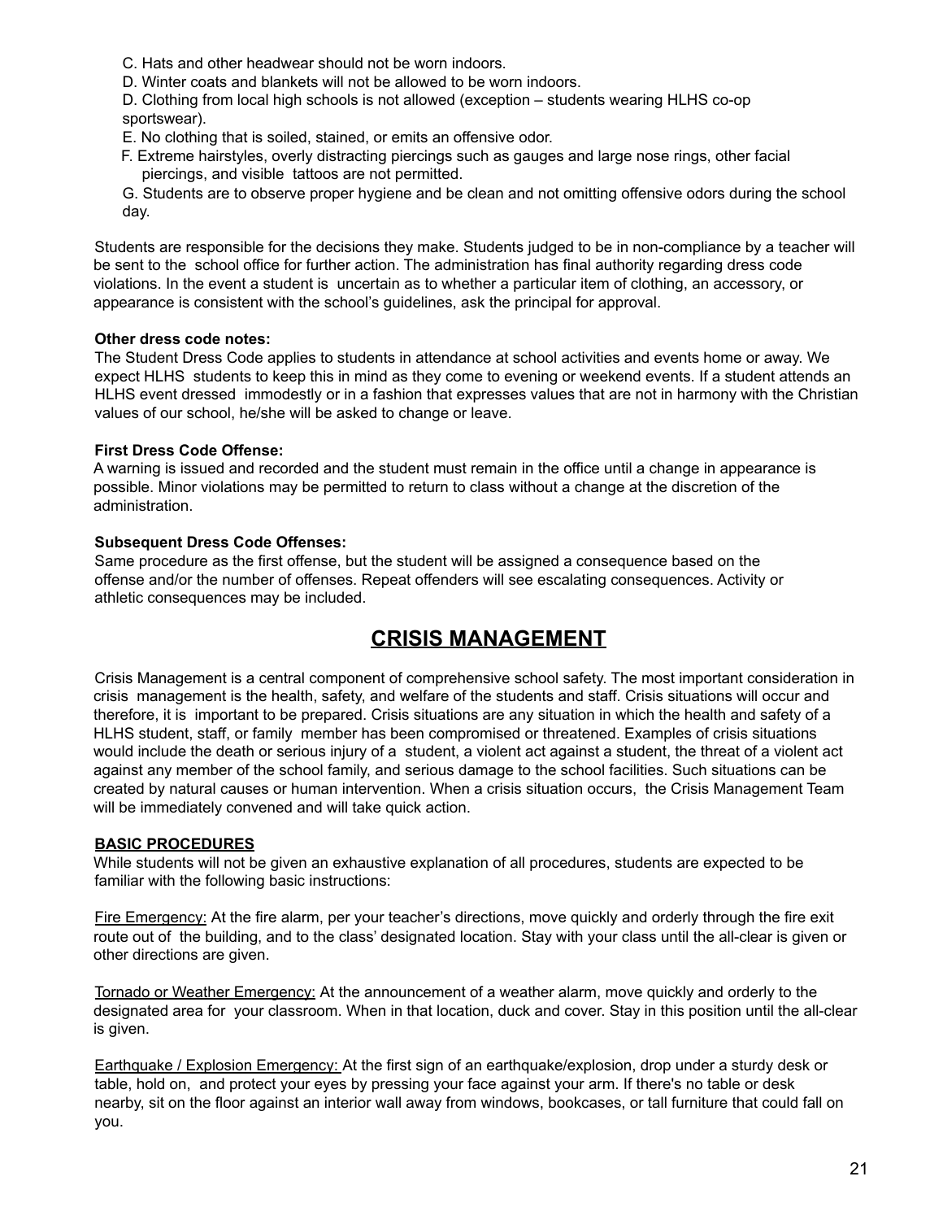C. Hats and other headwear should not be worn indoors.

D. Winter coats and blankets will not be allowed to be worn indoors.

D. Clothing from local high schools is not allowed (exception – students wearing HLHS co-op sportswear).

E. No clothing that is soiled, stained, or emits an offensive odor.

F. Extreme hairstyles, overly distracting piercings such as gauges and large nose rings, other facial piercings, and visible tattoos are not permitted.

G. Students are to observe proper hygiene and be clean and not omitting offensive odors during the school day.

Students are responsible for the decisions they make. Students judged to be in non-compliance by a teacher will be sent to the school office for further action. The administration has final authority regarding dress code violations. In the event a student is uncertain as to whether a particular item of clothing, an accessory, or appearance is consistent with the school's guidelines, ask the principal for approval.

**Other dress code notes:**

The Student Dress Code applies to students in attendance at school activities and events home or away. We expect HLHS students to keep this in mind as they come to evening or weekend events. If a student attends an HLHS event dressed immodestly or in a fashion that expresses values that are not in harmony with the Christian values of our school, he/she will be asked to change or leave.

**First Dress Code Offense:**

A warning is issued and recorded and the student must remain in the office until a change in appearance is possible. Minor violations may be permitted to return to class without a change at the discretion of the administration.

**Subsequent Dress Code Offenses:**

Same procedure as the first offense, but the student will be assigned a consequence based on the offense and/or the number of offenses. Repeat offenders will see escalating consequences. Activity or athletic consequences may be included.

# CRISIS MANAGEMENT

Crisis Management is a central component of comprehensive school safety. The most important consideration in crisis management is the health, safety, and welfare of the students and staff. Crisis situations will occur and therefore, it is important to be prepared. Crisis situations are any situation in which the health and safety of a HLHS student, staff, or family member has been compromised or threatened. Examples of crisis situations would include the death or serious injury of a student, a violent act against a student, the threat of a violent act against any member of the school family, and serious damage to the school facilities. Such situations can be created by natural causes or human intervention. When a crisis situation occurs, the Crisis Management Team will be immediately convened and will take quick action.

**BASIC PROCEDURES**

While students will not be given an exhaustive explanation of all procedures, students are expected to be familiar with the following basic instructions:

Fire Emergency: At the fire alarm, per your teacher's directions, move quickly and orderly through the fire exit route out of the building, and to the class' designated location. Stay with your class until the all-clear is given or other directions are given.

Tornado or Weather Emergency: At the announcement of a weather alarm, move quickly and orderly to the designated area for your classroom. When in that location, duck and cover. Stay in this position until the all-clear is given.

Earthquake / Explosion Emergency: At the first sign of an earthquake/explosion, drop under a sturdy desk or table, hold on, and protect your eyes by pressing your face against your arm. If there's no table or desk nearby, sit on the floor against an interior wall away from windows, bookcases, or tall furniture that could fall on you.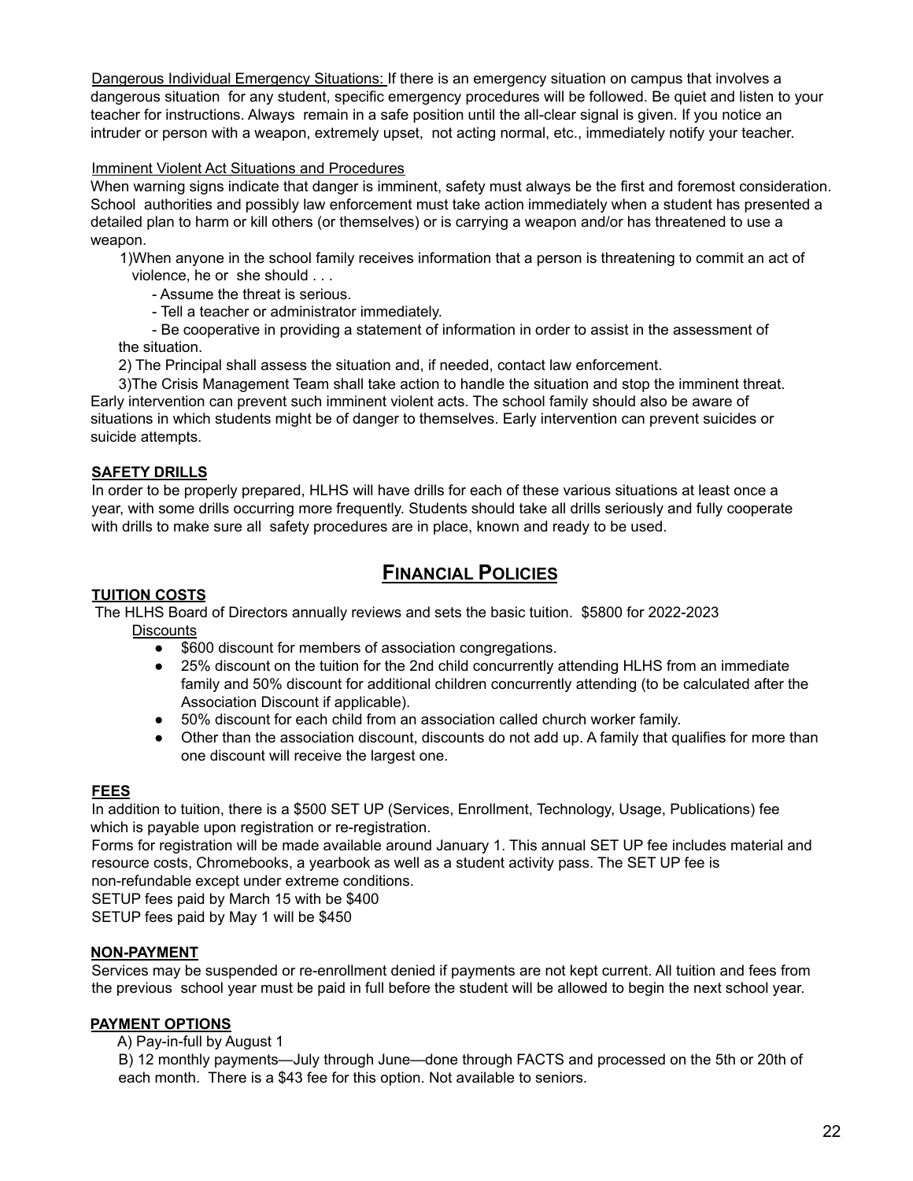Dangerous Individual Emergency Situations: If there is an emergency situation on campus that involves a dangerous situation for any student, specific emergency procedures will be followed. Be quiet and listen to your teacher for instructions. Always remain in a safe position until the all-clear signal is given. If you notice an intruder or person with a weapon, extremely upset, not acting normal, etc., immediately notify your teacher.

Imminent Violent Act Situations and Procedures

When warning signs indicate that danger is imminent, safety must always be the first and foremost consideration. School authorities and possibly law enforcement must take action immediately when a student has presented a detailed plan to harm or kill others (or themselves) or is carrying a weapon and/or has threatened to use a weapon.

1) When anyone in the school family receives information that a person is threatening to commit an act of violence, he or she should . . .
   - Assume the threat is serious.
   - Tell a teacher or administrator immediately.
   - Be cooperative in providing a statement of information in order to assist in the assessment of the situation.
2) The Principal shall assess the situation and, if needed, contact law enforcement.
3) The Crisis Management Team shall take action to handle the situation and stop the imminent threat.

Early intervention can prevent such imminent violent acts. The school family should also be aware of situations in which students might be of danger to themselves. Early intervention can prevent suicides or suicide attempts.

**SAFETY DRILLS**

In order to be properly prepared, HLHS will have drills for each of these various situations at least once a year, with some drills occurring more frequently. Students should take all drills seriously and fully cooperate with drills to make sure all safety procedures are in place, known and ready to be used.

# FINANCIAL POLICIES

**TUITION COSTS**

The HLHS Board of Directors annually reviews and sets the basic tuition. $5800 for 2022-2023

Discounts

- $600 discount for members of association congregations.
- 25% discount on the tuition for the 2nd child concurrently attending HLHS from an immediate family and 50% discount for additional children concurrently attending (to be calculated after the Association Discount if applicable).
- 50% discount for each child from an association called church worker family.
- Other than the association discount, discounts do not add up. A family that qualifies for more than one discount will receive the largest one.

**FEES**

In addition to tuition, there is a $500 SET UP (Services, Enrollment, Technology, Usage, Publications) fee which is payable upon registration or re-registration.

Forms for registration will be made available around January 1. This annual SET UP fee includes material and resource costs, Chromebooks, a yearbook as well as a student activity pass. The SET UP fee is non-refundable except under extreme conditions.

SETUP fees paid by March 15 with be $400

SETUP fees paid by May 1 will be $450

**NON-PAYMENT**

Services may be suspended or re-enrollment denied if payments are not kept current. All tuition and fees from the previous school year must be paid in full before the student will be allowed to begin the next school year.

**PAYMENT OPTIONS**

A) Pay-in-full by August 1

B) 12 monthly payments—July through June—done through FACTS and processed on the 5th or 20th of each month. There is a $43 fee for this option. Not available to seniors.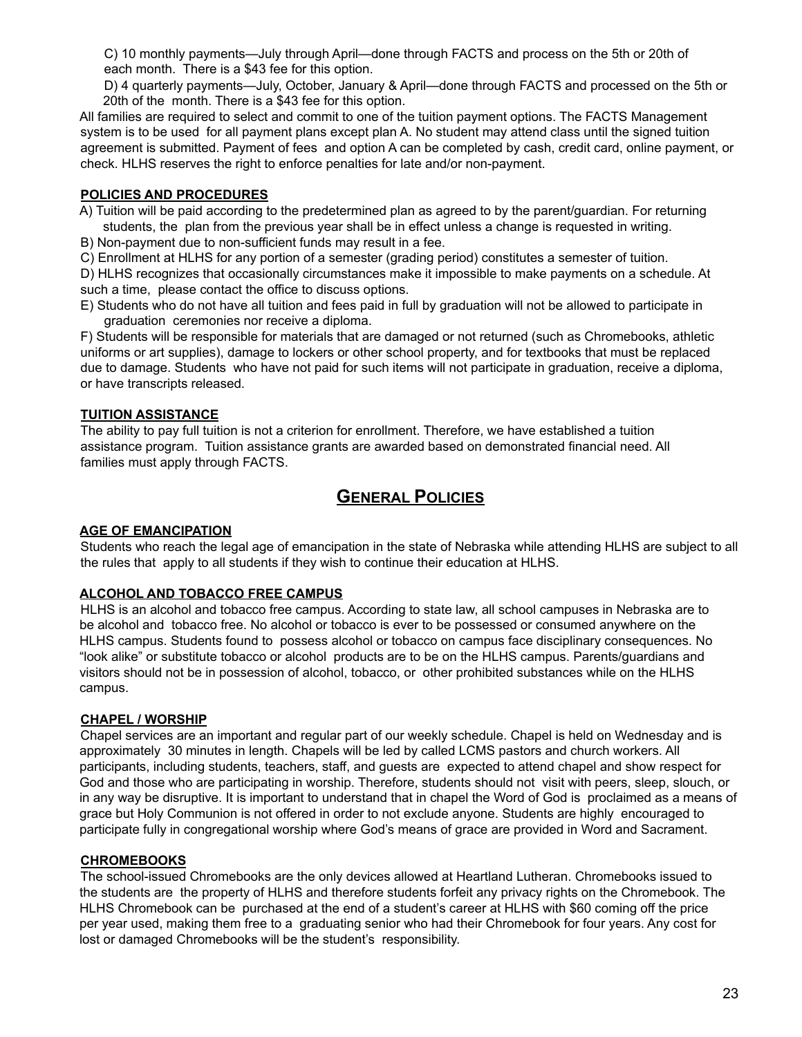C) 10 monthly payments—July through April—done through FACTS and process on the 5th or 20th of each month. There is a $43 fee for this option.

D) 4 quarterly payments—July, October, January & April—done through FACTS and processed on the 5th or 20th of the month. There is a $43 fee for this option.

All families are required to select and commit to one of the tuition payment options. The FACTS Management system is to be used for all payment plans except plan A. No student may attend class until the signed tuition agreement is submitted. Payment of fees and option A can be completed by cash, credit card, online payment, or check. HLHS reserves the right to enforce penalties for late and/or non-payment.

**POLICIES AND PROCEDURES**

A) Tuition will be paid according to the predetermined plan as agreed to by the parent/guardian. For returning students, the plan from the previous year shall be in effect unless a change is requested in writing.

B) Non-payment due to non-sufficient funds may result in a fee.

C) Enrollment at HLHS for any portion of a semester (grading period) constitutes a semester of tuition.

D) HLHS recognizes that occasionally circumstances make it impossible to make payments on a schedule. At such a time, please contact the office to discuss options.

E) Students who do not have all tuition and fees paid in full by graduation will not be allowed to participate in graduation ceremonies nor receive a diploma.

F) Students will be responsible for materials that are damaged or not returned (such as Chromebooks, athletic uniforms or art supplies), damage to lockers or other school property, and for textbooks that must be replaced due to damage. Students who have not paid for such items will not participate in graduation, receive a diploma, or have transcripts released.

**TUITION ASSISTANCE**

The ability to pay full tuition is not a criterion for enrollment. Therefore, we have established a tuition assistance program. Tuition assistance grants are awarded based on demonstrated financial need. All families must apply through FACTS.

## GENERAL POLICIES

**AGE OF EMANCIPATION**

Students who reach the legal age of emancipation in the state of Nebraska while attending HLHS are subject to all the rules that apply to all students if they wish to continue their education at HLHS.

**ALCOHOL AND TOBACCO FREE CAMPUS**

HLHS is an alcohol and tobacco free campus. According to state law, all school campuses in Nebraska are to be alcohol and tobacco free. No alcohol or tobacco is ever to be possessed or consumed anywhere on the HLHS campus. Students found to possess alcohol or tobacco on campus face disciplinary consequences. No "look alike" or substitute tobacco or alcohol products are to be on the HLHS campus. Parents/guardians and visitors should not be in possession of alcohol, tobacco, or other prohibited substances while on the HLHS campus.

**CHAPEL / WORSHIP**

Chapel services are an important and regular part of our weekly schedule. Chapel is held on Wednesday and is approximately 30 minutes in length. Chapels will be led by called LCMS pastors and church workers. All participants, including students, teachers, staff, and guests are expected to attend chapel and show respect for God and those who are participating in worship. Therefore, students should not visit with peers, sleep, slouch, or in any way be disruptive. It is important to understand that in chapel the Word of God is proclaimed as a means of grace but Holy Communion is not offered in order to not exclude anyone. Students are highly encouraged to participate fully in congregational worship where God's means of grace are provided in Word and Sacrament.

**CHROMEBOOKS**

The school-issued Chromebooks are the only devices allowed at Heartland Lutheran. Chromebooks issued to the students are the property of HLHS and therefore students forfeit any privacy rights on the Chromebook. The HLHS Chromebook can be purchased at the end of a student's career at HLHS with $60 coming off the price per year used, making them free to a graduating senior who had their Chromebook for four years. Any cost for lost or damaged Chromebooks will be the student's responsibility.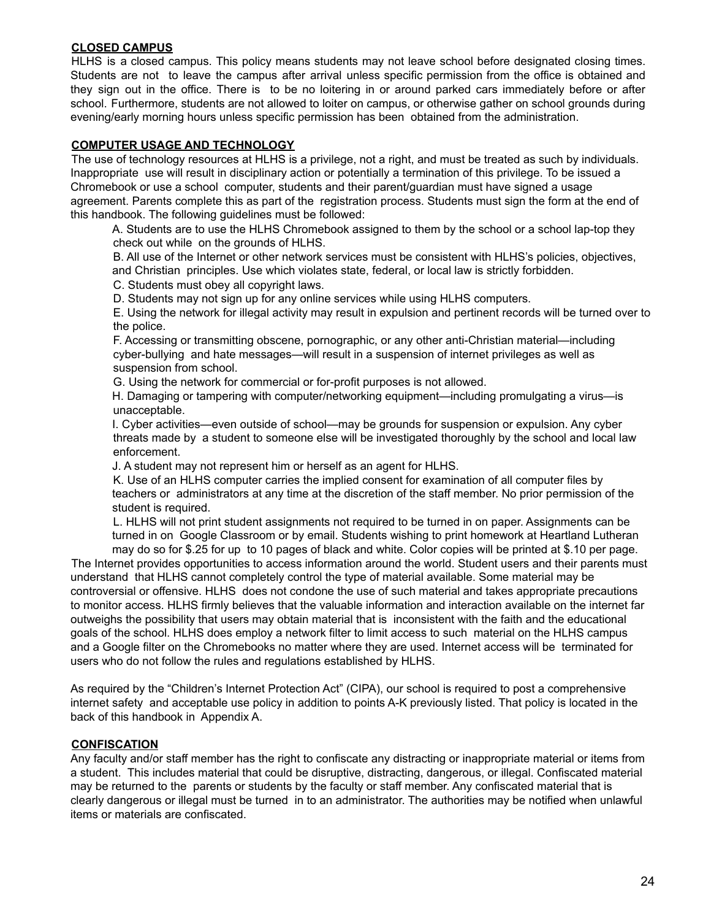**CLOSED CAMPUS**

HLHS is a closed campus. This policy means students may not leave school before designated closing times. Students are not to leave the campus after arrival unless specific permission from the office is obtained and they sign out in the office. There is to be no loitering in or around parked cars immediately before or after school. Furthermore, students are not allowed to loiter on campus, or otherwise gather on school grounds during evening/early morning hours unless specific permission has been obtained from the administration.

**COMPUTER USAGE AND TECHNOLOGY**

The use of technology resources at HLHS is a privilege, not a right, and must be treated as such by individuals. Inappropriate use will result in disciplinary action or potentially a termination of this privilege. To be issued a Chromebook or use a school computer, students and their parent/guardian must have signed a usage agreement. Parents complete this as part of the registration process. Students must sign the form at the end of this handbook. The following guidelines must be followed:

A. Students are to use the HLHS Chromebook assigned to them by the school or a school lap-top they check out while on the grounds of HLHS.

B. All use of the Internet or other network services must be consistent with HLHS's policies, objectives, and Christian principles. Use which violates state, federal, or local law is strictly forbidden.

C. Students must obey all copyright laws.

D. Students may not sign up for any online services while using HLHS computers.

E. Using the network for illegal activity may result in expulsion and pertinent records will be turned over to the police.

F. Accessing or transmitting obscene, pornographic, or any other anti-Christian material—including cyber-bullying and hate messages—will result in a suspension of internet privileges as well as suspension from school.

G. Using the network for commercial or for-profit purposes is not allowed.

H. Damaging or tampering with computer/networking equipment—including promulgating a virus—is unacceptable.

I. Cyber activities—even outside of school—may be grounds for suspension or expulsion. Any cyber threats made by a student to someone else will be investigated thoroughly by the school and local law enforcement.

J. A student may not represent him or herself as an agent for HLHS.

K. Use of an HLHS computer carries the implied consent for examination of all computer files by teachers or administrators at any time at the discretion of the staff member. No prior permission of the student is required.

L. HLHS will not print student assignments not required to be turned in on paper. Assignments can be turned in on Google Classroom or by email. Students wishing to print homework at Heartland Lutheran may do so for $.25 for up to 10 pages of black and white. Color copies will be printed at $.10 per page.

The Internet provides opportunities to access information around the world. Student users and their parents must understand that HLHS cannot completely control the type of material available. Some material may be controversial or offensive. HLHS does not condone the use of such material and takes appropriate precautions to monitor access. HLHS firmly believes that the valuable information and interaction available on the internet far outweighs the possibility that users may obtain material that is inconsistent with the faith and the educational goals of the school. HLHS does employ a network filter to limit access to such material on the HLHS campus and a Google filter on the Chromebooks no matter where they are used. Internet access will be terminated for users who do not follow the rules and regulations established by HLHS.

As required by the "Children's Internet Protection Act" (CIPA), our school is required to post a comprehensive internet safety and acceptable use policy in addition to points A-K previously listed. That policy is located in the back of this handbook in Appendix A.

**CONFISCATION**

Any faculty and/or staff member has the right to confiscate any distracting or inappropriate material or items from a student. This includes material that could be disruptive, distracting, dangerous, or illegal. Confiscated material may be returned to the parents or students by the faculty or staff member. Any confiscated material that is clearly dangerous or illegal must be turned in to an administrator. The authorities may be notified when unlawful items or materials are confiscated.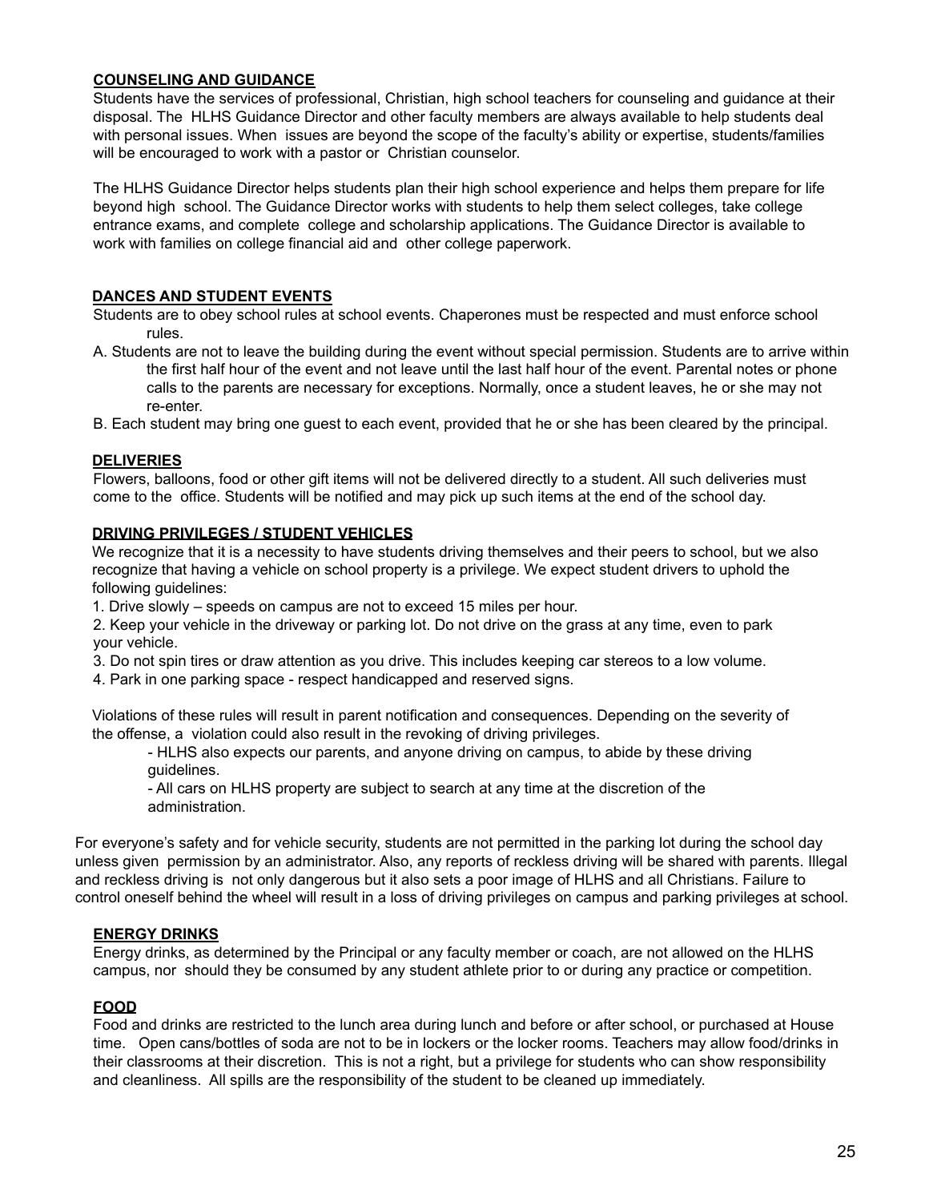**COUNSELING AND GUIDANCE**

Students have the services of professional, Christian, high school teachers for counseling and guidance at their disposal. The HLHS Guidance Director and other faculty members are always available to help students deal with personal issues. When issues are beyond the scope of the faculty's ability or expertise, students/families will be encouraged to work with a pastor or Christian counselor.

The HLHS Guidance Director helps students plan their high school experience and helps them prepare for life beyond high school. The Guidance Director works with students to help them select colleges, take college entrance exams, and complete college and scholarship applications. The Guidance Director is available to work with families on college financial aid and other college paperwork.

**DANCES AND STUDENT EVENTS**

Students are to obey school rules at school events. Chaperones must be respected and must enforce school rules.

A. Students are not to leave the building during the event without special permission. Students are to arrive within the first half hour of the event and not leave until the last half hour of the event. Parental notes or phone calls to the parents are necessary for exceptions. Normally, once a student leaves, he or she may not re-enter.

B. Each student may bring one guest to each event, provided that he or she has been cleared by the principal.

**DELIVERIES**

Flowers, balloons, food or other gift items will not be delivered directly to a student. All such deliveries must come to the office. Students will be notified and may pick up such items at the end of the school day.

**DRIVING PRIVILEGES / STUDENT VEHICLES**

We recognize that it is a necessity to have students driving themselves and their peers to school, but we also recognize that having a vehicle on school property is a privilege. We expect student drivers to uphold the following guidelines:

1. Drive slowly – speeds on campus are not to exceed 15 miles per hour.
2. Keep your vehicle in the driveway or parking lot. Do not drive on the grass at any time, even to park your vehicle.
3. Do not spin tires or draw attention as you drive. This includes keeping car stereos to a low volume.
4. Park in one parking space - respect handicapped and reserved signs.

Violations of these rules will result in parent notification and consequences. Depending on the severity of the offense, a violation could also result in the revoking of driving privileges.

- HLHS also expects our parents, and anyone driving on campus, to abide by these driving guidelines.
- All cars on HLHS property are subject to search at any time at the discretion of the administration.

For everyone's safety and for vehicle security, students are not permitted in the parking lot during the school day unless given permission by an administrator. Also, any reports of reckless driving will be shared with parents. Illegal and reckless driving is not only dangerous but it also sets a poor image of HLHS and all Christians. Failure to control oneself behind the wheel will result in a loss of driving privileges on campus and parking privileges at school.

**ENERGY DRINKS**

Energy drinks, as determined by the Principal or any faculty member or coach, are not allowed on the HLHS campus, nor should they be consumed by any student athlete prior to or during any practice or competition.

**FOOD**

Food and drinks are restricted to the lunch area during lunch and before or after school, or purchased at House time. Open cans/bottles of soda are not to be in lockers or the locker rooms. Teachers may allow food/drinks in their classrooms at their discretion. This is not a right, but a privilege for students who can show responsibility and cleanliness. All spills are the responsibility of the student to be cleaned up immediately.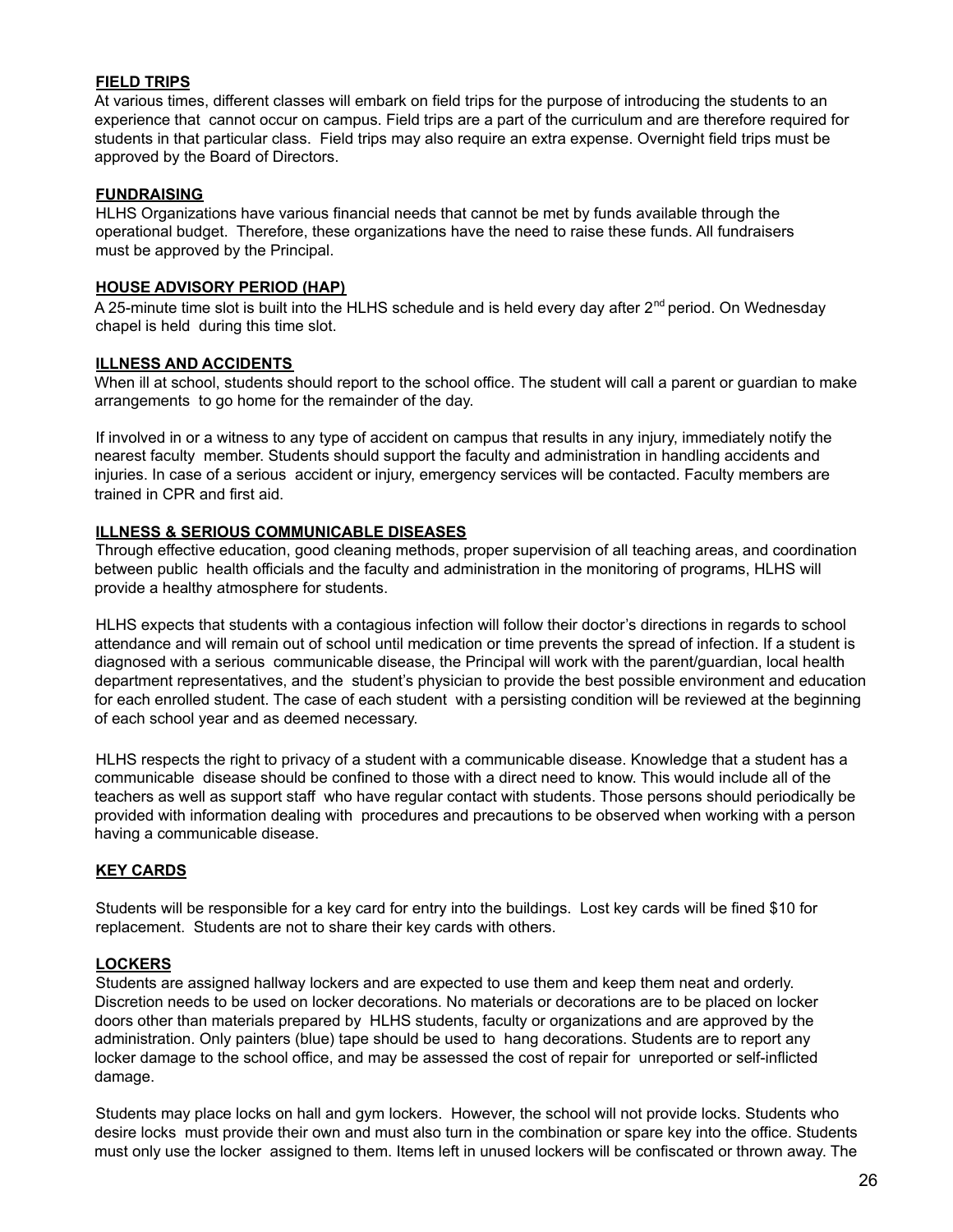**FIELD TRIPS**

At various times, different classes will embark on field trips for the purpose of introducing the students to an experience that cannot occur on campus. Field trips are a part of the curriculum and are therefore required for students in that particular class. Field trips may also require an extra expense. Overnight field trips must be approved by the Board of Directors.

**FUNDRAISING**

HLHS Organizations have various financial needs that cannot be met by funds available through the operational budget. Therefore, these organizations have the need to raise these funds. All fundraisers must be approved by the Principal.

**HOUSE ADVISORY PERIOD (HAP)**

A 25-minute time slot is built into the HLHS schedule and is held every day after 2nd period. On Wednesday chapel is held during this time slot.

**ILLNESS AND ACCIDENTS**

When ill at school, students should report to the school office. The student will call a parent or guardian to make arrangements to go home for the remainder of the day.

If involved in or a witness to any type of accident on campus that results in any injury, immediately notify the nearest faculty member. Students should support the faculty and administration in handling accidents and injuries. In case of a serious accident or injury, emergency services will be contacted. Faculty members are trained in CPR and first aid.

**ILLNESS & SERIOUS COMMUNICABLE DISEASES**

Through effective education, good cleaning methods, proper supervision of all teaching areas, and coordination between public health officials and the faculty and administration in the monitoring of programs, HLHS will provide a healthy atmosphere for students.

HLHS expects that students with a contagious infection will follow their doctor's directions in regards to school attendance and will remain out of school until medication or time prevents the spread of infection. If a student is diagnosed with a serious communicable disease, the Principal will work with the parent/guardian, local health department representatives, and the student's physician to provide the best possible environment and education for each enrolled student. The case of each student with a persisting condition will be reviewed at the beginning of each school year and as deemed necessary.

HLHS respects the right to privacy of a student with a communicable disease. Knowledge that a student has a communicable disease should be confined to those with a direct need to know. This would include all of the teachers as well as support staff who have regular contact with students. Those persons should periodically be provided with information dealing with procedures and precautions to be observed when working with a person having a communicable disease.

**KEY CARDS**

Students will be responsible for a key card for entry into the buildings. Lost key cards will be fined $10 for replacement. Students are not to share their key cards with others.

**LOCKERS**

Students are assigned hallway lockers and are expected to use them and keep them neat and orderly. Discretion needs to be used on locker decorations. No materials or decorations are to be placed on locker doors other than materials prepared by HLHS students, faculty or organizations and are approved by the administration. Only painters (blue) tape should be used to hang decorations. Students are to report any locker damage to the school office, and may be assessed the cost of repair for unreported or self-inflicted damage.

Students may place locks on hall and gym lockers. However, the school will not provide locks. Students who desire locks must provide their own and must also turn in the combination or spare key into the office. Students must only use the locker assigned to them. Items left in unused lockers will be confiscated or thrown away. The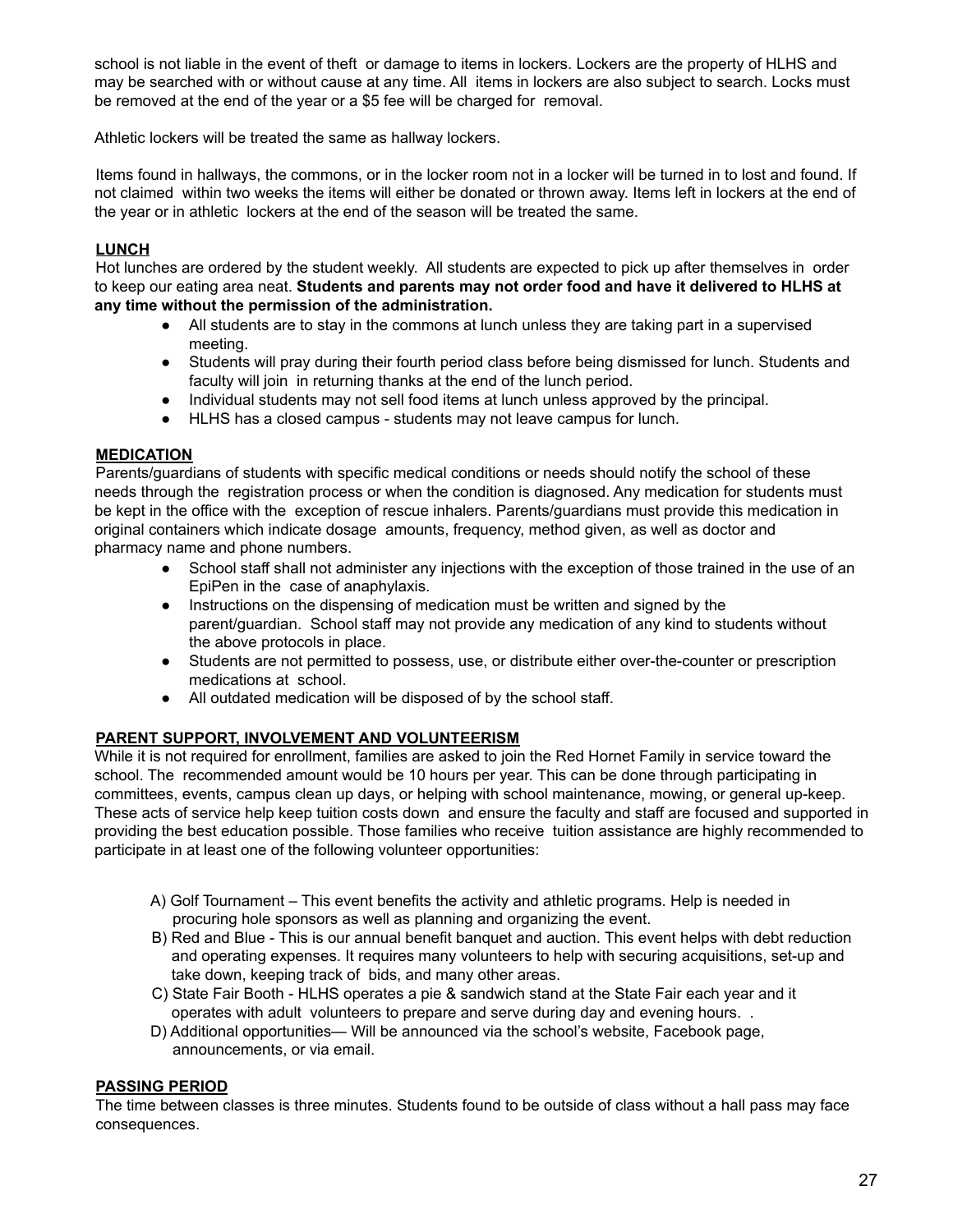school is not liable in the event of theft or damage to items in lockers. Lockers are the property of HLHS and may be searched with or without cause at any time. All items in lockers are also subject to search. Locks must be removed at the end of the year or a $5 fee will be charged for removal.

Athletic lockers will be treated the same as hallway lockers.

Items found in hallways, the commons, or in the locker room not in a locker will be turned in to lost and found. If not claimed within two weeks the items will either be donated or thrown away. Items left in lockers at the end of the year or in athletic lockers at the end of the season will be treated the same.

## LUNCH

Hot lunches are ordered by the student weekly. All students are expected to pick up after themselves in order to keep our eating area neat. **Students and parents may not order food and have it delivered to HLHS at any time without the permission of the administration.**

- All students are to stay in the commons at lunch unless they are taking part in a supervised meeting.
- Students will pray during their fourth period class before being dismissed for lunch. Students and faculty will join in returning thanks at the end of the lunch period.
- Individual students may not sell food items at lunch unless approved by the principal.
- HLHS has a closed campus - students may not leave campus for lunch.

## MEDICATION

Parents/guardians of students with specific medical conditions or needs should notify the school of these needs through the registration process or when the condition is diagnosed. Any medication for students must be kept in the office with the exception of rescue inhalers. Parents/guardians must provide this medication in original containers which indicate dosage amounts, frequency, method given, as well as doctor and pharmacy name and phone numbers.

- School staff shall not administer any injections with the exception of those trained in the use of an EpiPen in the case of anaphylaxis.
- Instructions on the dispensing of medication must be written and signed by the parent/guardian. School staff may not provide any medication of any kind to students without the above protocols in place.
- Students are not permitted to possess, use, or distribute either over-the-counter or prescription medications at school.
- All outdated medication will be disposed of by the school staff.

## PARENT SUPPORT, INVOLVEMENT AND VOLUNTEERISM

While it is not required for enrollment, families are asked to join the Red Hornet Family in service toward the school. The recommended amount would be 10 hours per year. This can be done through participating in committees, events, campus clean up days, or helping with school maintenance, mowing, or general up-keep. These acts of service help keep tuition costs down and ensure the faculty and staff are focused and supported in providing the best education possible. Those families who receive tuition assistance are highly recommended to participate in at least one of the following volunteer opportunities:

A) Golf Tournament – This event benefits the activity and athletic programs. Help is needed in procuring hole sponsors as well as planning and organizing the event.
B) Red and Blue - This is our annual benefit banquet and auction. This event helps with debt reduction and operating expenses. It requires many volunteers to help with securing acquisitions, set-up and take down, keeping track of bids, and many other areas.
C) State Fair Booth - HLHS operates a pie & sandwich stand at the State Fair each year and it operates with adult volunteers to prepare and serve during day and evening hours. .
D) Additional opportunities— Will be announced via the school's website, Facebook page, announcements, or via email.

## PASSING PERIOD

The time between classes is three minutes. Students found to be outside of class without a hall pass may face consequences.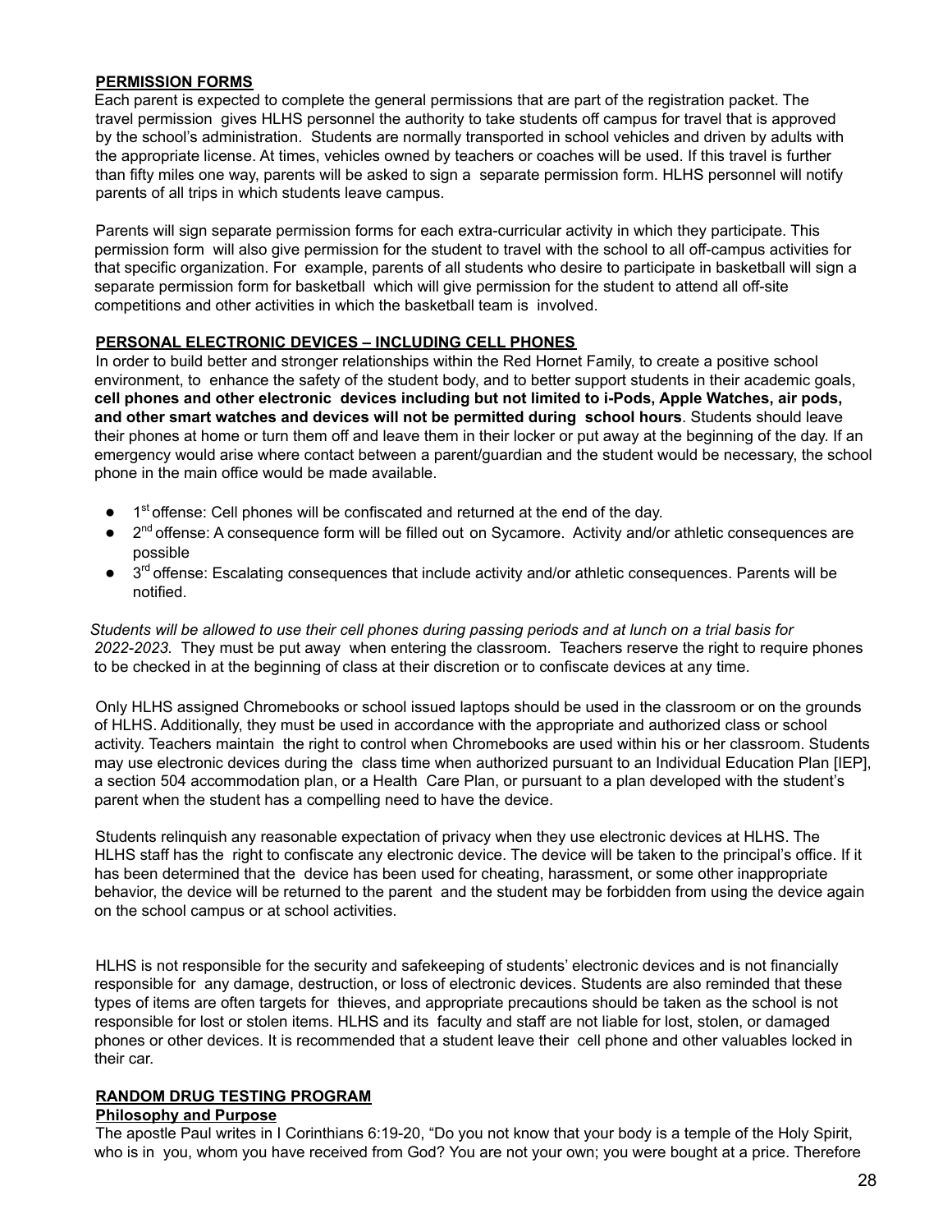## PERMISSION FORMS

Each parent is expected to complete the general permissions that are part of the registration packet. The travel permission gives HLHS personnel the authority to take students off campus for travel that is approved by the school's administration. Students are normally transported in school vehicles and driven by adults with the appropriate license. At times, vehicles owned by teachers or coaches will be used. If this travel is further than fifty miles one way, parents will be asked to sign a separate permission form. HLHS personnel will notify parents of all trips in which students leave campus.

Parents will sign separate permission forms for each extra-curricular activity in which they participate. This permission form will also give permission for the student to travel with the school to all off-campus activities for that specific organization. For example, parents of all students who desire to participate in basketball will sign a separate permission form for basketball which will give permission for the student to attend all off-site competitions and other activities in which the basketball team is involved.

## PERSONAL ELECTRONIC DEVICES – INCLUDING CELL PHONES

In order to build better and stronger relationships within the Red Hornet Family, to create a positive school environment, to enhance the safety of the student body, and to better support students in their academic goals, **cell phones and other electronic devices including but not limited to i-Pods, Apple Watches, air pods, and other smart watches and devices will not be permitted during school hours**. Students should leave their phones at home or turn them off and leave them in their locker or put away at the beginning of the day. If an emergency would arise where contact between a parent/guardian and the student would be necessary, the school phone in the main office would be made available.

- 1st offense: Cell phones will be confiscated and returned at the end of the day.
- 2nd offense: A consequence form will be filled out on Sycamore. Activity and/or athletic consequences are possible
- 3rd offense: Escalating consequences that include activity and/or athletic consequences. Parents will be notified.

*Students will be allowed to use their cell phones during passing periods and at lunch on a trial basis for 2022-2023.* They must be put away when entering the classroom. Teachers reserve the right to require phones to be checked in at the beginning of class at their discretion or to confiscate devices at any time.

Only HLHS assigned Chromebooks or school issued laptops should be used in the classroom or on the grounds of HLHS. Additionally, they must be used in accordance with the appropriate and authorized class or school activity. Teachers maintain the right to control when Chromebooks are used within his or her classroom. Students may use electronic devices during the class time when authorized pursuant to an Individual Education Plan [IEP], a section 504 accommodation plan, or a Health Care Plan, or pursuant to a plan developed with the student's parent when the student has a compelling need to have the device.

Students relinquish any reasonable expectation of privacy when they use electronic devices at HLHS. The HLHS staff has the right to confiscate any electronic device. The device will be taken to the principal's office. If it has been determined that the device has been used for cheating, harassment, or some other inappropriate behavior, the device will be returned to the parent and the student may be forbidden from using the device again on the school campus or at school activities.

HLHS is not responsible for the security and safekeeping of students' electronic devices and is not financially responsible for any damage, destruction, or loss of electronic devices. Students are also reminded that these types of items are often targets for thieves, and appropriate precautions should be taken as the school is not responsible for lost or stolen items. HLHS and its faculty and staff are not liable for lost, stolen, or damaged phones or other devices. It is recommended that a student leave their cell phone and other valuables locked in their car.

## RANDOM DRUG TESTING PROGRAM

### Philosophy and Purpose

The apostle Paul writes in I Corinthians 6:19-20, "Do you not know that your body is a temple of the Holy Spirit, who is in you, whom you have received from God? You are not your own; you were bought at a price. Therefore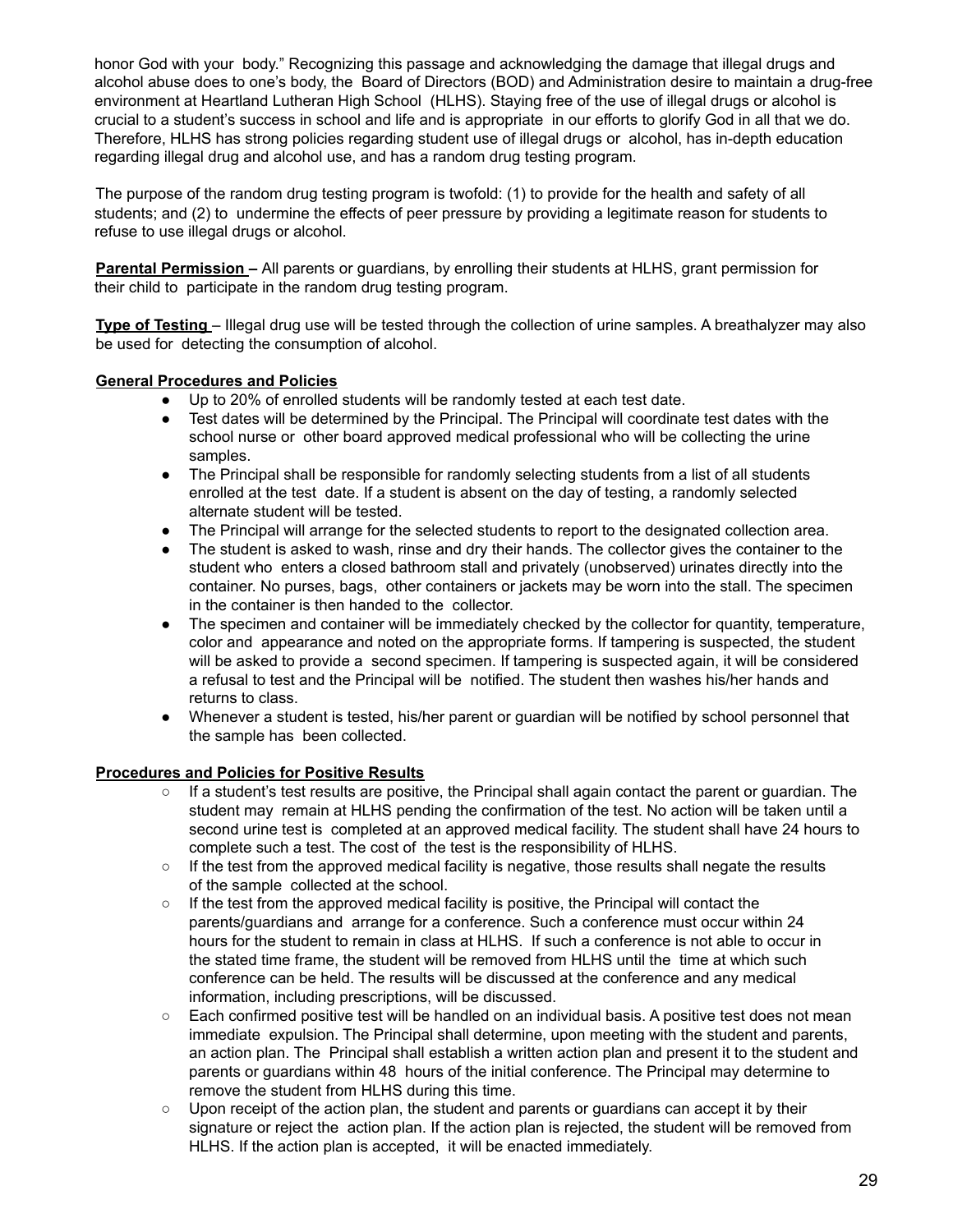honor God with your body." Recognizing this passage and acknowledging the damage that illegal drugs and alcohol abuse does to one's body, the Board of Directors (BOD) and Administration desire to maintain a drug-free environment at Heartland Lutheran High School (HLHS). Staying free of the use of illegal drugs or alcohol is crucial to a student's success in school and life and is appropriate in our efforts to glorify God in all that we do. Therefore, HLHS has strong policies regarding student use of illegal drugs or alcohol, has in-depth education regarding illegal drug and alcohol use, and has a random drug testing program.

The purpose of the random drug testing program is twofold: (1) to provide for the health and safety of all students; and (2) to undermine the effects of peer pressure by providing a legitimate reason for students to refuse to use illegal drugs or alcohol.

**Parental Permission –** All parents or guardians, by enrolling their students at HLHS, grant permission for their child to participate in the random drug testing program.

**Type of Testing** – Illegal drug use will be tested through the collection of urine samples. A breathalyzer may also be used for detecting the consumption of alcohol.

**General Procedures and Policies**

- Up to 20% of enrolled students will be randomly tested at each test date.
- Test dates will be determined by the Principal. The Principal will coordinate test dates with the school nurse or other board approved medical professional who will be collecting the urine samples.
- The Principal shall be responsible for randomly selecting students from a list of all students enrolled at the test date. If a student is absent on the day of testing, a randomly selected alternate student will be tested.
- The Principal will arrange for the selected students to report to the designated collection area.
- The student is asked to wash, rinse and dry their hands. The collector gives the container to the student who enters a closed bathroom stall and privately (unobserved) urinates directly into the container. No purses, bags, other containers or jackets may be worn into the stall. The specimen in the container is then handed to the collector.
- The specimen and container will be immediately checked by the collector for quantity, temperature, color and appearance and noted on the appropriate forms. If tampering is suspected, the student will be asked to provide a second specimen. If tampering is suspected again, it will be considered a refusal to test and the Principal will be notified. The student then washes his/her hands and returns to class.
- Whenever a student is tested, his/her parent or guardian will be notified by school personnel that the sample has been collected.

**Procedures and Policies for Positive Results**

- If a student's test results are positive, the Principal shall again contact the parent or guardian. The student may remain at HLHS pending the confirmation of the test. No action will be taken until a second urine test is completed at an approved medical facility. The student shall have 24 hours to complete such a test. The cost of the test is the responsibility of HLHS.
- If the test from the approved medical facility is negative, those results shall negate the results of the sample collected at the school.
- If the test from the approved medical facility is positive, the Principal will contact the parents/guardians and arrange for a conference. Such a conference must occur within 24 hours for the student to remain in class at HLHS. If such a conference is not able to occur in the stated time frame, the student will be removed from HLHS until the time at which such conference can be held. The results will be discussed at the conference and any medical information, including prescriptions, will be discussed.
- Each confirmed positive test will be handled on an individual basis. A positive test does not mean immediate expulsion. The Principal shall determine, upon meeting with the student and parents, an action plan. The Principal shall establish a written action plan and present it to the student and parents or guardians within 48 hours of the initial conference. The Principal may determine to remove the student from HLHS during this time.
- Upon receipt of the action plan, the student and parents or guardians can accept it by their signature or reject the action plan. If the action plan is rejected, the student will be removed from HLHS. If the action plan is accepted, it will be enacted immediately.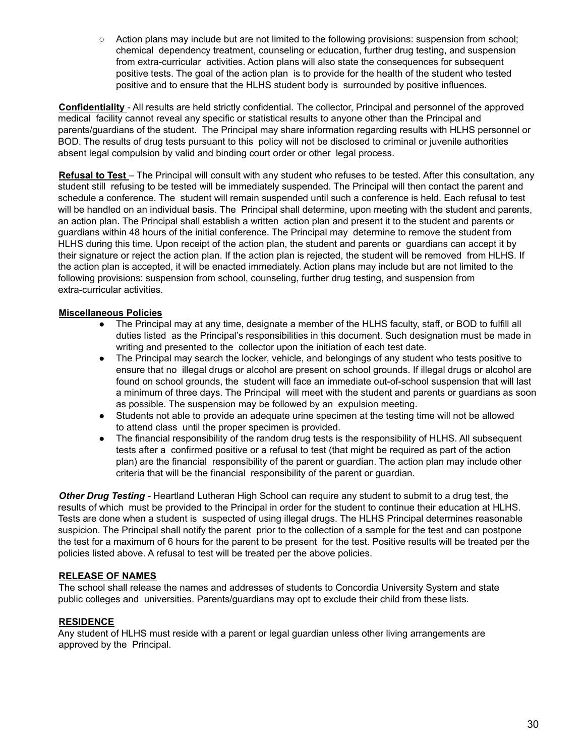- Action plans may include but are not limited to the following provisions: suspension from school; chemical dependency treatment, counseling or education, further drug testing, and suspension from extra-curricular activities. Action plans will also state the consequences for subsequent positive tests. The goal of the action plan is to provide for the health of the student who tested positive and to ensure that the HLHS student body is surrounded by positive influences.

**Confidentiality** - All results are held strictly confidential. The collector, Principal and personnel of the approved medical facility cannot reveal any specific or statistical results to anyone other than the Principal and parents/guardians of the student. The Principal may share information regarding results with HLHS personnel or BOD. The results of drug tests pursuant to this policy will not be disclosed to criminal or juvenile authorities absent legal compulsion by valid and binding court order or other legal process.

**Refusal to Test** – The Principal will consult with any student who refuses to be tested. After this consultation, any student still refusing to be tested will be immediately suspended. The Principal will then contact the parent and schedule a conference. The student will remain suspended until such a conference is held. Each refusal to test will be handled on an individual basis. The Principal shall determine, upon meeting with the student and parents, an action plan. The Principal shall establish a written action plan and present it to the student and parents or guardians within 48 hours of the initial conference. The Principal may determine to remove the student from HLHS during this time. Upon receipt of the action plan, the student and parents or guardians can accept it by their signature or reject the action plan. If the action plan is rejected, the student will be removed from HLHS. If the action plan is accepted, it will be enacted immediately. Action plans may include but are not limited to the following provisions: suspension from school, counseling, further drug testing, and suspension from extra-curricular activities.

**Miscellaneous Policies**

- The Principal may at any time, designate a member of the HLHS faculty, staff, or BOD to fulfill all duties listed as the Principal's responsibilities in this document. Such designation must be made in writing and presented to the collector upon the initiation of each test date.
- The Principal may search the locker, vehicle, and belongings of any student who tests positive to ensure that no illegal drugs or alcohol are present on school grounds. If illegal drugs or alcohol are found on school grounds, the student will face an immediate out-of-school suspension that will last a minimum of three days. The Principal will meet with the student and parents or guardians as soon as possible. The suspension may be followed by an expulsion meeting.
- Students not able to provide an adequate urine specimen at the testing time will not be allowed to attend class until the proper specimen is provided.
- The financial responsibility of the random drug tests is the responsibility of HLHS. All subsequent tests after a confirmed positive or a refusal to test (that might be required as part of the action plan) are the financial responsibility of the parent or guardian. The action plan may include other criteria that will be the financial responsibility of the parent or guardian.

***Other Drug Testing*** - Heartland Lutheran High School can require any student to submit to a drug test, the results of which must be provided to the Principal in order for the student to continue their education at HLHS. Tests are done when a student is suspected of using illegal drugs. The HLHS Principal determines reasonable suspicion. The Principal shall notify the parent prior to the collection of a sample for the test and can postpone the test for a maximum of 6 hours for the parent to be present for the test. Positive results will be treated per the policies listed above. A refusal to test will be treated per the above policies.

**RELEASE OF NAMES**

The school shall release the names and addresses of students to Concordia University System and state public colleges and universities. Parents/guardians may opt to exclude their child from these lists.

**RESIDENCE**

Any student of HLHS must reside with a parent or legal guardian unless other living arrangements are approved by the Principal.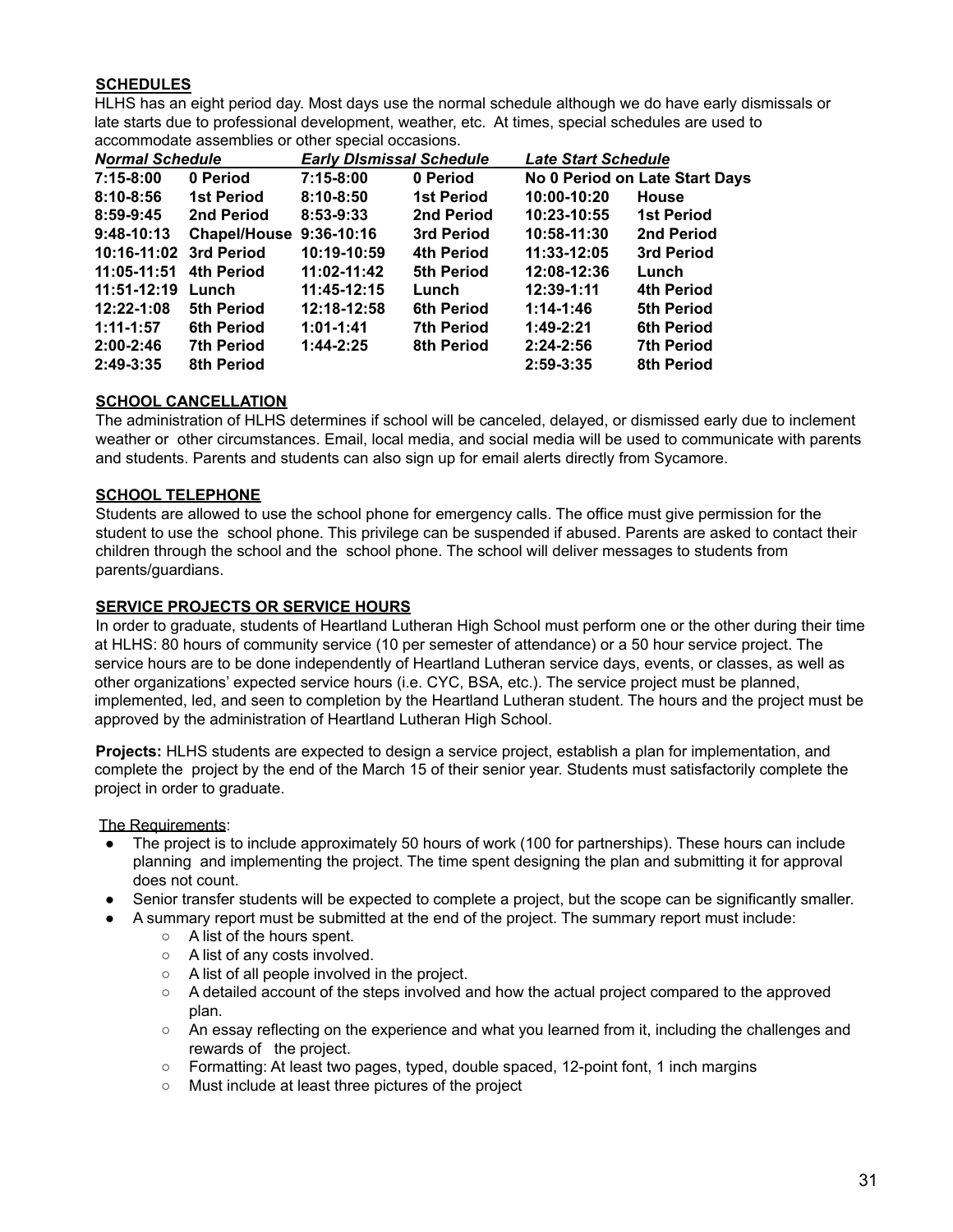## SCHEDULES

HLHS has an eight period day. Most days use the normal schedule although we do have early dismissals or late starts due to professional development, weather, etc. At times, special schedules are used to accommodate assemblies or other special occasions.

| ***Normal Schedule*** | | ***Early DIsmissal Schedule*** | | ***Late Start Schedule*** | |
|---|---|---|---|---|---|
| **7:15-8:00** | **0 Period** | **7:15-8:00** | **0 Period** | **No 0 Period on Late Start Days** | |
| **8:10-8:56** | **1st Period** | **8:10-8:50** | **1st Period** | **10:00-10:20** | **House** |
| **8:59-9:45** | **2nd Period** | **8:53-9:33** | **2nd Period** | **10:23-10:55** | **1st Period** |
| **9:48-10:13** | **Chapel/House** | **9:36-10:16** | **3rd Period** | **10:58-11:30** | **2nd Period** |
| **10:16-11:02** | **3rd Period** | **10:19-10:59** | **4th Period** | **11:33-12:05** | **3rd Period** |
| **11:05-11:51** | **4th Period** | **11:02-11:42** | **5th Period** | **12:08-12:36** | **Lunch** |
| **11:51-12:19** | **Lunch** | **11:45-12:15** | **Lunch** | **12:39-1:11** | **4th Period** |
| **12:22-1:08** | **5th Period** | **12:18-12:58** | **6th Period** | **1:14-1:46** | **5th Period** |
| **1:11-1:57** | **6th Period** | **1:01-1:41** | **7th Period** | **1:49-2:21** | **6th Period** |
| **2:00-2:46** | **7th Period** | **1:44-2:25** | **8th Period** | **2:24-2:56** | **7th Period** |
| **2:49-3:35** | **8th Period** | | | **2:59-3:35** | **8th Period** |

## SCHOOL CANCELLATION

The administration of HLHS determines if school will be canceled, delayed, or dismissed early due to inclement weather or other circumstances. Email, local media, and social media will be used to communicate with parents and students. Parents and students can also sign up for email alerts directly from Sycamore.

## SCHOOL TELEPHONE

Students are allowed to use the school phone for emergency calls. The office must give permission for the student to use the school phone. This privilege can be suspended if abused. Parents are asked to contact their children through the school and the school phone. The school will deliver messages to students from parents/guardians.

## SERVICE PROJECTS OR SERVICE HOURS

In order to graduate, students of Heartland Lutheran High School must perform one or the other during their time at HLHS: 80 hours of community service (10 per semester of attendance) or a 50 hour service project. The service hours are to be done independently of Heartland Lutheran service days, events, or classes, as well as other organizations' expected service hours (i.e. CYC, BSA, etc.). The service project must be planned, implemented, led, and seen to completion by the Heartland Lutheran student. The hours and the project must be approved by the administration of Heartland Lutheran High School.

**Projects:** HLHS students are expected to design a service project, establish a plan for implementation, and complete the project by the end of the March 15 of their senior year. Students must satisfactorily complete the project in order to graduate.

<u>The Requirements</u>:

- The project is to include approximately 50 hours of work (100 for partnerships). These hours can include planning and implementing the project. The time spent designing the plan and submitting it for approval does not count.
- Senior transfer students will be expected to complete a project, but the scope can be significantly smaller.
- A summary report must be submitted at the end of the project. The summary report must include:
  - A list of the hours spent.
  - A list of any costs involved.
  - A list of all people involved in the project.
  - A detailed account of the steps involved and how the actual project compared to the approved plan.
  - An essay reflecting on the experience and what you learned from it, including the challenges and rewards of the project.
  - Formatting: At least two pages, typed, double spaced, 12-point font, 1 inch margins
  - Must include at least three pictures of the project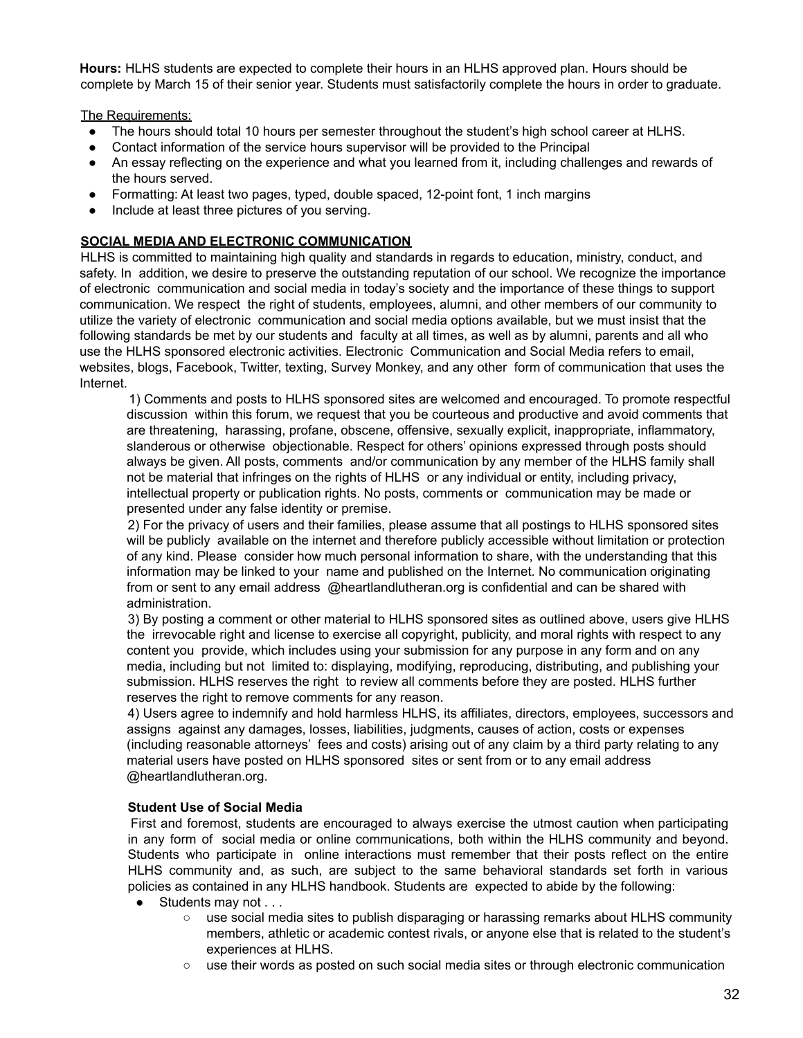**Hours:** HLHS students are expected to complete their hours in an HLHS approved plan. Hours should be complete by March 15 of their senior year. Students must satisfactorily complete the hours in order to graduate.

The Requirements:

- The hours should total 10 hours per semester throughout the student's high school career at HLHS.
- Contact information of the service hours supervisor will be provided to the Principal
- An essay reflecting on the experience and what you learned from it, including challenges and rewards of the hours served.
- Formatting: At least two pages, typed, double spaced, 12-point font, 1 inch margins
- Include at least three pictures of you serving.

## SOCIAL MEDIA AND ELECTRONIC COMMUNICATION

HLHS is committed to maintaining high quality and standards in regards to education, ministry, conduct, and safety. In addition, we desire to preserve the outstanding reputation of our school. We recognize the importance of electronic communication and social media in today's society and the importance of these things to support communication. We respect the right of students, employees, alumni, and other members of our community to utilize the variety of electronic communication and social media options available, but we must insist that the following standards be met by our students and faculty at all times, as well as by alumni, parents and all who use the HLHS sponsored electronic activities. Electronic Communication and Social Media refers to email, websites, blogs, Facebook, Twitter, texting, Survey Monkey, and any other form of communication that uses the Internet.

1) Comments and posts to HLHS sponsored sites are welcomed and encouraged. To promote respectful discussion within this forum, we request that you be courteous and productive and avoid comments that are threatening, harassing, profane, obscene, offensive, sexually explicit, inappropriate, inflammatory, slanderous or otherwise objectionable. Respect for others' opinions expressed through posts should always be given. All posts, comments and/or communication by any member of the HLHS family shall not be material that infringes on the rights of HLHS or any individual or entity, including privacy, intellectual property or publication rights. No posts, comments or communication may be made or presented under any false identity or premise.

2) For the privacy of users and their families, please assume that all postings to HLHS sponsored sites will be publicly available on the internet and therefore publicly accessible without limitation or protection of any kind. Please consider how much personal information to share, with the understanding that this information may be linked to your name and published on the Internet. No communication originating from or sent to any email address @heartlandlutheran.org is confidential and can be shared with administration.

3) By posting a comment or other material to HLHS sponsored sites as outlined above, users give HLHS the irrevocable right and license to exercise all copyright, publicity, and moral rights with respect to any content you provide, which includes using your submission for any purpose in any form and on any media, including but not limited to: displaying, modifying, reproducing, distributing, and publishing your submission. HLHS reserves the right to review all comments before they are posted. HLHS further reserves the right to remove comments for any reason.

4) Users agree to indemnify and hold harmless HLHS, its affiliates, directors, employees, successors and assigns against any damages, losses, liabilities, judgments, causes of action, costs or expenses (including reasonable attorneys' fees and costs) arising out of any claim by a third party relating to any material users have posted on HLHS sponsored sites or sent from or to any email address @heartlandlutheran.org.

### Student Use of Social Media

First and foremost, students are encouraged to always exercise the utmost caution when participating in any form of social media or online communications, both within the HLHS community and beyond. Students who participate in online interactions must remember that their posts reflect on the entire HLHS community and, as such, are subject to the same behavioral standards set forth in various policies as contained in any HLHS handbook. Students are expected to abide by the following:

- Students may not . . .
  - use social media sites to publish disparaging or harassing remarks about HLHS community members, athletic or academic contest rivals, or anyone else that is related to the student's experiences at HLHS.
  - use their words as posted on such social media sites or through electronic communication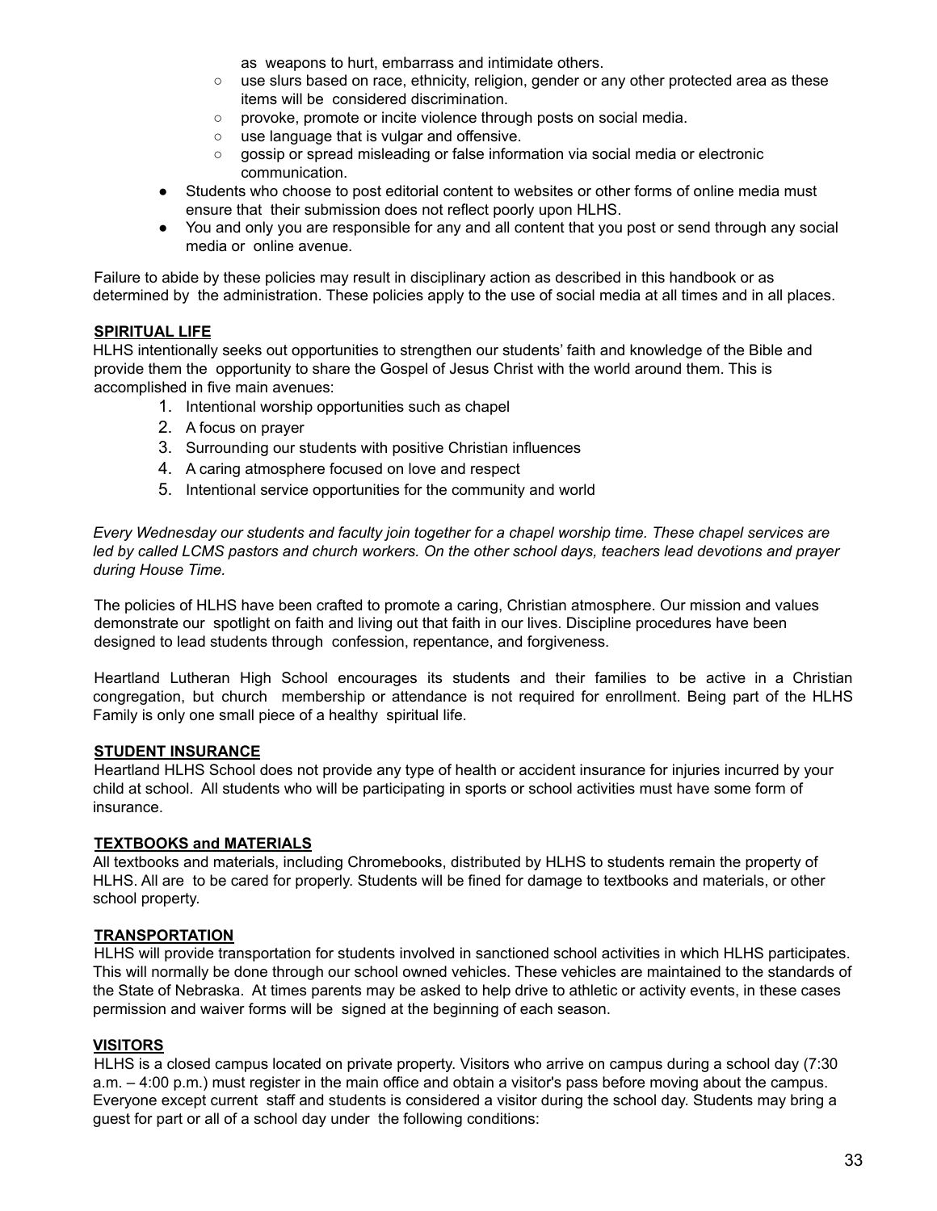as weapons to hurt, embarrass and intimidate others.
  - use slurs based on race, ethnicity, religion, gender or any other protected area as these items will be considered discrimination.
  - provoke, promote or incite violence through posts on social media.
  - use language that is vulgar and offensive.
  - gossip or spread misleading or false information via social media or electronic communication.
- Students who choose to post editorial content to websites or other forms of online media must ensure that their submission does not reflect poorly upon HLHS.
- You and only you are responsible for any and all content that you post or send through any social media or online avenue.

Failure to abide by these policies may result in disciplinary action as described in this handbook or as determined by the administration. These policies apply to the use of social media at all times and in all places.

**SPIRITUAL LIFE**

HLHS intentionally seeks out opportunities to strengthen our students' faith and knowledge of the Bible and provide them the opportunity to share the Gospel of Jesus Christ with the world around them. This is accomplished in five main avenues:

1. Intentional worship opportunities such as chapel
2. A focus on prayer
3. Surrounding our students with positive Christian influences
4. A caring atmosphere focused on love and respect
5. Intentional service opportunities for the community and world

*Every Wednesday our students and faculty join together for a chapel worship time. These chapel services are led by called LCMS pastors and church workers. On the other school days, teachers lead devotions and prayer during House Time.*

The policies of HLHS have been crafted to promote a caring, Christian atmosphere. Our mission and values demonstrate our spotlight on faith and living out that faith in our lives. Discipline procedures have been designed to lead students through confession, repentance, and forgiveness.

Heartland Lutheran High School encourages its students and their families to be active in a Christian congregation, but church membership or attendance is not required for enrollment. Being part of the HLHS Family is only one small piece of a healthy spiritual life.

**STUDENT INSURANCE**

Heartland HLHS School does not provide any type of health or accident insurance for injuries incurred by your child at school. All students who will be participating in sports or school activities must have some form of insurance.

**TEXTBOOKS and MATERIALS**

All textbooks and materials, including Chromebooks, distributed by HLHS to students remain the property of HLHS. All are to be cared for properly. Students will be fined for damage to textbooks and materials, or other school property.

**TRANSPORTATION**

HLHS will provide transportation for students involved in sanctioned school activities in which HLHS participates. This will normally be done through our school owned vehicles. These vehicles are maintained to the standards of the State of Nebraska. At times parents may be asked to help drive to athletic or activity events, in these cases permission and waiver forms will be signed at the beginning of each season.

**VISITORS**

HLHS is a closed campus located on private property. Visitors who arrive on campus during a school day (7:30 a.m. – 4:00 p.m.) must register in the main office and obtain a visitor's pass before moving about the campus. Everyone except current staff and students is considered a visitor during the school day. Students may bring a guest for part or all of a school day under the following conditions: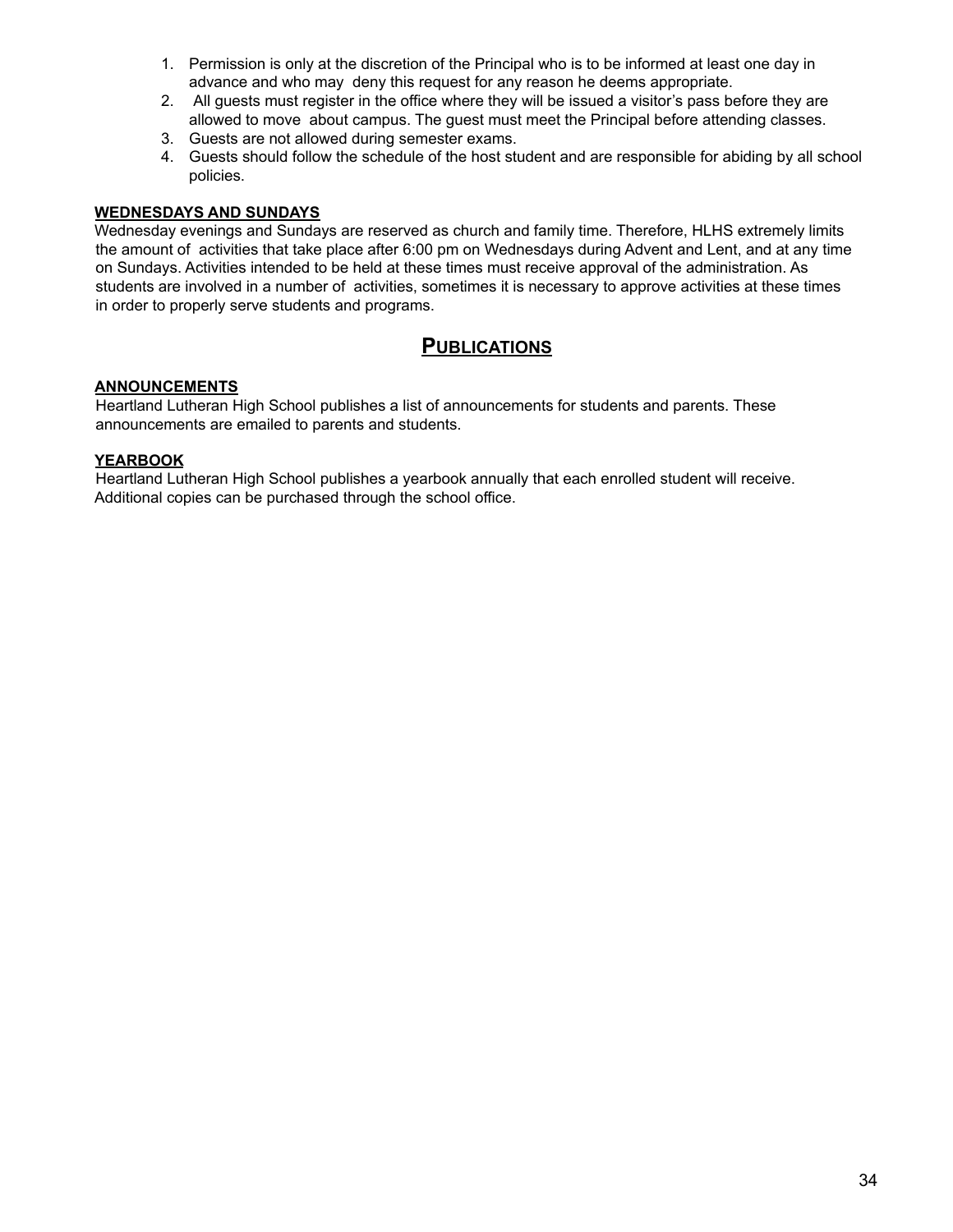1. Permission is only at the discretion of the Principal who is to be informed at least one day in advance and who may deny this request for any reason he deems appropriate.
2. All guests must register in the office where they will be issued a visitor's pass before they are allowed to move about campus. The guest must meet the Principal before attending classes.
3. Guests are not allowed during semester exams.
4. Guests should follow the schedule of the host student and are responsible for abiding by all school policies.

### WEDNESDAYS AND SUNDAYS

Wednesday evenings and Sundays are reserved as church and family time. Therefore, HLHS extremely limits the amount of activities that take place after 6:00 pm on Wednesdays during Advent and Lent, and at any time on Sundays. Activities intended to be held at these times must receive approval of the administration. As students are involved in a number of activities, sometimes it is necessary to approve activities at these times in order to properly serve students and programs.

## PUBLICATIONS

### ANNOUNCEMENTS

Heartland Lutheran High School publishes a list of announcements for students and parents. These announcements are emailed to parents and students.

### YEARBOOK

Heartland Lutheran High School publishes a yearbook annually that each enrolled student will receive. Additional copies can be purchased through the school office.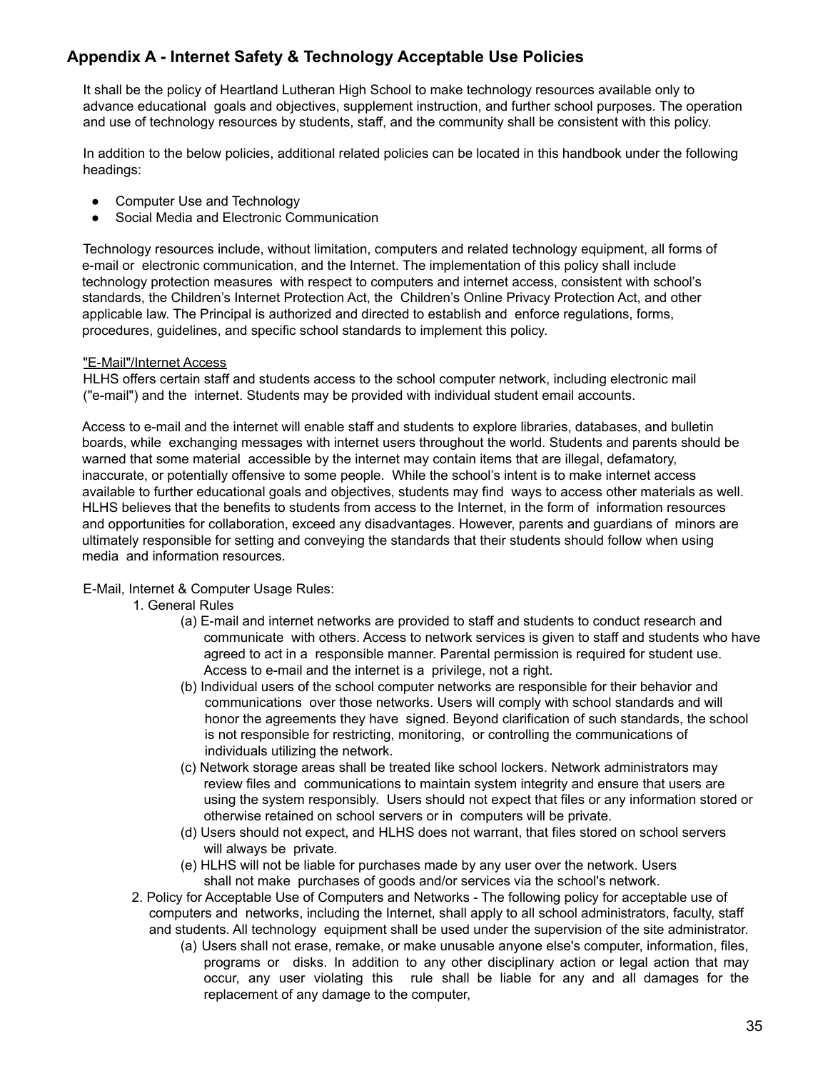## Appendix A - Internet Safety & Technology Acceptable Use Policies

It shall be the policy of Heartland Lutheran High School to make technology resources available only to advance educational goals and objectives, supplement instruction, and further school purposes. The operation and use of technology resources by students, staff, and the community shall be consistent with this policy.

In addition to the below policies, additional related policies can be located in this handbook under the following headings:

- Computer Use and Technology
- Social Media and Electronic Communication

Technology resources include, without limitation, computers and related technology equipment, all forms of e-mail or electronic communication, and the Internet. The implementation of this policy shall include technology protection measures with respect to computers and internet access, consistent with school's standards, the Children's Internet Protection Act, the Children's Online Privacy Protection Act, and other applicable law. The Principal is authorized and directed to establish and enforce regulations, forms, procedures, guidelines, and specific school standards to implement this policy.

"E-Mail"/Internet Access

HLHS offers certain staff and students access to the school computer network, including electronic mail ("e-mail") and the internet. Students may be provided with individual student email accounts.

Access to e-mail and the internet will enable staff and students to explore libraries, databases, and bulletin boards, while exchanging messages with internet users throughout the world. Students and parents should be warned that some material accessible by the internet may contain items that are illegal, defamatory, inaccurate, or potentially offensive to some people. While the school's intent is to make internet access available to further educational goals and objectives, students may find ways to access other materials as well. HLHS believes that the benefits to students from access to the Internet, in the form of information resources and opportunities for collaboration, exceed any disadvantages. However, parents and guardians of minors are ultimately responsible for setting and conveying the standards that their students should follow when using media and information resources.

E-Mail, Internet & Computer Usage Rules:

1. General Rules
   - (a) E-mail and internet networks are provided to staff and students to conduct research and communicate with others. Access to network services is given to staff and students who have agreed to act in a responsible manner. Parental permission is required for student use. Access to e-mail and the internet is a privilege, not a right.
   - (b) Individual users of the school computer networks are responsible for their behavior and communications over those networks. Users will comply with school standards and will honor the agreements they have signed. Beyond clarification of such standards, the school is not responsible for restricting, monitoring, or controlling the communications of individuals utilizing the network.
   - (c) Network storage areas shall be treated like school lockers. Network administrators may review files and communications to maintain system integrity and ensure that users are using the system responsibly. Users should not expect that files or any information stored or otherwise retained on school servers or in computers will be private.
   - (d) Users should not expect, and HLHS does not warrant, that files stored on school servers will always be private.
   - (e) HLHS will not be liable for purchases made by any user over the network. Users shall not make purchases of goods and/or services via the school's network.
2. Policy for Acceptable Use of Computers and Networks - The following policy for acceptable use of computers and networks, including the Internet, shall apply to all school administrators, faculty, staff and students. All technology equipment shall be used under the supervision of the site administrator.
   - (a) Users shall not erase, remake, or make unusable anyone else's computer, information, files, programs or disks. In addition to any other disciplinary action or legal action that may occur, any user violating this rule shall be liable for any and all damages for the replacement of any damage to the computer,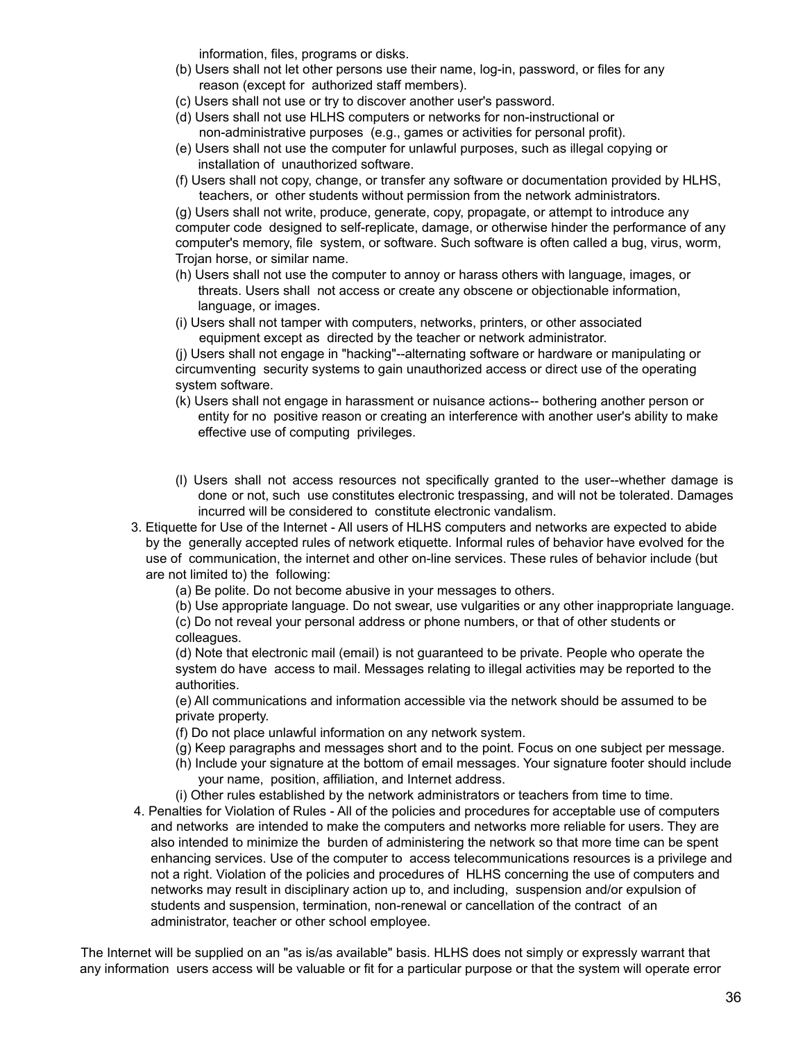information, files, programs or disks.

(b) Users shall not let other persons use their name, log-in, password, or files for any reason (except for authorized staff members).

(c) Users shall not use or try to discover another user's password.

(d) Users shall not use HLHS computers or networks for non-instructional or non-administrative purposes (e.g., games or activities for personal profit).

(e) Users shall not use the computer for unlawful purposes, such as illegal copying or installation of unauthorized software.

(f) Users shall not copy, change, or transfer any software or documentation provided by HLHS, teachers, or other students without permission from the network administrators.

(g) Users shall not write, produce, generate, copy, propagate, or attempt to introduce any computer code designed to self-replicate, damage, or otherwise hinder the performance of any computer's memory, file system, or software. Such software is often called a bug, virus, worm, Trojan horse, or similar name.

(h) Users shall not use the computer to annoy or harass others with language, images, or threats. Users shall not access or create any obscene or objectionable information, language, or images.

(i) Users shall not tamper with computers, networks, printers, or other associated equipment except as directed by the teacher or network administrator.

(j) Users shall not engage in "hacking"--alternating software or hardware or manipulating or circumventing security systems to gain unauthorized access or direct use of the operating system software.

(k) Users shall not engage in harassment or nuisance actions-- bothering another person or entity for no positive reason or creating an interference with another user's ability to make effective use of computing privileges.

(l) Users shall not access resources not specifically granted to the user--whether damage is done or not, such use constitutes electronic trespassing, and will not be tolerated. Damages incurred will be considered to constitute electronic vandalism.

3. Etiquette for Use of the Internet - All users of HLHS computers and networks are expected to abide by the generally accepted rules of network etiquette. Informal rules of behavior have evolved for the use of communication, the internet and other on-line services. These rules of behavior include (but are not limited to) the following:

   (a) Be polite. Do not become abusive in your messages to others.

   (b) Use appropriate language. Do not swear, use vulgarities or any other inappropriate language.

   (c) Do not reveal your personal address or phone numbers, or that of other students or colleagues.

   (d) Note that electronic mail (email) is not guaranteed to be private. People who operate the system do have access to mail. Messages relating to illegal activities may be reported to the authorities.

   (e) All communications and information accessible via the network should be assumed to be private property.

   (f) Do not place unlawful information on any network system.

   (g) Keep paragraphs and messages short and to the point. Focus on one subject per message.

   (h) Include your signature at the bottom of email messages. Your signature footer should include your name, position, affiliation, and Internet address.

   (i) Other rules established by the network administrators or teachers from time to time.

4. Penalties for Violation of Rules - All of the policies and procedures for acceptable use of computers and networks are intended to make the computers and networks more reliable for users. They are also intended to minimize the burden of administering the network so that more time can be spent enhancing services. Use of the computer to access telecommunications resources is a privilege and not a right. Violation of the policies and procedures of HLHS concerning the use of computers and networks may result in disciplinary action up to, and including, suspension and/or expulsion of students and suspension, termination, non-renewal or cancellation of the contract of an administrator, teacher or other school employee.

The Internet will be supplied on an "as is/as available" basis. HLHS does not simply or expressly warrant that any information users access will be valuable or fit for a particular purpose or that the system will operate error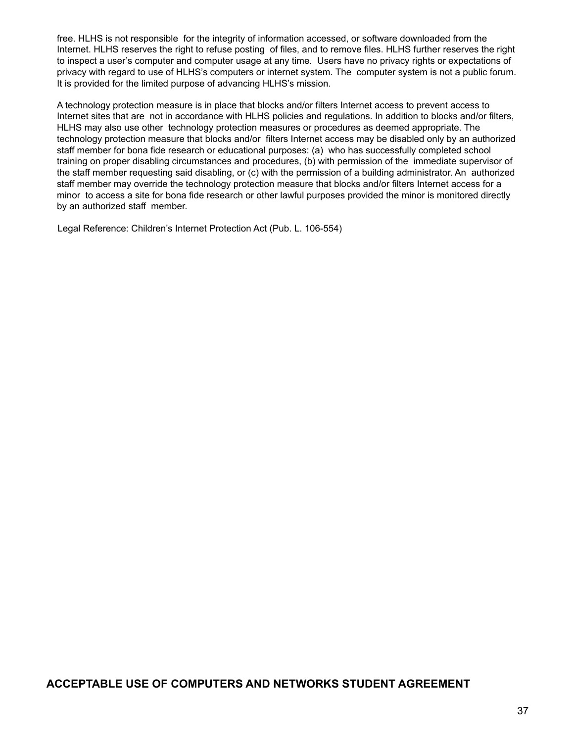free. HLHS is not responsible for the integrity of information accessed, or software downloaded from the Internet. HLHS reserves the right to refuse posting of files, and to remove files. HLHS further reserves the right to inspect a user's computer and computer usage at any time. Users have no privacy rights or expectations of privacy with regard to use of HLHS's computers or internet system. The computer system is not a public forum. It is provided for the limited purpose of advancing HLHS's mission.

A technology protection measure is in place that blocks and/or filters Internet access to prevent access to Internet sites that are not in accordance with HLHS policies and regulations. In addition to blocks and/or filters, HLHS may also use other technology protection measures or procedures as deemed appropriate. The technology protection measure that blocks and/or filters Internet access may be disabled only by an authorized staff member for bona fide research or educational purposes: (a) who has successfully completed school training on proper disabling circumstances and procedures, (b) with permission of the immediate supervisor of the staff member requesting said disabling, or (c) with the permission of a building administrator. An authorized staff member may override the technology protection measure that blocks and/or filters Internet access for a minor to access a site for bona fide research or other lawful purposes provided the minor is monitored directly by an authorized staff member.

Legal Reference: Children's Internet Protection Act (Pub. L. 106-554)

## ACCEPTABLE USE OF COMPUTERS AND NETWORKS STUDENT AGREEMENT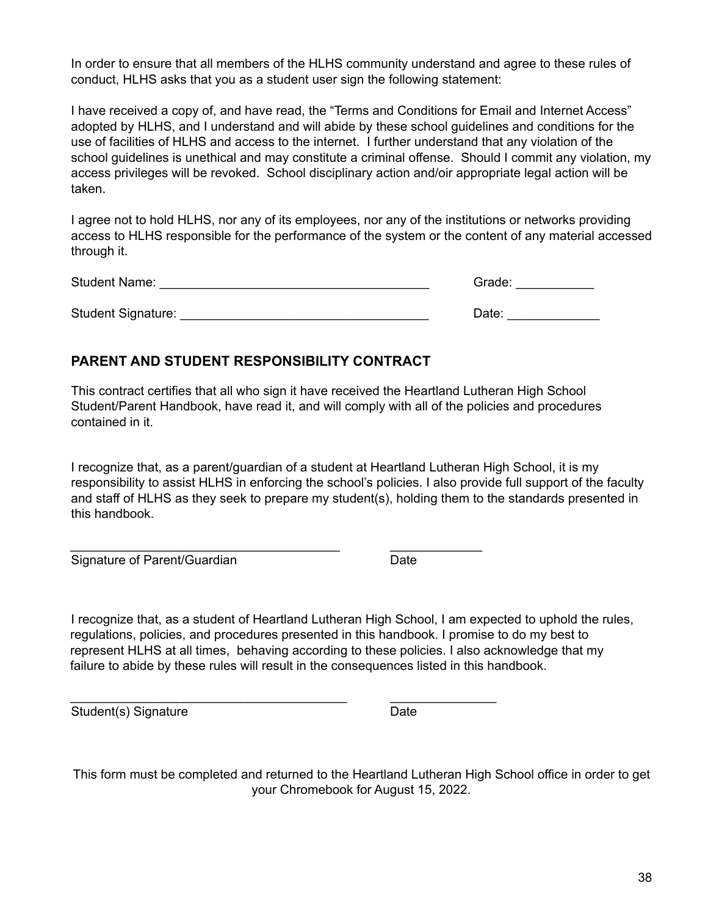In order to ensure that all members of the HLHS community understand and agree to these rules of conduct, HLHS asks that you as a student user sign the following statement:

I have received a copy of, and have read, the "Terms and Conditions for Email and Internet Access" adopted by HLHS, and I understand and will abide by these school guidelines and conditions for the use of facilities of HLHS and access to the internet. I further understand that any violation of the school guidelines is unethical and may constitute a criminal offense. Should I commit any violation, my access privileges will be revoked. School disciplinary action and/oir appropriate legal action will be taken.

I agree not to hold HLHS, nor any of its employees, nor any of the institutions or networks providing access to HLHS responsible for the performance of the system or the content of any material accessed through it.

Student Name: ______________________________________ Grade: ___________

Student Signature: ___________________________________ Date: _____________

## PARENT AND STUDENT RESPONSIBILITY CONTRACT

This contract certifies that all who sign it have received the Heartland Lutheran High School Student/Parent Handbook, have read it, and will comply with all of the policies and procedures contained in it.

I recognize that, as a parent/guardian of a student at Heartland Lutheran High School, it is my responsibility to assist HLHS in enforcing the school's policies. I also provide full support of the faculty and staff of HLHS as they seek to prepare my student(s), holding them to the standards presented in this handbook.

______________________________________ _____________
Signature of Parent/Guardian Date

I recognize that, as a student of Heartland Lutheran High School, I am expected to uphold the rules, regulations, policies, and procedures presented in this handbook. I promise to do my best to represent HLHS at all times, behaving according to these policies. I also acknowledge that my failure to abide by these rules will result in the consequences listed in this handbook.

_______________________________________ _______________
Student(s) Signature Date

This form must be completed and returned to the Heartland Lutheran High School office in order to get your Chromebook for August 15, 2022.